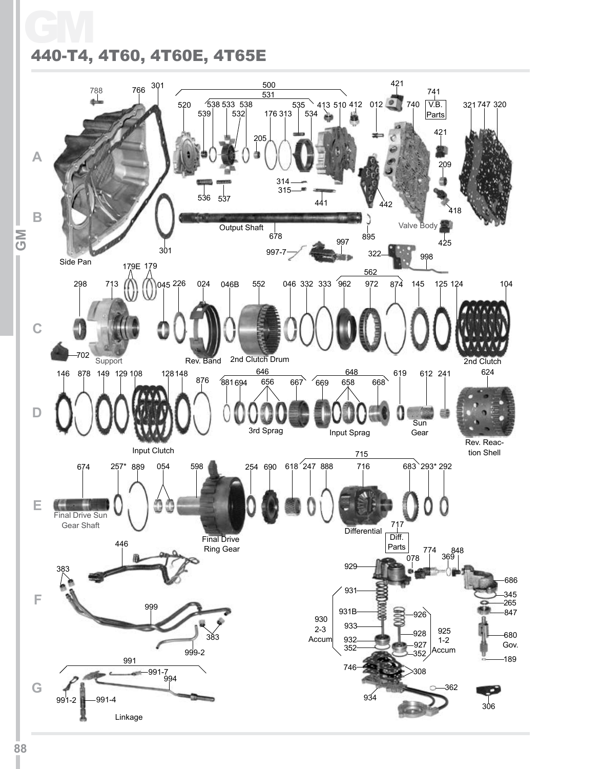# GM

## 440-T4, 4T60, 4T60E, 4T65E

**A**

788, 766, 301, 500, 531, 520, 539, 538, 533, 538, 532, 176, 313, 535, 534, 413, 510, 412, 012, 421, 740, 741 V.B. Parts, 321, 747, 320, 205, 421, 209, 314, 315, 536, 537, 441, 442, 418

**B**

Output Shaft, 678, 895, Valve Body, 425, 301, Side Pan, 997, 997-7, 322, 998

**C**

179E, 179, 298, 713, 045, 226, 024, 046B, 552, 046, 332, 333, 562, 962, 972, 874, 145, 125, 124, 104, 702, Support, Rev. Band, 2nd Clutch Drum, 2nd Clutch

**D**

146, 878, 149, 129, 108, 128, 148, 876, 646, 881, 694, 656, 667, 648, 669, 658, 668, 619, 612, 241, 624, 3rd Sprag, Input Sprag, Sun Gear, Input Clutch, Rev. Reaction Shell

**E**

674, 257*, 889, 054, 598, 254, 690, 618, 715, 247, 888, 716, 683, 293*, 292, Final Drive Sun Gear Shaft, Final Drive Ring Gear, Differential, 717 Diff. Parts

**F**

446, 383, 999, 383, 999-2, 929, 078, 774, 369, 848, 686, 345, 265, 847, 931, 931B, 926, 930 2-3 Accum, 933, 928, 925 1-2 Accum, 932, 927, 352, 352, 680 Gov., 189

**G**

991, 991-7, 994, 991-2, 991-4, Linkage, 746, 308, 362, 934, 306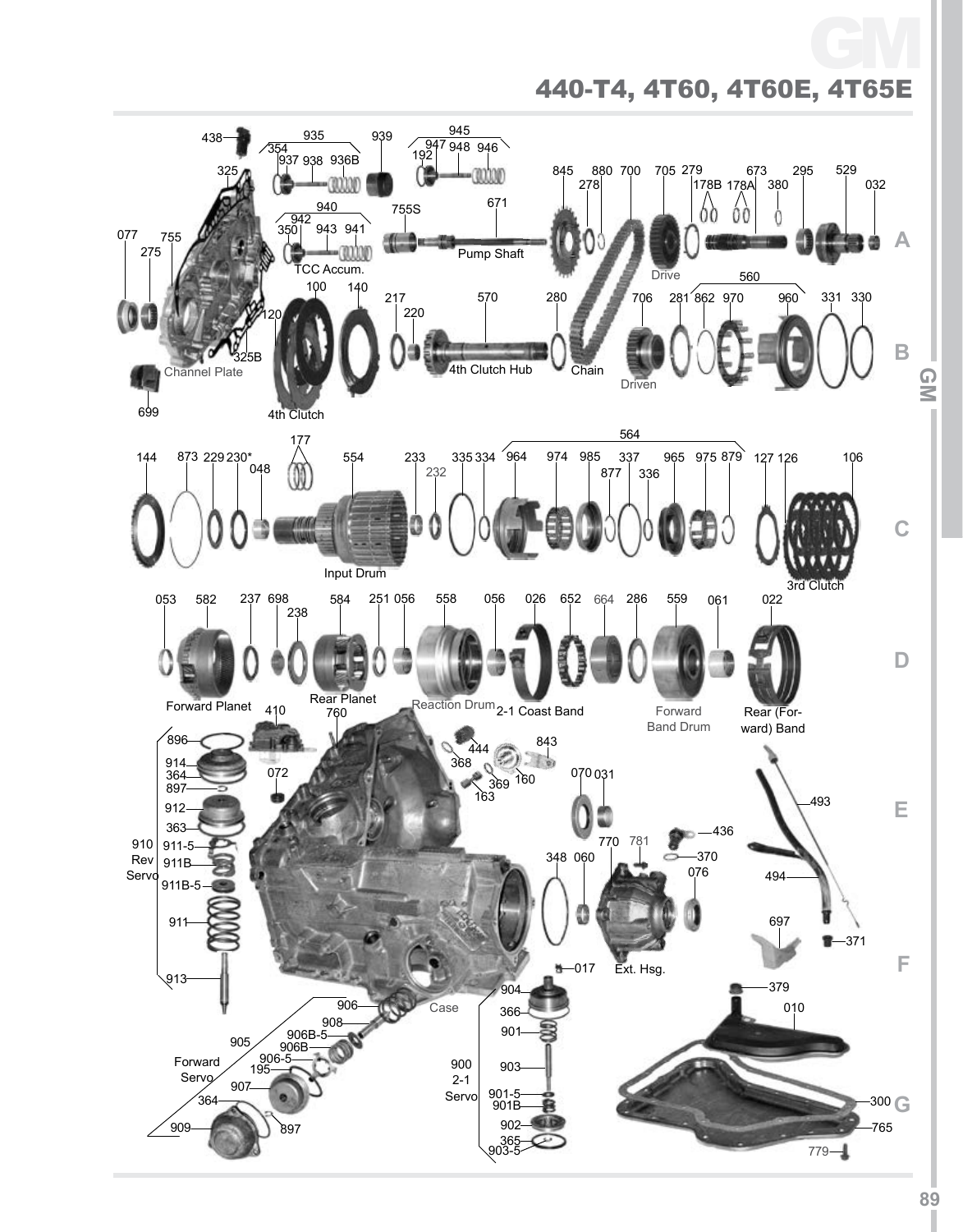# GM

## 440-T4, 4T60, 4T60E, 4T65E

438 935 939 945 354 937 938 936B 947 948 946 192 325 940 942 350 943 941 755S 671 845 880 700 705 279 673 295 529 278 178B 178A 380 032 077 755 275 TCC Accum. Pump Shaft Drive A

100 140 120 217 220 570 280 706 281 862 970 560 960 331 330 325B Channel Plate 4th Clutch Hub Chain Driven B 699 4th Clutch

177 564 144 873 229 230* 048 554 233 232 335 334 964 974 985 337 877 336 965 975 879 127 126 106 C Input Drum 3rd Clutch

053 582 237 698 238 584 251 056 558 056 026 652 664 286 559 061 022 D Forward Planet Rear Planet Reaction Drum 2-1 Coast Band Forward Band Drum Rear (Forward) Band

410 760 896 914 364 897 072 444 368 369 163 160 843 070 031 493 E 912 363 910 Rev Servo 911-5 911B 911B-5 911 436 781 770 370 348 060 076 494 697 371 F 913 017 Ext. Hsg.

Case 904 366 901 903 901-5 901B 902 365 903-5 900 2-1 Servo 379 010 906 908 905 906B-5 906B 906-5 195 907 364 909 897 Forward Servo 300 G 765 779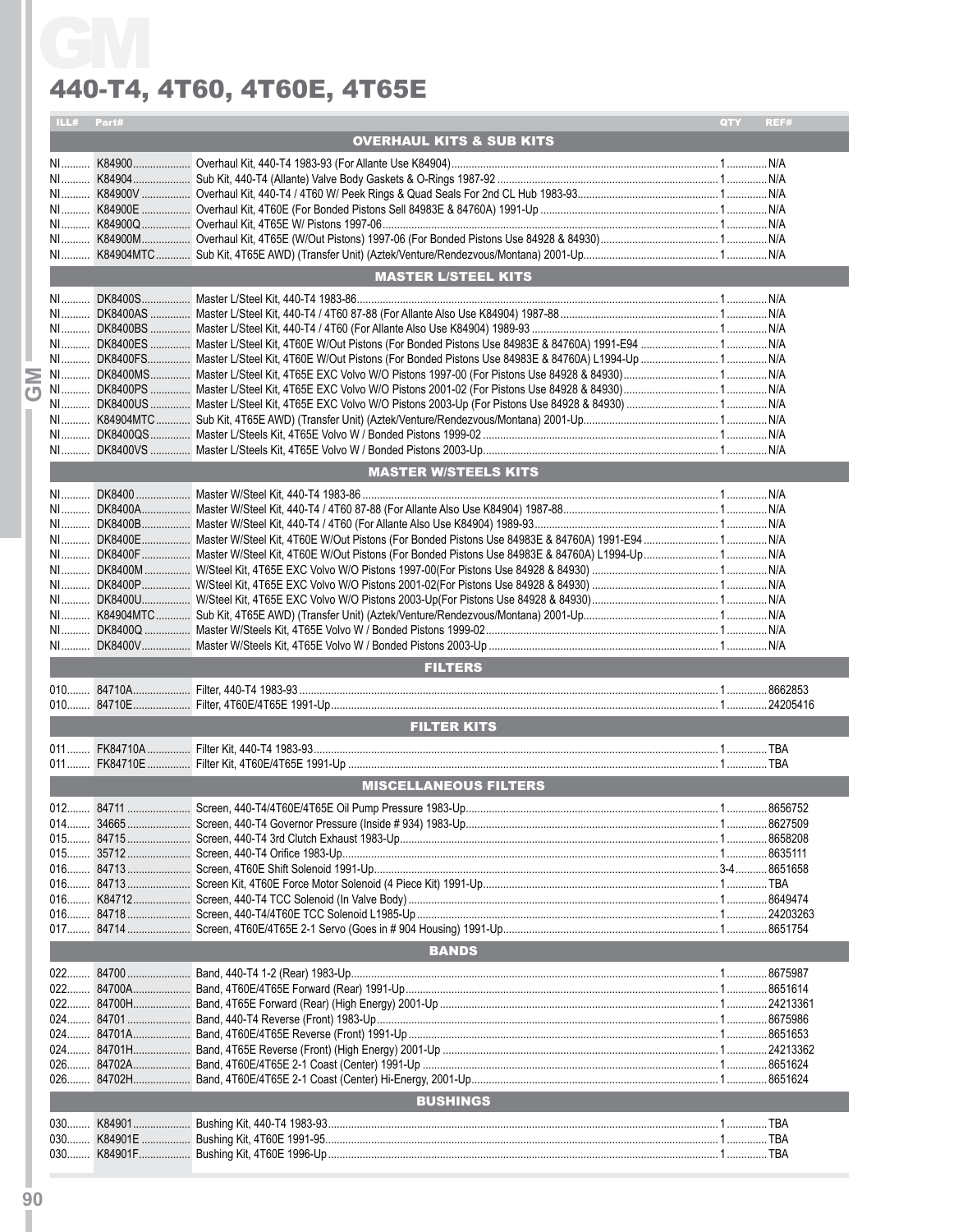# GM

## 440-T4, 4T60, 4T60E, 4T65E

| ILL# | Part# | Description | QTY | REF# |
|---|---|---|---|---|
| | | **OVERHAUL KITS & SUB KITS** | | |
| NI | K84900 | Overhaul Kit, 440-T4 1983-93 (For Allante Use K84904) | 1 | N/A |
| NI | K84904 | Sub Kit, 440-T4 (Allante) Valve Body Gaskets & O-Rings 1987-92 | 1 | N/A |
| NI | K84900V | Overhaul Kit, 440-T4 / 4T60 W/ Peek Rings & Quad Seals For 2nd CL Hub 1983-93 | 1 | N/A |
| NI | K84900E | Overhaul Kit, 4T60E (For Bonded Pistons Sell 84983E & 84760A) 1991-Up | 1 | N/A |
| NI | K84900Q | Overhaul Kit, 4T65E W/ Pistons 1997-06 | 1 | N/A |
| NI | K84900M | Overhaul Kit, 4T65E (W/Out Pistons) 1997-06 (For Bonded Pistons Use 84928 & 84930) | 1 | N/A |
| NI | K84904MTC | Sub Kit, 4T65E AWD) (Transfer Unit) (Aztek/Venture/Rendezvous/Montana) 2001-Up | 1 | N/A |
| | | **MASTER L/STEEL KITS** | | |
| NI | DK8400S | Master L/Steel Kit, 440-T4 1983-86 | 1 | N/A |
| NI | DK8400AS | Master L/Steel Kit, 440-T4 / 4T60 87-88 (For Allante Also Use K84904) 1987-88 | 1 | N/A |
| NI | DK8400BS | Master L/Steel Kit, 440-T4 / 4T60 (For Allante Also Use K84904) 1989-93 | 1 | N/A |
| NI | DK8400ES | Master L/Steel Kit, 4T60E W/Out Pistons (For Bonded Pistons Use 84983E & 84760A) 1991-E94 | 1 | N/A |
| NI | DK8400FS | Master L/Steel Kit, 4T60E W/Out Pistons (For Bonded Pistons Use 84983E & 84760A) L1994-Up | 1 | N/A |
| NI | DK8400MS | Master L/Steel Kit, 4T65E EXC Volvo W/O Pistons 1997-00 (For Pistons Use 84928 & 84930) | 1 | N/A |
| NI | DK8400PS | Master L/Steel Kit, 4T65E EXC Volvo W/O Pistons 2001-02 (For Pistons Use 84928 & 84930) | 1 | N/A |
| NI | DK8400US | Master L/Steel Kit, 4T65E EXC Volvo W/O Pistons 2003-Up (For Pistons Use 84928 & 84930) | 1 | N/A |
| NI | K84904MTC | Sub Kit, 4T65E AWD) (Transfer Unit) (Aztek/Venture/Rendezvous/Montana) 2001-Up | 1 | N/A |
| NI | DK8400QS | Master L/Steels Kit, 4T65E Volvo W / Bonded Pistons 1999-02 | 1 | N/A |
| NI | DK8400VS | Master L/Steels Kit, 4T65E Volvo W / Bonded Pistons 2003-Up | 1 | N/A |
| | | **MASTER W/STEELS KITS** | | |
| NI | DK8400 | Master W/Steel Kit, 440-T4 1983-86 | 1 | N/A |
| NI | DK8400A | Master W/Steel Kit, 440-T4 / 4T60 87-88 (For Allante Also Use K84904) 1987-88 | 1 | N/A |
| NI | DK8400B | Master W/Steel Kit, 440-T4 / 4T60 (For Allante Also Use K84904) 1989-93 | 1 | N/A |
| NI | DK8400E | Master W/Steel Kit, 4T60E W/Out Pistons (For Bonded Pistons Use 84983E & 84760A) 1991-E94 | 1 | N/A |
| NI | DK8400F | Master W/Steel Kit, 4T60E W/Out Pistons (For Bonded Pistons Use 84983E & 84760A) L1994-Up | 1 | N/A |
| NI | DK8400M | W/Steel Kit, 4T65E EXC Volvo W/O Pistons 1997-00(For Pistons Use 84928 & 84930) | 1 | N/A |
| NI | DK8400P | W/Steel Kit, 4T65E EXC Volvo W/O Pistons 2001-02(For Pistons Use 84928 & 84930) | 1 | N/A |
| NI | DK8400U | W/Steel Kit, 4T65E EXC Volvo W/O Pistons 2003-Up(For Pistons Use 84928 & 84930) | 1 | N/A |
| NI | K84904MTC | Sub Kit, 4T65E AWD) (Transfer Unit) (Aztek/Venture/Rendezvous/Montana) 2001-Up | 1 | N/A |
| NI | DK8400Q | Master W/Steels Kit, 4T65E Volvo W / Bonded Pistons 1999-02 | 1 | N/A |
| NI | DK8400V | Master W/Steels Kit, 4T65E Volvo W / Bonded Pistons 2003-Up | 1 | N/A |
| | | **FILTERS** | | |
| 010 | 84710A | Filter, 440-T4 1983-93 | 1 | 8662853 |
| 010 | 84710E | Filter, 4T60E/4T65E 1991-Up | 1 | 24205416 |
| | | **FILTER KITS** | | |
| 011 | FK84710A | Filter Kit, 440-T4 1983-93 | 1 | TBA |
| 011 | FK84710E | Filter Kit, 4T60E/4T65E 1991-Up | 1 | TBA |
| | | **MISCELLANEOUS FILTERS** | | |
| 012 | 84711 | Screen, 440-T4/4T60E/4T65E Oil Pump Pressure 1983-Up | 1 | 8656752 |
| 014 | 34665 | Screen, 440-T4 Governor Pressure (Inside # 934) 1983-Up | 1 | 8627509 |
| 015 | 84715 | Screen, 440-T4 3rd Clutch Exhaust 1983-Up | 1 | 8658208 |
| 015 | 35712 | Screen, 440-T4 Orifice 1983-Up | 1 | 8635111 |
| 016 | 84713 | Screen, 4T60E Shift Solenoid 1991-Up | 3-4 | 8651658 |
| 016 | 84713 | Screen Kit, 4T60E Force Motor Solenoid (4 Piece Kit) 1991-Up | 1 | TBA |
| 016 | K84712 | Screen, 440-T4 TCC Solenoid (In Valve Body) | 1 | 8649474 |
| 016 | 84718 | Screen, 440-T4/4T60E TCC Solenoid L1985-Up | 1 | 24203263 |
| 017 | 84714 | Screen, 4T60E/4T65E 2-1 Servo (Goes in # 904 Housing) 1991-Up | 1 | 8651754 |
| | | **BANDS** | | |
| 022 | 84700 | Band, 440-T4 1-2 (Rear) 1983-Up | 1 | 8675987 |
| 022 | 84700A | Band, 4T60E/4T65E Forward (Rear) 1991-Up | 1 | 8651614 |
| 022 | 84700H | Band, 4T65E Forward (Rear) (High Energy) 2001-Up | 1 | 24213361 |
| 024 | 84701 | Band, 440-T4 Reverse (Front) 1983-Up | 1 | 8675986 |
| 024 | 84701A | Band, 4T60E/4T65E Reverse (Front) 1991-Up | 1 | 8651653 |
| 024 | 84701H | Band, 4T65E Reverse (Front) (High Energy) 2001-Up | 1 | 24213362 |
| 026 | 84702A | Band, 4T60E/4T65E 2-1 Coast (Center) 1991-Up | 1 | 8651624 |
| 026 | 84702H | Band, 4T60E/4T65E 2-1 Coast (Center) Hi-Energy, 2001-Up | 1 | 8651624 |
| | | **BUSHINGS** | | |
| 030 | K84901 | Bushing Kit, 440-T4 1983-93 | 1 | TBA |
| 030 | K84901E | Bushing Kit, 4T60E 1991-95 | 1 | TBA |
| 030 | K84901F | Bushing Kit, 4T60E 1996-Up | 1 | TBA |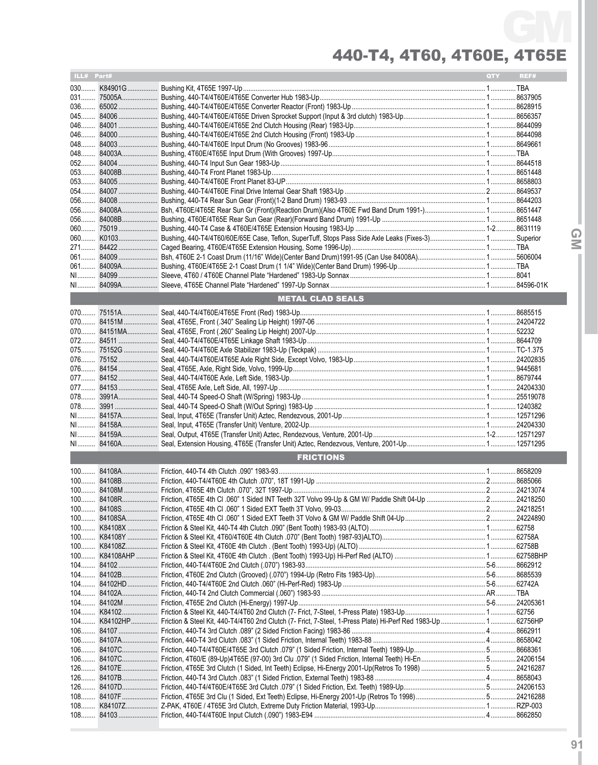# GM

## 440-T4, 4T60, 4T60E, 4T65E

| ILL# | Part# | | QTY | REF# |
|---|---|---|---|---|
| 030 | K84901G | Bushing Kit, 4T65E 1997-Up | 1 | TBA |
| 031 | 75005A | Bushing, 440-T4/4T60E/4T65E Converter Hub 1983-Up | 1 | 8637905 |
| 036 | 65002 | Bushing, 440-T4/4T60E/4T65E Converter Reactor (Front) 1983-Up | 1 | 8628915 |
| 045 | 84006 | Bushing, 440-T4/4T60E/4T65E Driven Sprocket Support (Input & 3rd clutch) 1983-Up | 1 | 8656357 |
| 046 | 84001 | Bushing, 440-T4/4T60E/4T65E 2nd Clutch Housing (Rear) 1983-Up | 1 | 8644099 |
| 046 | 84000 | Bushing, 440-T4/4T60E/4T65E 2nd Clutch Housing (Front) 1983-Up | 1 | 8644098 |
| 048 | 84003 | Bushing, 440-T4/4T60E Input Drum (No Grooves) 1983-96 | 1 | 8649661 |
| 048 | 84003A | Bushing, 4T60E/4T65E Input Drum (With Grooves) 1997-Up | 1 | TBA |
| 052 | 84004 | Bushing, 440-T4 Input Sun Gear 1983-Up | 1 | 8644518 |
| 053 | 84008B | Bushing, 440-T4 Front Planet 1983-Up | 1 | 8651448 |
| 053 | 84005 | Bushing, 440-T4/4T60E Front Planet 83-UP | 1 | 8658803 |
| 054 | 84007 | Bushing, 440-T4/4T60E Final Drive Internal Gear Shaft 1983-Up | 2 | 8649537 |
| 056 | 84008 | Bushing, 440-T4 Rear Sun Gear (Front)(1-2 Band Drum) 1983-93 | 1 | 8644203 |
| 056 | 84008A | Bsh, 4T60E/4T65E Rear Sun Gr (Front)(Reaction Drum)(Also 4T60E Fwd Band Drum 1991-) | 1 | 8651447 |
| 056 | 84008B | Bushing, 4T60E/4T65E Rear Sun Gear (Rear)(Forward Band Drum) 1991-Up | 1 | 8651448 |
| 060 | 75019 | Bushing, 440-T4 Case & 4T60E/4T65E Extension Housing 1983-Up | 1-2 | 8631119 |
| 060 | K0103 | Bushing, 440-T4/4T60/60E/65E Case, Teflon, SuperTuff, Stops Pass Side Axle Leaks (Fixes-3) | 1 | Superior |
| 271 | 84422 | Caged Bearing, 4T60E/4T65E Extension Housing, Some 1996-Up) | 1 | TBA |
| 061 | 84009 | Bsh, 4T60E 2-1 Coast Drum (11/16" Wide)(Center Band Drum)1991-95 (Can Use 84008A) | 1 | 5606004 |
| 061 | 84009A | Bushing, 4T60E/4T65E 2-1 Coast Drum (1 1/4" Wide)(Center Band Drum) 1996-Up | 1 | TBA |
| NI | 84099 | Sleeve, 4T60 / 4T60E Channel Plate "Hardened" 1993-Up Sonnax | 1 | 8041 |
| NI | 84099A | Sleeve, 4T65E Channel Plate "Hardened" 1997-Up Sonnax | 1 | 84596-01K |
| | | **METAL CLAD SEALS** | | |
| 070 | 75151A | Seal, 440-T4/4T60E/4T65E Front (Red) 1983-Up | 1 | 8685515 |
| 070 | 84151M | Seal, 4T65E, Front (.340" Sealing Lip Height) 1997-06 | 1 | 24204722 |
| 070 | 84151MA | Seal, 4T65E, Front (.260" Sealing Lip Height) 2007-Up | 1 | 52232 |
| 072 | 84511 | Seal, 440-T4/4T60E/4T65E Linkage Shaft 1983-Up | 1 | 8644709 |
| 075 | 75152G | Seal, 440-T4/4T60E Axle Stabilizer 1983-Up (Teckpak) | 1 | TC-1.375 |
| 076 | 75152 | Seal, 440-T4/4T60E/4T65E Axle Right Side, Except Volvo, 1983-Up | 1 | 24202835 |
| 076 | 84154 | Seal, 4T65E, Axle, Right Side, Volvo, 1999-Up | 1 | 9445681 |
| 077 | 84152 | Seal, 440-T4/4T60E Axle, Left Side, 1983-Up | 1 | 8679744 |
| 077 | 84153 | Seal, 4T65E Axle, Left Side, All, 1997-Up | 1 | 24204330 |
| 078 | 3991A | Seal, 440-T4 Speed-O Shaft (W/Spring) 1983-Up | 1 | 25519078 |
| 078 | 3991 | Seal, 440-T4 Speed-O Shaft (W/Out Spring) 1983-Up | 1 | 1240382 |
| NI | 84157A | Seal, Input, 4T65E (Transfer Unit) Aztec, Rendezvous, 2001-Up | 1 | 12571296 |
| NI | 84158A | Seal, Input, 4T65E (Transfer Unit) Venture, 2002-Up | 1 | 24204330 |
| NI | 84159A | Seal, Output, 4T65E (Transfer Unit) Aztec, Rendezvous, Venture, 2001-Up | 1-2 | 12571297 |
| NI | 84160A | Seal, Extension Housing, 4T65E (Transfer Unit) Aztec, Rendezvous, Venture, 2001-Up | 1 | 12571295 |
| | | **FRICTIONS** | | |
| 100 | 84108A | Friction, 440-T4 4th Clutch .090" 1983-93 | 1 | 8658209 |
| 100 | 84108B | Friction, 440-T4/4T60E 4th Clutch .070", 18T 1991-Up | 2 | 8685066 |
| 100 | 84108M | Friction, 4T65E 4th Clutch .070", 32T 1997-Up | 2 | 24213074 |
| 100 | 84108R | Friction, 4T65E 4th Cl .060" 1 Sided INT Teeth 32T Volvo 99-Up & GM W/ Paddle Shift 04-Up | 2 | 24218250 |
| 100 | 84108S | Friction, 4T65E 4th Cl .060" 1 Sided EXT Teeth 3T Volvo, 99-03 | 2 | 24218251 |
| 100 | 84108SA | Friction, 4T65E 4th Cl .060" 1 Sided EXT Teeth 3T Volvo & GM W/ Paddle Shift 04-Up | 2 | 24224890 |
| 100 | K84108X | Friction & Steel Kit, 440-T4 4th Clutch .090" (Bent Tooth) 1983-93 (ALTO) | 1 | 62758 |
| 100 | K84108Y | Friction & Steel Kit, 4T60/4T60E 4th Clutch .070" (Bent Tooth) 1987-93)ALTO) | 1 | 62758A |
| 100 | K84108Z | Friction & Steel Kit, 4T60E 4th Clutch (Bent Tooth) 1993-Up) (ALTO) | 1 | 62758B |
| 100 | K84108AHP | Friction & Steel Kit, 4T60E 4th Clutch . (Bent Tooth) 1993-Up) Hi-Perf Red (ALTO) | 1 | 62758BHP |
| 104 | 84102 | Friction, 440-T4/4T60E 2nd Clutch (.070") 1983-93 | 5-6 | 8662912 |
| 104 | 84102B | Friction, 4T60E 2nd Clutch (Grooved) (.070") 1994-Up (Retro Fits 1983-Up) | 5-6 | 8685539 |
| 104 | 84102HD | Friction, 440-T4/4T60E 2nd Clutch .060" (Hi-Perf-Red) 1983-Up | 5-6 | 62742A |
| 104 | 84102A | Friction, 440-T4 2nd Clutch Commercial (.060") 1983-93 | AR | TBA |
| 104 | 84102M | Friction, 4T65E 2nd Clutch (Hi-Energy) 1997-Up | 5-6 | 24205361 |
| 104 | K84102 | Friction & Steel Kit, 440-T4/4T60 2nd Clutch (7- Frict, 7-Steel, 1-Press Plate) 1983-Up | 1 | 62756 |
| 104 | K84102HP | Friction & Steel Kit, 440-T4/4T60 2nd Clutch (7- Frict, 7-Steel, 1-Press Plate) Hi-Perf Red 1983-Up | 1 | 62756HP |
| 106 | 84107 | Friction, 440-T4 3rd Clutch .089" (2 Sided Friction Facing) 1983-86 | 4 | 8662911 |
| 106 | 84107A | Friction, 440-T4 3rd Clutch .083" (1 Sided Friction, Internal Teeth) 1983-88 | 4 | 8658042 |
| 106 | 84107C | Friction, 440-T4/4T60E/4T65E 3rd Clutch .079" (1 Sided Friction, Internal Teeth) 1989-Up | 5 | 8668361 |
| 106 | 84107C | Friction, 4T60/E (89-Up)4T65E (97-00) 3rd Clu .079" (1 Sided Friction, Internal Teeth) Hi-En | 5 | 24206154 |
| 126 | 84107E | Friction, 4T65E 3rd Clutch (1 Sided, Int Teeth) Eclipse, Hi-Energy 2001-Up(Retros To 1998) | 5 | 24216287 |
| 126 | 84107B | Friction, 440-T4 3rd Clutch .083" (1 Sided Friction, External Teeth) 1983-88 | 4 | 8658043 |
| 126 | 84107D | Friction, 440-T4/4T60E/4T65E 3rd Clutch .079" (1 Sided Friction, Ext. Teeth) 1989-Up | 5 | 24206153 |
| 108 | 84107F | Friction, 4T65E 3rd Clu (1 Sided, Ext Teeth) Eclipse, Hi-Energy 2001-Up (Retros To 1998) | 5 | 24216288 |
| 108 | K84107Z | Z-PAK, 4T60E / 4T65E 3rd Clutch, Extreme Duty Friction Material, 1993-Up | 1 | RZP-003 |
| 108 | 84103 | Friction, 440-T4/4T60E Input Clutch (.090") 1983-E94 | 4 | 8662850 |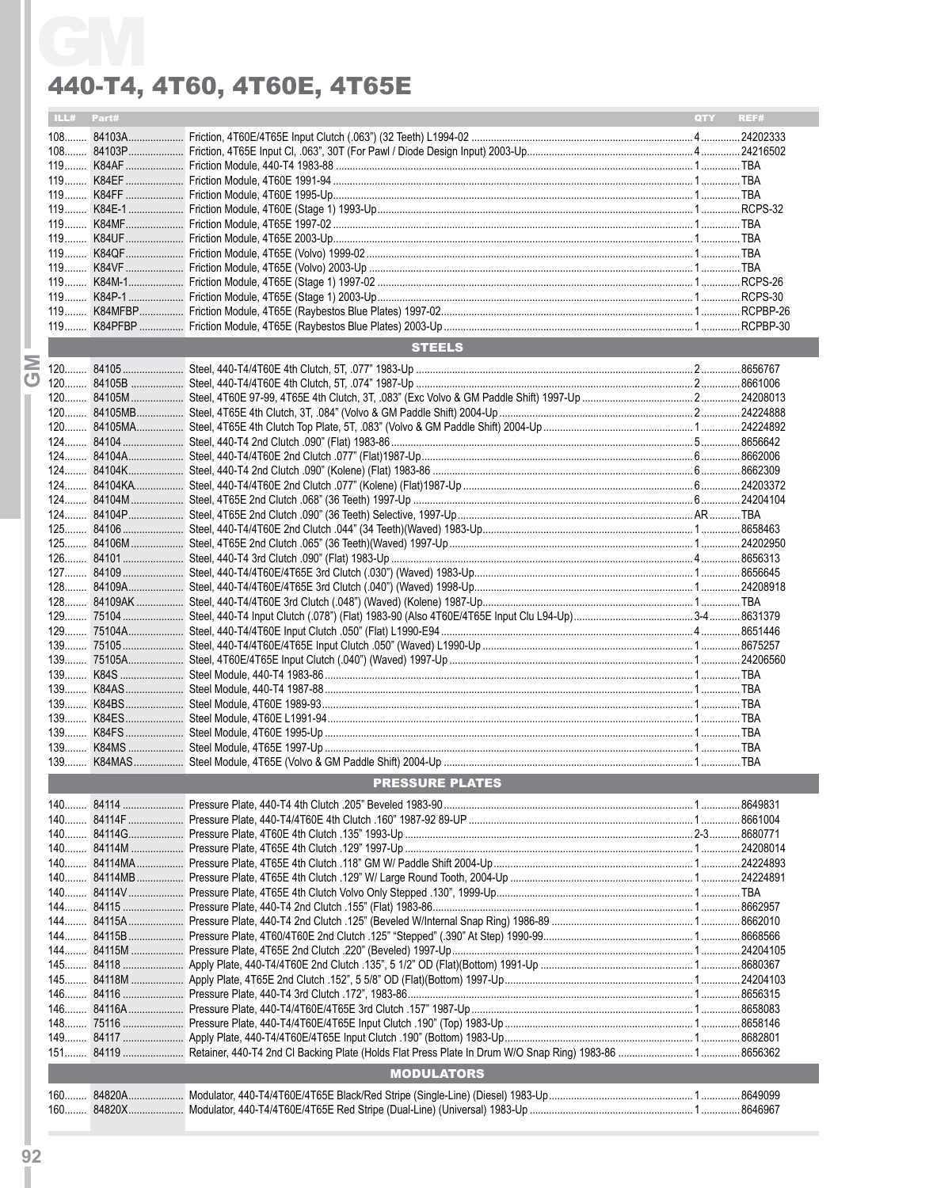# GM

## 440-T4, 4T60, 4T60E, 4T65E

| ILL# | Part# | | QTY | REF# |
|---|---|---|---|---|
| 108 | 84103A | Friction, 4T60E/4T65E Input Clutch (.063") (32 Teeth) L1994-02 | 4 | 24202333 |
| 108 | 84103P | Friction, 4T65E Input Cl, .063", 30T (For Pawl / Diode Design Input) 2003-Up | 4 | 24216502 |
| 119 | K84AF | Friction Module, 440-T4 1983-88 | 1 | TBA |
| 119 | K84EF | Friction Module, 4T60E 1991-94 | 1 | TBA |
| 119 | K84FF | Friction Module, 4T60E 1995-Up | 1 | TBA |
| 119 | K84E-1 | Friction Module, 4T60E (Stage 1) 1993-Up | 1 | RCPS-32 |
| 119 | K84MF | Friction Module, 4T65E 1997-02 | 1 | TBA |
| 119 | K84UF | Friction Module, 4T65E 2003-Up | 1 | TBA |
| 119 | K84QF | Friction Module, 4T65E (Volvo) 1999-02 | 1 | TBA |
| 119 | K84VF | Friction Module, 4T65E (Volvo) 2003-Up | 1 | TBA |
| 119 | K84M-1 | Friction Module, 4T65E (Stage 1) 1997-02 | 1 | RCPS-26 |
| 119 | K84P-1 | Friction Module, 4T65E (Stage 1) 2003-Up | 1 | RCPS-30 |
| 119 | K84MFBP | Friction Module, 4T65E (Raybestos Blue Plates) 1997-02 | 1 | RCPBP-26 |
| 119 | K84PFBP | Friction Module, 4T65E (Raybestos Blue Plates) 2003-Up | 1 | RCPBP-30 |
| | | **STEELS** | | |
| 120 | 84105 | Steel, 440-T4/4T60E 4th Clutch, 5T, .077" 1983-Up | 2 | 8656767 |
| 120 | 84105B | Steel, 440-T4/4T60E 4th Clutch, 5T, .074" 1987-Up | 2 | 8661006 |
| 120 | 84105M | Steel, 4T60E 97-99, 4T65E 4th Clutch, 3T, .083" (Exc Volvo & GM Paddle Shift) 1997-Up | 2 | 24208013 |
| 120 | 84105MB | Steel, 4T65E 4th Clutch, 3T, .084" (Volvo & GM Paddle Shift) 2004-Up | 2 | 24224888 |
| 120 | 84105MA | Steel, 4T65E 4th Clutch Top Plate, 5T, .083" (Volvo & GM Paddle Shift) 2004-Up | 1 | 24224892 |
| 124 | 84104 | Steel, 440-T4 2nd Clutch .090" (Flat) 1983-86 | 5 | 8656642 |
| 124 | 84104A | Steel, 440-T4/4T60E 2nd Clutch .077" (Flat)1987-Up | 6 | 8662006 |
| 124 | 84104K | Steel, 440-T4 2nd Clutch .090" (Kolene) (Flat) 1983-86 | 6 | 8662309 |
| 124 | 84104KA | Steel, 440-T4/4T60E 2nd Clutch .077" (Kolene) (Flat)1987-Up | 6 | 24203372 |
| 124 | 84104M | Steel, 4T65E 2nd Clutch .068" (36 Teeth) 1997-Up | 6 | 24204104 |
| 124 | 84104P | Steel, 4T65E 2nd Clutch .090" (36 Teeth) Selective, 1997-Up | AR | TBA |
| 125 | 84106 | Steel, 440-T4/4T60E 2nd Clutch .044" (34 Teeth)(Waved) 1983-Up | 1 | 8658463 |
| 125 | 84106M | Steel, 4T65E 2nd Clutch .065" (36 Teeth)(Waved) 1997-Up | 1 | 24202950 |
| 126 | 84101 | Steel, 440-T4 3rd Clutch .090" (Flat) 1983-Up | 4 | 8656313 |
| 127 | 84109 | Steel, 440-T4/4T60E/4T65E 3rd Clutch (.030") (Waved) 1983-Up | 1 | 8656645 |
| 128 | 84109A | Steel, 440-T4/4T60E/4T65E 3rd Clutch (.040") (Waved) 1998-Up | 1 | 24208918 |
| 128 | 84109AK | Steel, 440-T4/4T60E 3rd Clutch (.048") (Waved) (Kolene) 1987-Up | 1 | TBA |
| 129 | 75104 | Steel, 440-T4 Input Clutch (.078") (Flat) 1983-90 (Also 4T60E/4T65E Input Clu L94-Up) | 3-4 | 8631379 |
| 129 | 75104A | Steel, 440-T4/4T60E Input Clutch .050" (Flat) L1990-E94 | 4 | 8651446 |
| 139 | 75105 | Steel, 440-T4/4T60E/4T65E Input Clutch .050" (Waved) L1990-Up | 1 | 8675257 |
| 139 | 75105A | Steel, 4T60E/4T65E Input Clutch (.040") (Waved) 1997-Up | 1 | 24206560 |
| 139 | K84S | Steel Module, 440-T4 1983-86 | 1 | TBA |
| 139 | K84AS | Steel Module, 440-T4 1987-88 | 1 | TBA |
| 139 | K84BS | Steel Module, 4T60E 1989-93 | 1 | TBA |
| 139 | K84ES | Steel Module, 4T60E L1991-94 | 1 | TBA |
| 139 | K84FS | Steel Module, 4T60E 1995-Up | 1 | TBA |
| 139 | K84MS | Steel Module, 4T65E 1997-Up | 1 | TBA |
| 139 | K84MAS | Steel Module, 4T65E (Volvo & GM Paddle Shift) 2004-Up | 1 | TBA |
| | | **PRESSURE PLATES** | | |
| 140 | 84114 | Pressure Plate, 440-T4 4th Clutch .205" Beveled 1983-90 | 1 | 8649831 |
| 140 | 84114F | Pressure Plate, 440-T4/4T60E 4th Clutch .160" 1987-92 89-UP | 1 | 8661004 |
| 140 | 84114G | Pressure Plate, 4T60E 4th Clutch .135" 1993-Up | 2-3 | 8680771 |
| 140 | 84114M | Pressure Plate, 4T65E 4th Clutch .129" 1997-Up | 1 | 24208014 |
| 140 | 84114MA | Pressure Plate, 4T65E 4th Clutch .118" GM W/ Paddle Shift 2004-Up | 1 | 24224893 |
| 140 | 84114MB | Pressure Plate, 4T65E 4th Clutch .129" W/ Large Round Tooth, 2004-Up | 1 | 24224891 |
| 140 | 84114V | Pressure Plate, 4T65E 4th Clutch Volvo Only Stepped .130", 1999-Up | 1 | TBA |
| 144 | 84115 | Pressure Plate, 440-T4 2nd Clutch .155" (Flat) 1983-86 | 1 | 8662957 |
| 144 | 84115A | Pressure Plate, 440-T4 2nd Clutch .125" (Beveled W/Internal Snap Ring) 1986-89 | 1 | 8662010 |
| 144 | 84115B | Pressure Plate, 4T60/4T60E 2nd Clutch .125" "Stepped" (.390" At Step) 1990-99 | 1 | 8668566 |
| 144 | 84115M | Pressure Plate, 4T65E 2nd Clutch .220" (Beveled) 1997-Up | 1 | 24204105 |
| 145 | 84118 | Apply Plate, 440-T4/4T60E 2nd Clutch .135", 5 1/2" OD (Flat)(Bottom) 1991-Up | 1 | 8680367 |
| 145 | 84118M | Apply Plate, 4T65E 2nd Clutch .152", 5 5/8" OD (Flat)(Bottom) 1997-Up | 1 | 24204103 |
| 146 | 84116 | Pressure Plate, 440-T4 3rd Clutch .172", 1983-86 | 1 | 8656315 |
| 146 | 84116A | Pressure Plate, 440-T4/4T60E/4T65E 3rd Clutch .157" 1987-Up | 1 | 8658083 |
| 148 | 75116 | Pressure Plate, 440-T4/4T60E/4T65E Input Clutch .190" (Top) 1983-Up | 1 | 8658146 |
| 149 | 84117 | Apply Plate, 440-T4/4T60E/4T65E Input Clutch .190" (Bottom) 1983-Up | 1 | 8682801 |
| 151 | 84119 | Retainer, 440-T4 2nd Cl Backing Plate (Holds Flat Press Plate In Drum W/O Snap Ring) 1983-86 | 1 | 8656362 |
| | | **MODULATORS** | | |
| 160 | 84820A | Modulator, 440-T4/4T60E/4T65E Black/Red Stripe (Single-Line) (Diesel) 1983-Up | 1 | 8649099 |
| 160 | 84820X | Modulator, 440-T4/4T60E/4T65E Red Stripe (Dual-Line) (Universal) 1983-Up | 1 | 8646967 |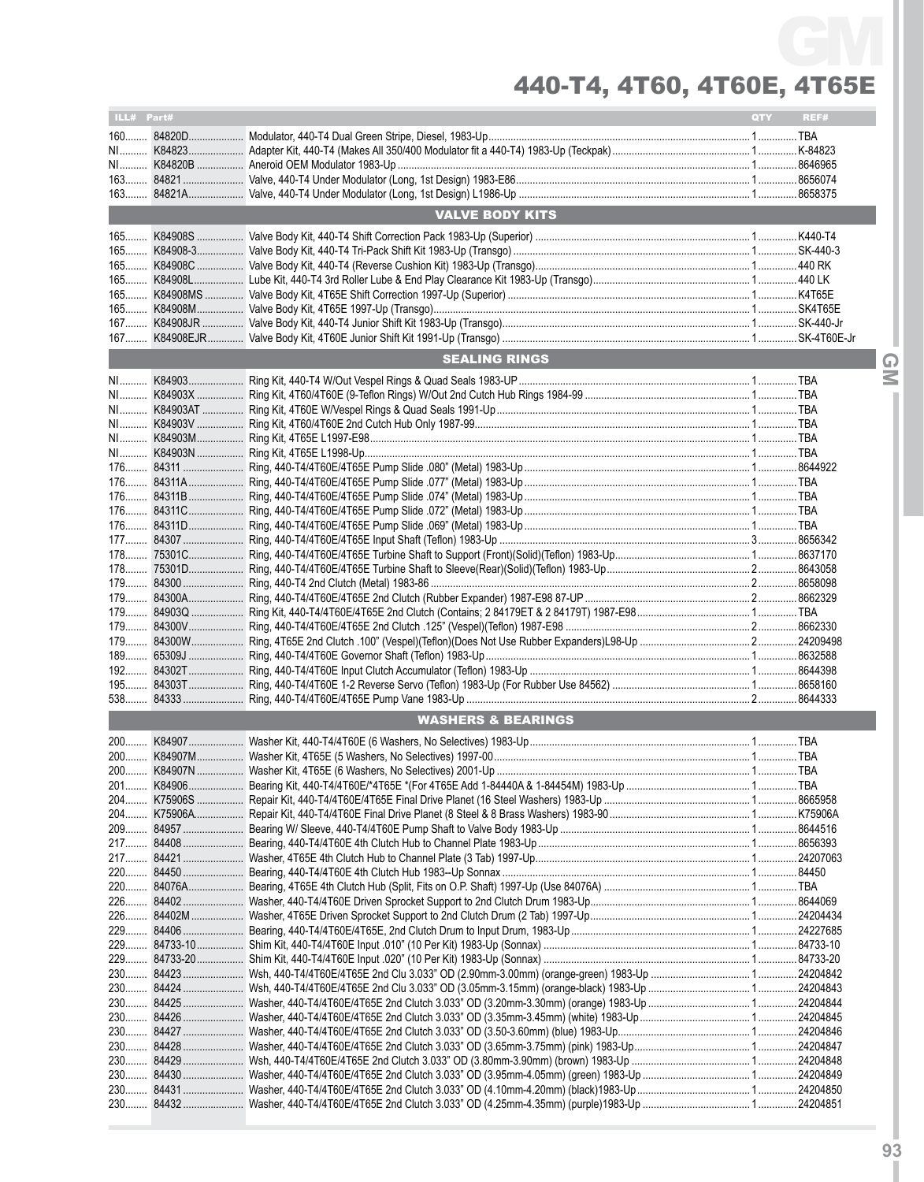# GM

## 440-T4, 4T60, 4T60E, 4T65E

| ILL# | Part# | | QTY | REF# |
|---|---|---|---|---|
| 160 | 84820D | Modulator, 440-T4 Dual Green Stripe, Diesel, 1983-Up | 1 | TBA |
| NI | K84823 | Adapter Kit, 440-T4 (Makes All 350/400 Modulator fit a 440-T4) 1983-Up (Teckpak) | 1 | K-84823 |
| NI | K84820B | Aneroid OEM Modulator 1983-Up | 1 | 8646965 |
| 163 | 84821 | Valve, 440-T4 Under Modulator (Long, 1st Design) 1983-E86 | 1 | 8656074 |
| 163 | 84821A | Valve, 440-T4 Under Modulator (Long, 1st Design) L1986-Up | 1 | 8658375 |
| | | **VALVE BODY KITS** | | |
| 165 | K84908S | Valve Body Kit, 440-T4 Shift Correction Pack 1983-Up (Superior) | 1 | K440-T4 |
| 165 | K84908-3 | Valve Body Kit, 440-T4 Tri-Pack Shift Kit 1983-Up (Transgo) | 1 | SK-440-3 |
| 165 | K84908C | Valve Body Kit, 440-T4 (Reverse Cushion Kit) 1983-Up (Transgo) | 1 | 440 RK |
| 165 | K84908L | Lube Kit, 440-T4 3rd Roller Lube & End Play Clearance Kit 1983-Up (Transgo) | 1 | 440 LK |
| 165 | K84908MS | Valve Body Kit, 4T65E Shift Correction 1997-Up (Superior) | 1 | K4T65E |
| 165 | K84908M | Valve Body Kit, 4T65E 1997-Up (Transgo) | 1 | SK4T65E |
| 167 | K84908JR | Valve Body Kit, 440-T4 Junior Shift Kit 1983-Up (Transgo) | 1 | SK-440-Jr |
| 167 | K84908EJR | Valve Body Kit, 4T60E Junior Shift Kit 1991-Up (Transgo) | 1 | SK-4T60E-Jr |
| | | **SEALING RINGS** | | |
| NI | K84903 | Ring Kit, 440-T4 W/Out Vespel Rings & Quad Seals 1983-UP | 1 | TBA |
| NI | K84903X | Ring Kit, 4T60/4T60E (9-Teflon Rings) W/Out 2nd Cutch Hub Rings 1984-99 | 1 | TBA |
| NI | K84903AT | Ring Kit, 4T60E W/Vespel Rings & Quad Seals 1991-Up | 1 | TBA |
| NI | K84903V | Ring Kit, 4T60/4T60E 2nd Clutch Hub Only 1987-99 | 1 | TBA |
| NI | K84903M | Ring Kit, 4T65E L1997-E98 | 1 | TBA |
| NI | K84903N | Ring Kit, 4T65E L1998-Up | 1 | TBA |
| 176 | 84311 | Ring, 440-T4/4T60E/4T65E Pump Slide .080" (Metal) 1983-Up | 1 | 8644922 |
| 176 | 84311A | Ring, 440-T4/4T60E/4T65E Pump Slide .077" (Metal) 1983-Up | 1 | TBA |
| 176 | 84311B | Ring, 440-T4/4T60E/4T65E Pump Slide .074" (Metal) 1983-Up | 1 | TBA |
| 176 | 84311C | Ring, 440-T4/4T60E/4T65E Pump Slide .072" (Metal) 1983-Up | 1 | TBA |
| 176 | 84311D | Ring, 440-T4/4T60E/4T65E Pump Slide .069" (Metal) 1983-Up | 1 | TBA |
| 177 | 84307 | Ring, 440-T4/4T60E/4T65E Input Shaft (Teflon) 1983-Up | 3 | 8656342 |
| 178 | 75301C | Ring, 440-T4/4T60E/4T65E Turbine Shaft to Support (Front)(Solid)(Teflon) 1983-Up | 1 | 8637170 |
| 178 | 75301D | Ring, 440-T4/4T60E/4T65E Turbine Shaft to Sleeve(Rear)(Solid)(Teflon) 1983-Up | 2 | 8643058 |
| 179 | 84300 | Ring, 440-T4 2nd Clutch (Metal) 1983-86 | 2 | 8658098 |
| 179 | 84300A | Ring, 440-T4/4T60E/4T65E 2nd Clutch (Rubber Expander) 1987-E98 87-UP | 2 | 8662329 |
| 179 | 84903Q | Ring Kit, 440-T4/4T60E/4T65E 2nd Clutch (Contains; 2 84179ET & 2 84179T) 1987-E98 | 1 | TBA |
| 179 | 84300V | Ring, 440-T4/4T60E/4T65E 2nd Clutch .125" (Vespel)(Teflon) 1987-E98 | 2 | 8662330 |
| 179 | 84300W | Ring, 4T65E 2nd Clutch .100" (Vespel)(Teflon)(Does Not Use Rubber Expanders)L98-Up | 2 | 24209498 |
| 189 | 65309J | Ring, 440-T4/4T60E Governor Shaft (Teflon) 1983-Up | 1 | 8632588 |
| 192 | 84302T | Ring, 440-T4/4T60E Input Clutch Accumulator (Teflon) 1983-Up | 1 | 8644398 |
| 195 | 84303T | Ring, 440-T4/4T60E 1-2 Reverse Servo (Teflon) 1983-Up (For Rubber Use 84562) | 1 | 8658160 |
| 538 | 84333 | Ring, 440-T4/4T60E/4T65E Pump Vane 1983-Up | 2 | 8644333 |
| | | **WASHERS & BEARINGS** | | |
| 200 | K84907 | Washer Kit, 440-T4/4T60E (6 Washers, No Selectives) 1983-Up | 1 | TBA |
| 200 | K84907M | Washer Kit, 4T65E (5 Washers, No Selectives) 1997-00 | 1 | TBA |
| 200 | K84907N | Washer Kit, 4T65E (6 Washers, No Selectives) 2001-Up | 1 | TBA |
| 201 | K84906 | Bearing Kit, 440-T4/4T60E/*4T65E *(For 4T65E Add 1-84440A & 1-84454M) 1983-Up | 1 | TBA |
| 204 | K75906S | Repair Kit, 440-T4/4T60E/4T65E Final Drive Planet (16 Steel Washers) 1983-Up | 1 | 8665958 |
| 204 | K75906A | Repair Kit, 440-T4/4T60E Final Drive Planet (8 Steel & 8 Brass Washers) 1983-90 | 1 | K75906A |
| 209 | 84957 | Bearing W/ Sleeve, 440-T4/4T60E Pump Shaft to Valve Body 1983-Up | 1 | 8644516 |
| 217 | 84408 | Bearing, 440-T4/4T60E 4th Clutch Hub to Channel Plate 1983-Up | 1 | 8656393 |
| 217 | 84421 | Washer, 4T65E 4th Clutch Hub to Channel Plate (3 Tab) 1997-Up | 1 | 24207063 |
| 220 | 84450 | Bearing, 440-T4/4T60E 4th Clutch Hub 1983--Up Sonnax | 1 | 84450 |
| 220 | 84076A | Bearing, 4T65E 4th Clutch Hub (Split, Fits on O.P. Shaft) 1997-Up (Use 84076A) | 1 | TBA |
| 226 | 84402 | Washer, 440-T4/4T60E Driven Sprocket Support to 2nd Clutch Drum 1983-Up | 1 | 8644069 |
| 226 | 84402M | Washer, 4T65E Driven Sprocket Support to 2nd Clutch Drum (2 Tab) 1997-Up | 1 | 24204434 |
| 229 | 84406 | Bearing, 440-T4/4T60E/4T65E, 2nd Clutch Drum to Input Drum, 1983-Up | 1 | 24227685 |
| 229 | 84733-10 | Shim Kit, 440-T4/4T60E Input .010" (10 Per Kit) 1983-Up (Sonnax) | 1 | 84733-10 |
| 229 | 84733-20 | Shim Kit, 440-T4/4T60E Input .020" (10 Per Kit) 1983-Up (Sonnax) | 1 | 84733-20 |
| 230 | 84423 | Wsh, 440-T4/4T60E/4T65E 2nd Clu 3.033" OD (2.90mm-3.00mm) (orange-green) 1983-Up | 1 | 24204842 |
| 230 | 84424 | Wsh, 440-T4/4T60E/4T65E 2nd Clu 3.033" OD (3.05mm-3.15mm) (orange-black) 1983-Up | 1 | 24204843 |
| 230 | 84425 | Washer, 440-T4/4T60E/4T65E 2nd Clutch 3.033" OD (3.20mm-3.30mm) (orange) 1983-Up | 1 | 24204844 |
| 230 | 84426 | Washer, 440-T4/4T60E/4T65E 2nd Clutch 3.033" OD (3.35mm-3.45mm) (white) 1983-Up | 1 | 24204845 |
| 230 | 84427 | Washer, 440-T4/4T60E/4T65E 2nd Clutch 3.033" OD (3.50-3.60mm) (blue) 1983-Up | 1 | 24204846 |
| 230 | 84428 | Washer, 440-T4/4T60E/4T65E 2nd Clutch 3.033" OD (3.65mm-3.75mm) (pink) 1983-Up | 1 | 24204847 |
| 230 | 84429 | Wsh, 440-T4/4T60E/4T65E 2nd Clutch 3.033" OD (3.80mm-3.90mm) (brown) 1983-Up | 1 | 24204848 |
| 230 | 84430 | Washer, 440-T4/4T60E/4T65E 2nd Clutch 3.033" OD (3.95mm-4.05mm) (green) 1983-Up | 1 | 24204849 |
| 230 | 84431 | Washer, 440-T4/4T60E/4T65E 2nd Clutch 3.033" OD (4.10mm-4.20mm) (black)1983-Up | 1 | 24204850 |
| 230 | 84432 | Washer, 440-T4/4T60E/4T65E 2nd Clutch 3.033" OD (4.25mm-4.35mm) (purple)1983-Up | 1 | 24204851 |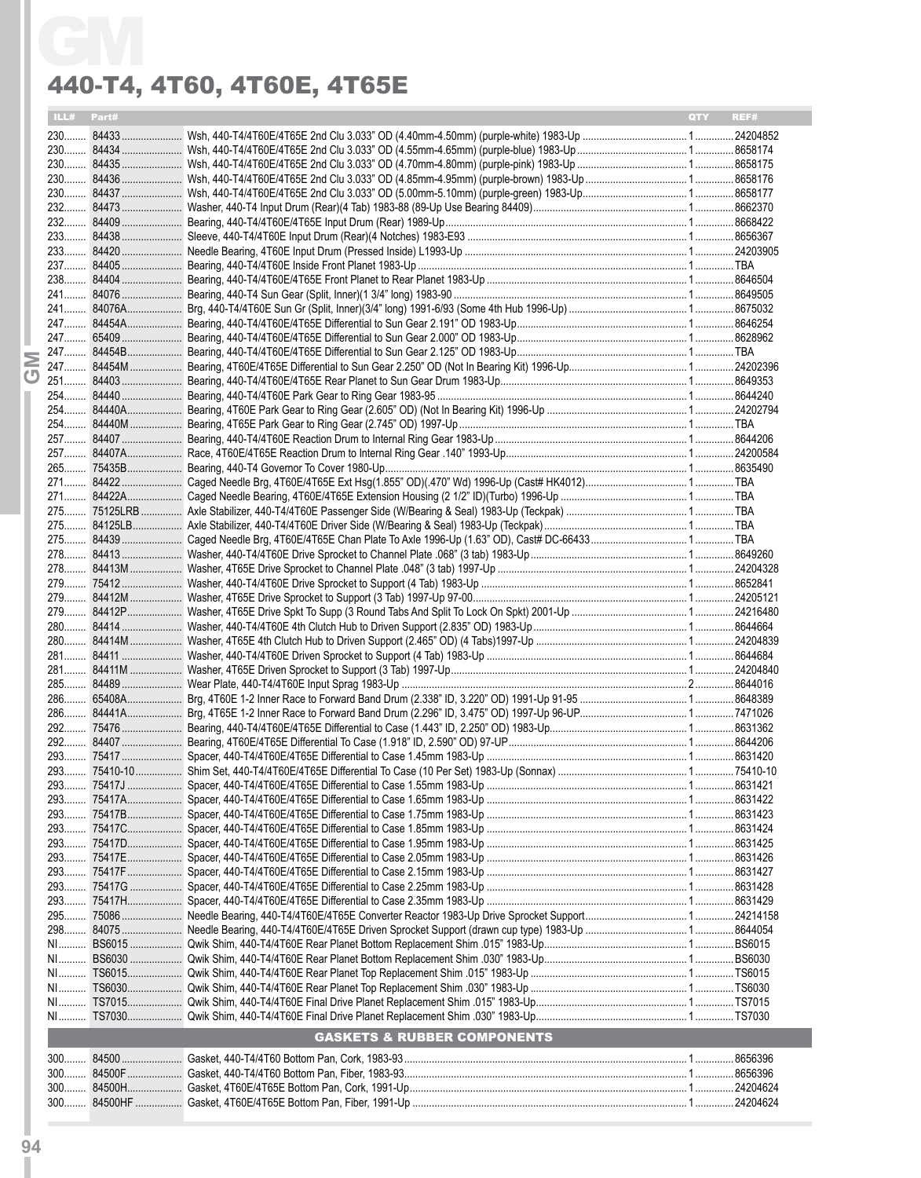# 440-T4, 4T60, 4T60E, 4T65E

| ILL# | Part# | | QTY | REF# |
|---|---|---|---|---|
| 230 | 84433 | Wsh, 440-T4/4T60E/4T65E 2nd Clu 3.033" OD (4.40mm-4.50mm) (purple-white) 1983-Up | 1 | 24204852 |
| 230 | 84434 | Wsh, 440-T4/4T60E/4T65E 2nd Clu 3.033" OD (4.55mm-4.65mm) (purple-blue) 1983-Up | 1 | 8658174 |
| 230 | 84435 | Wsh, 440-T4/4T60E/4T65E 2nd Clu 3.033" OD (4.70mm-4.80mm) (purple-pink) 1983-Up | 1 | 8658175 |
| 230 | 84436 | Wsh, 440-T4/4T60E/4T65E 2nd Clu 3.033" OD (4.85mm-4.95mm) (purple-brown) 1983-Up | 1 | 8658176 |
| 230 | 84437 | Wsh, 440-T4/4T60E/4T65E 2nd Clu 3.033" OD (5.00mm-5.10mm) (purple-green) 1983-Up | 1 | 8658177 |
| 232 | 84473 | Washer, 440-T4 Input Drum (Rear)(4 Tab) 1983-88 (89-Up Use Bearing 84409) | 1 | 8662370 |
| 232 | 84409 | Bearing, 440-T4/4T60E/4T65E Input Drum (Rear) 1989-Up | 1 | 8668422 |
| 233 | 84438 | Sleeve, 440-T4/4T60E Input Drum (Rear)(4 Notches) 1983-E93 | 1 | 8656367 |
| 233 | 84420 | Needle Bearing, 4T60E Input Drum (Pressed Inside) L1993-Up | 1 | 24203905 |
| 237 | 84405 | Bearing, 440-T4/4T60E Inside Front Planet 1983-Up | 1 | TBA |
| 238 | 84404 | Bearing, 440-T4/4T60E/4T65E Front Planet to Rear Planet 1983-Up | 1 | 8646504 |
| 241 | 84076 | Bearing, 440-T4 Sun Gear (Split, Inner)(1 3/4" long) 1983-90 | 1 | 8649505 |
| 241 | 84076A | Brg, 440-T4/4T60E Sun Gr (Split, Inner)(3/4" long) 1991-6/93 (Some 4th Hub 1996-Up) | 1 | 8675032 |
| 247 | 84454A | Bearing, 440-T4/4T60E/4T65E Differential to Sun Gear 2.191" OD 1983-Up | 1 | 8646254 |
| 247 | 65409 | Bearing, 440-T4/4T60E/4T65E Differential to Sun Gear 2.000" OD 1983-Up | 1 | 8628962 |
| 247 | 84454B | Bearing, 440-T4/4T60E/4T65E Differential to Sun Gear 2.125" OD 1983-Up | 1 | TBA |
| 247 | 84454M | Bearing, 4T60E/4T65E Differential to Sun Gear 2.250" OD (Not In Bearing Kit) 1996-Up | 1 | 24202396 |
| 251 | 84403 | Bearing, 440-T4/4T60E/4T65E Rear Planet to Sun Gear Drum 1983-Up | 1 | 8649353 |
| 254 | 84440 | Bearing, 440-T4/4T60E Park Gear to Ring Gear 1983-95 | 1 | 8644240 |
| 254 | 84440A | Bearing, 4T60E Park Gear to Ring Gear (2.605" OD) (Not In Bearing Kit) 1996-Up | 1 | 24202794 |
| 254 | 84440M | Bearing, 4T65E Park Gear to Ring Gear (2.745" OD) 1997-Up | 1 | TBA |
| 257 | 84407 | Bearing, 440-T4/4T60E Reaction Drum to Internal Ring Gear 1983-Up | 1 | 8644206 |
| 257 | 84407A | Race, 4T60E/4T65E Reaction Drum to Internal Ring Gear .140" 1993-Up | 1 | 24200584 |
| 265 | 75435B | Bearing, 440-T4 Governor To Cover 1980-Up | 1 | 8635490 |
| 271 | 84422 | Caged Needle Brg, 4T60E/4T65E Ext Hsg(1.855" OD)(.470" Wd) 1996-Up (Cast# HK4012) | 1 | TBA |
| 271 | 84422A | Caged Needle Bearing, 4T60E/4T65E Extension Housing (2 1/2" ID)(Turbo) 1996-Up | 1 | TBA |
| 275 | 75125LRB | Axle Stabilizer, 440-T4/4T60E Passenger Side (W/Bearing & Seal) 1983-Up (Teckpak) | 1 | TBA |
| 275 | 84125LB | Axle Stabilizer, 440-T4/4T60E Driver Side (W/Bearing & Seal) 1983-Up (Teckpak) | 1 | TBA |
| 275 | 84439 | Caged Needle Brg, 4T60E/4T65E Chan Plate To Axle 1996-Up (1.63" OD), Cast# DC-66433 | 1 | TBA |
| 278 | 84413 | Washer, 440-T4/4T60E Drive Sprocket to Channel Plate .068" (3 tab) 1983-Up | 1 | 8649260 |
| 278 | 84413M | Washer, 4T65E Drive Sprocket to Channel Plate .048" (3 tab) 1997-Up | 1 | 24204328 |
| 279 | 75412 | Washer, 440-T4/4T60E Drive Sprocket to Support (4 Tab) 1983-Up | 1 | 8652841 |
| 279 | 84412M | Washer, 4T65E Drive Sprocket to Support (3 Tab) 1997-Up 97-00 | 1 | 24205121 |
| 279 | 84412P | Washer, 4T65E Drive Spkt To Supp (3 Round Tabs And Split To Lock On Spkt) 2001-Up | 1 | 24216480 |
| 280 | 84414 | Washer, 440-T4/4T60E 4th Clutch Hub to Driven Support (2.835" OD) 1983-Up | 1 | 8644664 |
| 280 | 84414M | Washer, 4T65E 4th Clutch Hub to Driven Support (2.465" OD) (4 Tabs)1997-Up | 1 | 24204839 |
| 281 | 84411 | Washer, 440-T4/4T60E Driven Sprocket to Support (4 Tab) 1983-Up | 1 | 8644684 |
| 281 | 84411M | Washer, 4T65E Driven Sprocket to Support (3 Tab) 1997-Up | 1 | 24204840 |
| 285 | 84489 | Wear Plate, 440-T4/4T60E Input Sprag 1983-Up | 2 | 8644016 |
| 286 | 65408A | Brg, 4T60E 1-2 Inner Race to Forward Band Drum (2.338" ID, 3.220" OD) 1991-Up 91-95 | 1 | 8648389 |
| 286 | 84441A | Brg, 4T65E 1-2 Inner Race to Forward Band Drum (2.296" ID, 3.475" OD) 1997-Up 96-UP | 1 | 7471026 |
| 292 | 75476 | Bearing, 440-T4/4T60E/4T65E Differential to Case (1.443" ID, 2.250" OD) 1983-Up | 1 | 8631362 |
| 292 | 84407 | Bearing, 4T60E/4T65E Differential To Case (1.918" ID, 2.590" OD) 97-UP | 1 | 8644206 |
| 293 | 75417 | Spacer, 440-T4/4T60E/4T65E Differential to Case 1.45mm 1983-Up | 1 | 8631420 |
| 293 | 75410-10 | Shim Set, 440-T4/4T60E/4T65E Differential To Case (10 Per Set) 1983-Up (Sonnax) | 1 | 75410-10 |
| 293 | 75417J | Spacer, 440-T4/4T60E/4T65E Differential to Case 1.55mm 1983-Up | 1 | 8631421 |
| 293 | 75417A | Spacer, 440-T4/4T60E/4T65E Differential to Case 1.65mm 1983-Up | 1 | 8631422 |
| 293 | 75417B | Spacer, 440-T4/4T60E/4T65E Differential to Case 1.75mm 1983-Up | 1 | 8631423 |
| 293 | 75417C | Spacer, 440-T4/4T60E/4T65E Differential to Case 1.85mm 1983-Up | 1 | 8631424 |
| 293 | 75417D | Spacer, 440-T4/4T60E/4T65E Differential to Case 1.95mm 1983-Up | 1 | 8631425 |
| 293 | 75417E | Spacer, 440-T4/4T60E/4T65E Differential to Case 2.05mm 1983-Up | 1 | 8631426 |
| 293 | 75417F | Spacer, 440-T4/4T60E/4T65E Differential to Case 2.15mm 1983-Up | 1 | 8631427 |
| 293 | 75417G | Spacer, 440-T4/4T60E/4T65E Differential to Case 2.25mm 1983-Up | 1 | 8631428 |
| 293 | 75417H | Spacer, 440-T4/4T60E/4T65E Differential to Case 2.35mm 1983-Up | 1 | 8631429 |
| 295 | 75086 | Needle Bearing, 440-T4/4T60E/4T65E Converter Reactor 1983-Up Drive Sprocket Support | 1 | 24214158 |
| 298 | 84075 | Needle Bearing, 440-T4/4T60E/4T65E Driven Sprocket Support (drawn cup type) 1983-Up | 1 | 8644054 |
| NI | BS6015 | Qwik Shim, 440-T4/4T60E Rear Planet Bottom Replacement Shim .015" 1983-Up | 1 | BS6015 |
| NI | BS6030 | Qwik Shim, 440-T4/4T60E Rear Planet Bottom Replacement Shim .030" 1983-Up | 1 | BS6030 |
| NI | TS6015 | Qwik Shim, 440-T4/4T60E Rear Planet Top Replacement Shim .015" 1983-Up | 1 | TS6015 |
| NI | TS6030 | Qwik Shim, 440-T4/4T60E Rear Planet Top Replacement Shim .030" 1983-Up | 1 | TS6030 |
| NI | TS7015 | Qwik Shim, 440-T4/4T60E Final Drive Planet Replacement Shim .015" 1983-Up | 1 | TS7015 |
| NI | TS7030 | Qwik Shim, 440-T4/4T60E Final Drive Planet Replacement Shim .030" 1983-Up | 1 | TS7030 |

## GASKETS & RUBBER COMPONENTS

| ILL# | Part# | | QTY | REF# |
|---|---|---|---|---|
| 300 | 84500 | Gasket, 440-T4/4T60 Bottom Pan, Cork, 1983-93 | 1 | 8656396 |
| 300 | 84500F | Gasket, 440-T4/4T60 Bottom Pan, Fiber, 1983-93 | 1 | 8656396 |
| 300 | 84500H | Gasket, 4T60E/4T65E Bottom Pan, Cork, 1991-Up | 1 | 24204624 |
| 300 | 84500HF | Gasket, 4T60E/4T65E Bottom Pan, Fiber, 1991-Up | 1 | 24204624 |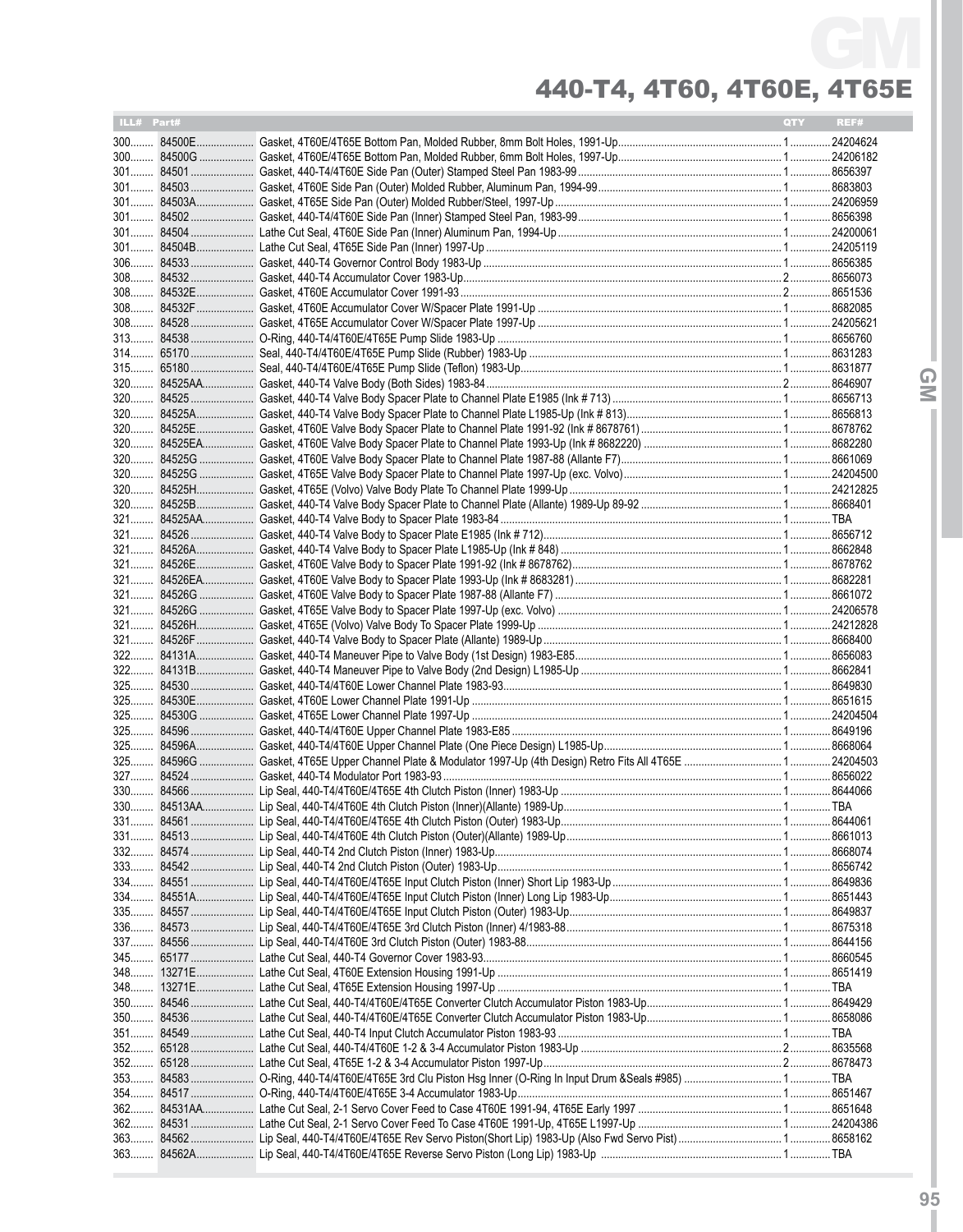# 440-T4, 4T60, 4T60E, 4T65E

| ILL# | Part# | | QTY | REF# |
|---|---|---|---|---|
| 300 | 84500E | Gasket, 4T60E/4T65E Bottom Pan, Molded Rubber, 8mm Bolt Holes, 1991-Up | 1 | 24204624 |
| 300 | 84500G | Gasket, 4T60E/4T65E Bottom Pan, Molded Rubber, 6mm Bolt Holes, 1997-Up | 1 | 24206182 |
| 301 | 84501 | Gasket, 440-T4/4T60E Side Pan (Outer) Stamped Steel Pan 1983-99 | 1 | 8656397 |
| 301 | 84503 | Gasket, 4T60E Side Pan (Outer) Molded Rubber, Aluminum Pan, 1994-99 | 1 | 8683803 |
| 301 | 84503A | Gasket, 4T65E Side Pan (Outer) Molded Rubber/Steel, 1997-Up | 1 | 24206959 |
| 301 | 84502 | Gasket, 440-T4/4T60E Side Pan (Inner) Stamped Steel Pan, 1983-99 | 1 | 8656398 |
| 301 | 84504 | Lathe Cut Seal, 4T60E Side Pan (Inner) Aluminum Pan, 1994-Up | 1 | 24200061 |
| 301 | 84504B | Lathe Cut Seal, 4T65E Side Pan (Inner) 1997-Up | 1 | 24205119 |
| 306 | 84533 | Gasket, 440-T4 Governor Control Body 1983-Up | 1 | 8656385 |
| 308 | 84532 | Gasket, 440-T4 Accumulator Cover 1983-Up | 2 | 8656073 |
| 308 | 84532E | Gasket, 4T60E Accumulator Cover 1991-93 | 2 | 8651536 |
| 308 | 84532F | Gasket, 4T60E Accumulator Cover W/Spacer Plate 1991-Up | 1 | 8682085 |
| 308 | 84528 | Gasket, 4T65E Accumulator Cover W/Spacer Plate 1997-Up | 1 | 24205621 |
| 313 | 84538 | O-Ring, 440-T4/4T60E/4T65E Pump Slide 1983-Up | 1 | 8656760 |
| 314 | 65170 | Seal, 440-T4/4T60E/4T65E Pump Slide (Rubber) 1983-Up | 1 | 8631283 |
| 315 | 65180 | Seal, 440-T4/4T60E/4T65E Pump Slide (Teflon) 1983-Up | 1 | 8631877 |
| 320 | 84525AA | Gasket, 440-T4 Valve Body (Both Sides) 1983-84 | 2 | 8646907 |
| 320 | 84525 | Gasket, 440-T4 Valve Body Spacer Plate to Channel Plate E1985 (Ink # 713) | 1 | 8656713 |
| 320 | 84525A | Gasket, 440-T4 Valve Body Spacer Plate to Channel Plate L1985-Up (Ink # 813) | 1 | 8656813 |
| 320 | 84525E | Gasket, 4T60E Valve Body Spacer Plate to Channel Plate 1991-92 (Ink # 8678761) | 1 | 8678762 |
| 320 | 84525EA | Gasket, 4T60E Valve Body Spacer Plate to Channel Plate 1993-Up (Ink # 8682220) | 1 | 8682280 |
| 320 | 84525G | Gasket, 4T60E Valve Body Spacer Plate to Channel Plate 1987-88 (Allante F7) | 1 | 8661069 |
| 320 | 84525G | Gasket, 4T65E Valve Body Spacer Plate to Channel Plate 1997-Up (exc. Volvo) | 1 | 24204500 |
| 320 | 84525H | Gasket, 4T65E (Volvo) Valve Body Plate To Channel Plate 1999-Up | 1 | 24212825 |
| 320 | 84525B | Gasket, 440-T4 Valve Body Spacer Plate to Channel Plate (Allante) 1989-Up 89-92 | 1 | 8668401 |
| 321 | 84525AA | Gasket, 440-T4 Valve Body to Spacer Plate 1983-84 | 1 | TBA |
| 321 | 84526 | Gasket, 440-T4 Valve Body to Spacer Plate E1985 (Ink # 712) | 1 | 8656712 |
| 321 | 84526A | Gasket, 440-T4 Valve Body to Spacer Plate L1985-Up (Ink # 848) | 1 | 8662848 |
| 321 | 84526E | Gasket, 4T60E Valve Body to Spacer Plate 1991-92 (Ink # 8678762) | 1 | 8678762 |
| 321 | 84526EA | Gasket, 4T60E Valve Body to Spacer Plate 1993-Up (Ink # 8683281) | 1 | 8682281 |
| 321 | 84526G | Gasket, 4T60E Valve Body to Spacer Plate 1987-88 (Allante F7) | 1 | 8661072 |
| 321 | 84526G | Gasket, 4T65E Valve Body to Spacer Plate 1997-Up (exc. Volvo) | 1 | 24206578 |
| 321 | 84526H | Gasket, 4T65E (Volvo) Valve Body To Spacer Plate 1999-Up | 1 | 24212828 |
| 321 | 84526F | Gasket, 440-T4 Valve Body to Spacer Plate (Allante) 1989-Up | 1 | 8668400 |
| 322 | 84131A | Gasket, 440-T4 Maneuver Pipe to Valve Body (1st Design) 1983-E85 | 1 | 8656083 |
| 322 | 84131B | Gasket, 440-T4 Maneuver Pipe to Valve Body (2nd Design) L1985-Up | 1 | 8662841 |
| 325 | 84530 | Gasket, 440-T4/4T60E Lower Channel Plate 1983-93 | 1 | 8649830 |
| 325 | 84530E | Gasket, 4T60E Lower Channel Plate 1991-Up | 1 | 8651615 |
| 325 | 84530G | Gasket, 4T65E Lower Channel Plate 1997-Up | 1 | 24204504 |
| 325 | 84596 | Gasket, 440-T4/4T60E Upper Channel Plate 1983-E85 | 1 | 8649196 |
| 325 | 84596A | Gasket, 440-T4/4T60E Upper Channel Plate (One Piece Design) L1985-Up | 1 | 8668064 |
| 325 | 84596G | Gasket, 4T65E Upper Channel Plate & Modulator 1997-Up (4th Design) Retro Fits All 4T65E | 1 | 24204503 |
| 327 | 84524 | Gasket, 440-T4 Modulator Port 1983-93 | 1 | 8656022 |
| 330 | 84566 | Lip Seal, 440-T4/4T60E/4T65E 4th Clutch Piston (Inner) 1983-Up | 1 | 8644066 |
| 330 | 84513AA | Lip Seal, 440-T4/4T60E 4th Clutch Piston (Inner)(Allante) 1989-Up | 1 | TBA |
| 331 | 84561 | Lip Seal, 440-T4/4T60E/4T65E 4th Clutch Piston (Outer) 1983-Up | 1 | 8644061 |
| 331 | 84513 | Lip Seal, 440-T4/4T60E 4th Clutch Piston (Outer)(Allante) 1989-Up | 1 | 8661013 |
| 332 | 84574 | Lip Seal, 440-T4 2nd Clutch Piston (Inner) 1983-Up | 1 | 8668074 |
| 333 | 84542 | Lip Seal, 440-T4 2nd Clutch Piston (Outer) 1983-Up | 1 | 8656742 |
| 334 | 84551 | Lip Seal, 440-T4/4T60E/4T65E Input Clutch Piston (Inner) Short Lip 1983-Up | 1 | 8649836 |
| 334 | 84551A | Lip Seal, 440-T4/4T60E/4T65E Input Clutch Piston (Inner) Long Lip 1983-Up | 1 | 8651443 |
| 335 | 84557 | Lip Seal, 440-T4/4T60E/4T65E Input Clutch Piston (Outer) 1983-Up | 1 | 8649837 |
| 336 | 84573 | Lip Seal, 440-T4/4T60E/4T65E 3rd Clutch Piston (Inner) 4/1983-88 | 1 | 8675318 |
| 337 | 84556 | Lip Seal, 440-T4/4T60E 3rd Clutch Piston (Outer) 1983-88 | 1 | 8644156 |
| 345 | 65177 | Lathe Cut Seal, 440-T4 Governor Cover 1983-93 | 1 | 8660545 |
| 348 | 13271E | Lathe Cut Seal, 4T60E Extension Housing 1991-Up | 1 | 8651419 |
| 348 | 13271E | Lathe Cut Seal, 4T65E Extension Housing 1997-Up | 1 | TBA |
| 350 | 84546 | Lathe Cut Seal, 440-T4/4T60E/4T65E Converter Clutch Accumulator Piston 1983-Up | 1 | 8649429 |
| 350 | 84536 | Lathe Cut Seal, 440-T4/4T60E/4T65E Converter Clutch Accumulator Piston 1983-Up | 1 | 8658086 |
| 351 | 84549 | Lathe Cut Seal, 440-T4 Input Clutch Accumulator Piston 1983-93 | 1 | TBA |
| 352 | 65128 | Lathe Cut Seal, 440-T4/4T60E 1-2 & 3-4 Accumulator Piston 1983-Up | 2 | 8635568 |
| 352 | 65128 | Lathe Cut Seal, 4T65E 1-2 & 3-4 Accumulator Piston 1997-Up | 2 | 8678473 |
| 353 | 84583 | O-Ring, 440-T4/4T60E/4T65E 3rd Clu Piston Hsg Inner (O-Ring In Input Drum &Seals #985) | 1 | TBA |
| 354 | 84517 | O-Ring, 440-T4/4T60E/4T65E 3-4 Accumulator 1983-Up | 1 | 8651467 |
| 362 | 84531AA | Lathe Cut Seal, 2-1 Servo Cover Feed to Case 4T60E 1991-94, 4T65E Early 1997 | 1 | 8651648 |
| 362 | 84531 | Lathe Cut Seal, 2-1 Servo Cover Feed To Case 4T60E 1991-Up, 4T65E L1997-Up | 1 | 24204386 |
| 363 | 84562 | Lip Seal, 440-T4/4T60E/4T65E Rev Servo Piston(Short Lip) 1983-Up (Also Fwd Servo Pict) | 1 | 8658162 |
| 363 | 84562A | Lip Seal, 440-T4/4T60E/4T65E Reverse Servo Piston (Long Lip) 1983-Up | 1 | TBA |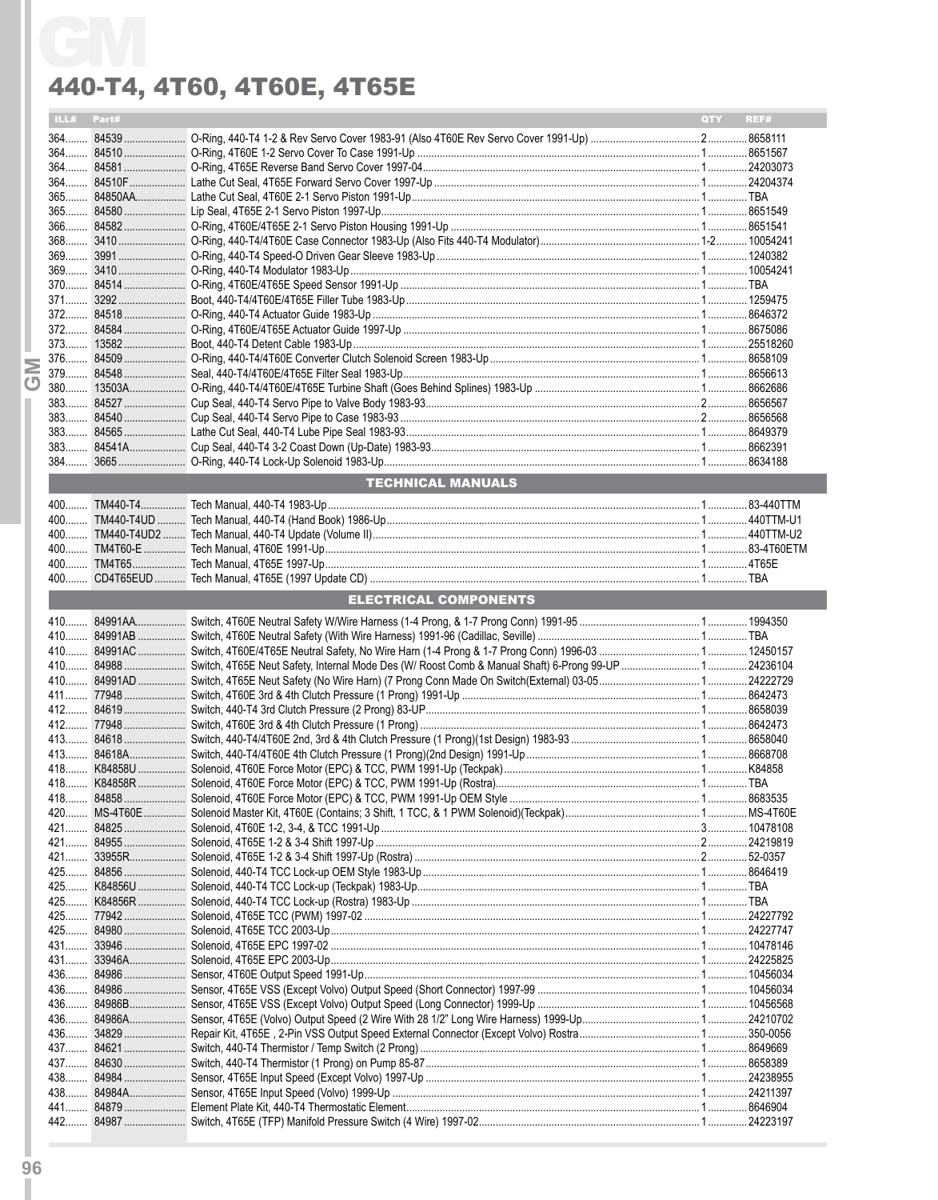# GM

## 440-T4, 4T60, 4T60E, 4T65E

| ILL# | Part# | | QTY | REF# |
|---|---|---|---|---|
| 364 | 84539 | O-Ring, 440-T4 1-2 & Rev Servo Cover 1983-91 (Also 4T60E Rev Servo Cover 1991-Up) | 2 | 8658111 |
| 364 | 84510 | O-Ring, 4T60E 1-2 Servo Cover To Case 1991-Up | 1 | 8651567 |
| 364 | 84581 | O-Ring, 4T65E Reverse Band Servo Cover 1997-04 | 1 | 24203073 |
| 364 | 84510F | Lathe Cut Seal, 4T65E Forward Servo Cover 1997-Up | 1 | 24204374 |
| 365 | 84850AA | Lathe Cut Seal, 4T60E 2-1 Servo Piston 1991-Up | 1 | TBA |
| 365 | 84580 | Lip Seal, 4T65E 2-1 Servo Piston 1997-Up | 1 | 8651549 |
| 366 | 84582 | O-Ring, 4T60E/4T65E 2-1 Servo Piston Housing 1991-Up | 1 | 8651541 |
| 368 | 3410 | O-Ring, 440-T4/4T60E Case Connector 1983-Up (Also Fits 440-T4 Modulator) | 1-2 | 10054241 |
| 369 | 3991 | O-Ring, 440-T4 Speed-O Driven Gear Sleeve 1983-Up | 1 | 1240382 |
| 369 | 3410 | O-Ring, 440-T4 Modulator 1983-Up | 1 | 10054241 |
| 370 | 84514 | O-Ring, 4T60E/4T65E Speed Sensor 1991-Up | 1 | TBA |
| 371 | 3292 | Boot, 440-T4/4T60E/4T65E Filler Tube 1983-Up | 1 | 1259475 |
| 372 | 84518 | O-Ring, 440-T4 Actuator Guide 1983-Up | 1 | 8646372 |
| 372 | 84584 | O-Ring, 4T60E/4T65E Actuator Guide 1997-Up | 1 | 8675086 |
| 373 | 13582 | Boot, 440-T4 Detent Cable 1983-Up | 1 | 25518260 |
| 376 | 84509 | O-Ring, 440-T4/4T60E Converter Clutch Solenoid Screen 1983-Up | 1 | 8658109 |
| 379 | 84548 | Seal, 440-T4/4T60E/4T65E Filter Seal 1983-Up | 1 | 8656613 |
| 380 | 13503A | O-Ring, 440-T4/4T60E/4T65E Turbine Shaft (Goes Behind Splines) 1983-Up | 1 | 8662686 |
| 383 | 84527 | Cup Seal, 440-T4 Servo Pipe to Valve Body 1983-93 | 2 | 8656567 |
| 383 | 84540 | Cup Seal, 440-T4 Servo Pipe to Case 1983-93 | 2 | 8656568 |
| 383 | 84565 | Lathe Cut Seal, 440-T4 Lube Pipe Seal 1983-93 | 1 | 8649379 |
| 383 | 84541A | Cup Seal, 440-T4 3-2 Coast Down (Up-Date) 1983-93 | 1 | 8662391 |
| 384 | 3665 | O-Ring, 440-T4 Lock-Up Solenoid 1983-Up | 1 | 8634188 |

### TECHNICAL MANUALS

| ILL# | Part# | | QTY | REF# |
|---|---|---|---|---|
| 400 | TM440-T4 | Tech Manual, 440-T4 1983-Up | 1 | 83-440TTM |
| 400 | TM440-T4UD | Tech Manual, 440-T4 (Hand Book) 1986-Up | 1 | 440TTM-U1 |
| 400 | TM440-T4UD2 | Tech Manual, 440-T4 Update (Volume II) | 1 | 440TTM-U2 |
| 400 | TM4T60-E | Tech Manual, 4T60E 1991-Up | 1 | 83-4T60ETM |
| 400 | TM4T65 | Tech Manual, 4T65E 1997-Up | 1 | 4T65E |
| 400 | CD4T65EUD | Tech Manual, 4T65E (1997 Update CD) | 1 | TBA |

### ELECTRICAL COMPONENTS

| ILL# | Part# | | QTY | REF# |
|---|---|---|---|---|
| 410 | 84991AA | Switch, 4T60E Neutral Safety W/Wire Harness (1-4 Prong, & 1-7 Prong Conn) 1991-95 | 1 | 1994350 |
| 410 | 84991AB | Switch, 4T60E Neutral Safety (With Wire Harness) 1991-96 (Cadillac, Seville) | 1 | TBA |
| 410 | 84991AC | Switch, 4T60E/4T65E Neutral Safety, No Wire Harn (1-4 Prong & 1-7 Prong Conn) 1996-03 | 1 | 12450157 |
| 410 | 84988 | Switch, 4T65E Neut Safety, Internal Mode Des (W/ Roost Comb & Manual Shaft) 6-Prong 99-UP | 1 | 24236104 |
| 410 | 84991AD | Switch, 4T65E Neut Safety (No Wire Harn) (7 Prong Conn Made On Switch(External) 03-05 | 1 | 24222729 |
| 411 | 77948 | Switch, 4T60E 3rd & 4th Clutch Pressure (1 Prong) 1991-Up | 1 | 8642473 |
| 412 | 84619 | Switch, 440-T4 3rd Clutch Pressure (2 Prong) 83-UP | 1 | 8658039 |
| 412 | 77948 | Switch, 4T60E 3rd & 4th Clutch Pressure (1 Prong) | 1 | 8642473 |
| 413 | 84618 | Switch, 440-T4/4T60E 2nd, 3rd & 4th Clutch Pressure (1 Prong)(1st Design) 1983-93 | 1 | 8658040 |
| 413 | 84618A | Switch, 440-T4/4T60E 4th Clutch Pressure (1 Prong)(2nd Design) 1991-Up | 1 | 8668708 |
| 418 | K84858U | Solenoid, 4T60E Force Motor (EPC) & TCC, PWM 1991-Up (Teckpak) | 1 | K84858 |
| 418 | K84858R | Solenoid, 4T60E Force Motor (EPC) & TCC, PWM 1991-Up (Rostra) | 1 | TBA |
| 418 | 84858 | Solenoid, 4T60E Force Motor (EPC) & TCC, PWM 1991-Up OEM Style | 1 | 8683535 |
| 420 | MS-4T60E | Solenoid Master Kit, 4T60E (Contains; 3 Shift, 1 TCC, & 1 PWM Solenoid)(Teckpak) | 1 | MS-4T60E |
| 421 | 84825 | Solenoid, 4T60E 1-2, 3-4, & TCC 1991-Up | 3 | 10478108 |
| 421 | 84955 | Solenoid, 4T65E 1-2 & 3-4 Shift 1997-Up | 2 | 24219819 |
| 421 | 33955R | Solenoid, 4T65E 1-2 & 3-4 Shift 1997-Up (Rostra) | 2 | 52-0357 |
| 425 | 84856 | Solenoid, 440-T4 TCC Lock-up OEM Style 1983-Up | 1 | 8646419 |
| 425 | K84856U | Solenoid, 440-T4 TCC Lock-up (Teckpak) 1983-Up | 1 | TBA |
| 425 | K84856R | Solenoid, 440-T4 TCC Lock-up (Rostra) 1983-Up | 1 | TBA |
| 425 | 77942 | Solenoid, 4T65E TCC (PWM) 1997-02 | 1 | 24227792 |
| 425 | 84980 | Solenoid, 4T65E TCC 2003-Up | 1 | 24227747 |
| 431 | 33946 | Solenoid, 4T65E EPC 1997-02 | 1 | 10478146 |
| 431 | 33946A | Solenoid, 4T65E EPC 2003-Up | 1 | 24225825 |
| 436 | 84986 | Sensor, 4T60E Output Speed 1991-Up | 1 | 10456034 |
| 436 | 84986 | Sensor, 4T65E VSS (Except Volvo) Output Speed (Short Connector) 1997-99 | 1 | 10456034 |
| 436 | 84986B | Sensor, 4T65E VSS (Except Volvo) Output Speed (Long Connector) 1999-Up | 1 | 10456568 |
| 436 | 84986A | Sensor, 4T65E (Volvo) Output Speed (2 Wire With 28 1/2" Long Wire Harness) 1999-Up | 1 | 24210702 |
| 436 | 34829 | Repair Kit, 4T65E , 2-Pin VSS Output Speed External Connector (Except Volvo) Rostra | 1 | 350-0056 |
| 437 | 84621 | Switch, 440-T4 Thermistor / Temp Switch (2 Prong) | 1 | 8649669 |
| 437 | 84630 | Switch, 440-T4 Thermistor (1 Prong) on Pump 85-87 | 1 | 8658389 |
| 438 | 84984 | Sensor, 4T65E Input Speed (Except Volvo) 1997-Up | 1 | 24238955 |
| 438 | 84984A | Sensor, 4T65E Input Speed (Volvo) 1999-Up | 1 | 24211397 |
| 441 | 84879 | Element Plate Kit, 440-T4 Thermostatic Element | 1 | 8646904 |
| 442 | 84987 | Switch, 4T65E (TFP) Manifold Pressure Switch (4 Wire) 1997-02 | 1 | 24223197 |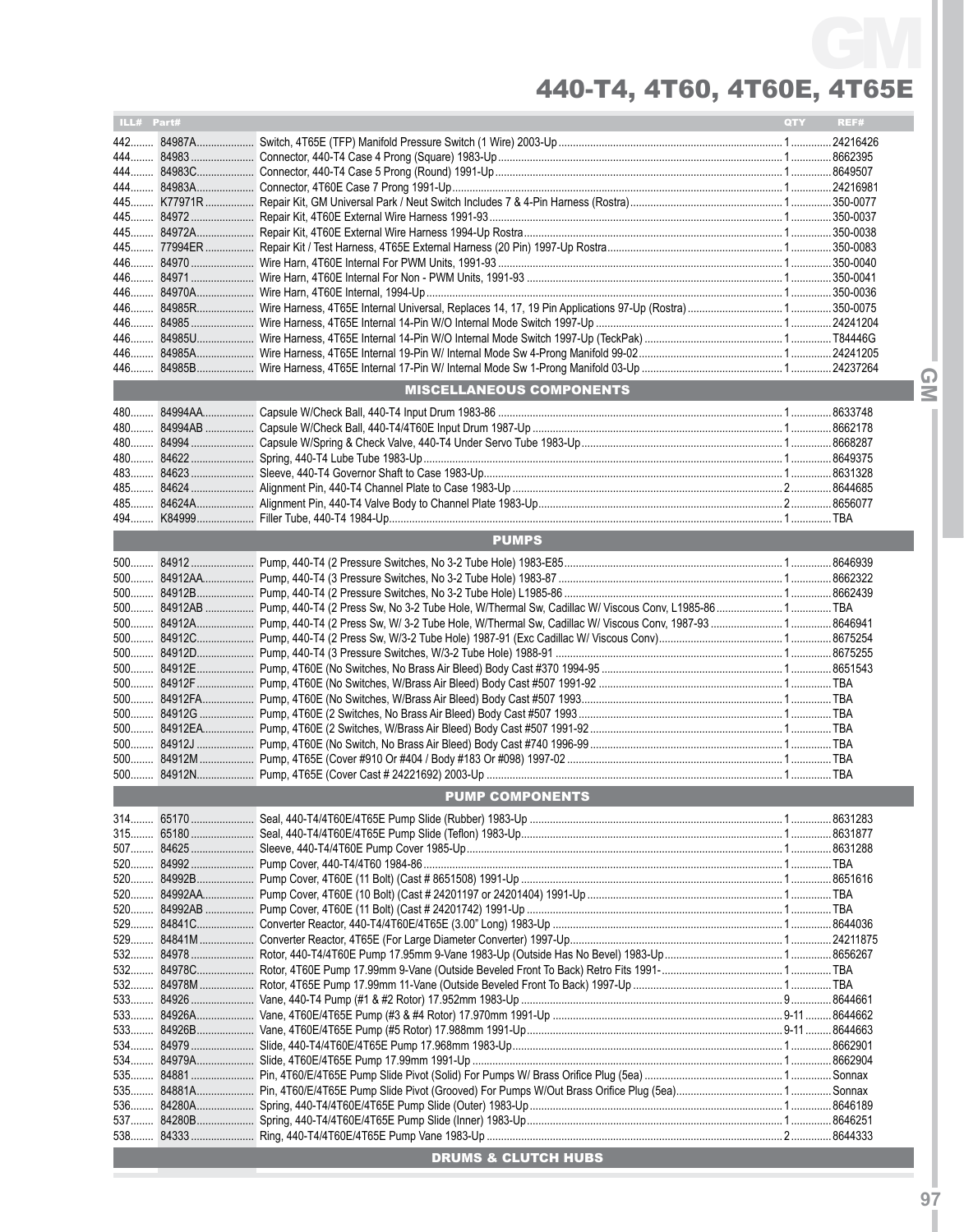# 440-T4, 4T60, 4T60E, 4T65E

| ILL# | Part# | | QTY | REF# |
|---|---|---|---|---|
| 442 | 84987A | Switch, 4T65E (TFP) Manifold Pressure Switch (1 Wire) 2003-Up | 1 | 24216426 |
| 444 | 84983 | Connector, 440-T4 Case 4 Prong (Square) 1983-Up | 1 | 8662395 |
| 444 | 84983C | Connector, 440-T4 Case 5 Prong (Round) 1991-Up | 1 | 8649507 |
| 444 | 84983A | Connector, 4T60E Case 7 Prong 1991-Up | 1 | 24216981 |
| 445 | K77971R | Repair Kit, GM Universal Park / Neut Switch Includes 7 & 4-Pin Harness (Rostra) | 1 | 350-0077 |
| 445 | 84972 | Repair Kit, 4T60E External Wire Harness 1991-93 | 1 | 350-0037 |
| 445 | 84972A | Repair Kit, 4T60E External Wire Harness 1994-Up Rostra | 1 | 350-0038 |
| 445 | 77994ER | Repair Kit / Test Harness, 4T65E External Harness (20 Pin) 1997-Up Rostra | 1 | 350-0083 |
| 446 | 84970 | Wire Harn, 4T60E Internal For PWM Units, 1991-93 | 1 | 350-0040 |
| 446 | 84971 | Wire Harn, 4T60E Internal For Non - PWM Units, 1991-93 | 1 | 350-0041 |
| 446 | 84970A | Wire Harn, 4T60E Internal, 1994-Up | 1 | 350-0036 |
| 446 | 84985R | Wire Harness, 4T65E Internal Universal, Replaces 14, 17, 19 Pin Applications 97-Up (Rostra) | 1 | 350-0075 |
| 446 | 84985 | Wire Harness, 4T65E Internal 14-Pin W/O Internal Mode Switch 1997-Up | 1 | 24241204 |
| 446 | 84985U | Wire Harness, 4T65E Internal 14-Pin W/O Internal Mode Switch 1997-Up (TeckPak) | 1 | T84446G |
| 446 | 84985A | Wire Harness, 4T65E Internal 19-Pin W/ Internal Mode Sw 4-Prong Manifold 99-02 | 1 | 24241205 |
| 446 | 84985B | Wire Harness, 4T65E Internal 17-Pin W/ Internal Mode Sw 1-Prong Manifold 03-Up | 1 | 24237264 |
| | | **MISCELLANEOUS COMPONENTS** | | |
| 480 | 84994AA | Capsule W/Check Ball, 440-T4 Input Drum 1983-86 | 1 | 8633748 |
| 480 | 84994AB | Capsule W/Check Ball, 440-T4/4T60E Input Drum 1987-Up | 1 | 8662178 |
| 480 | 84994 | Capsule W/Spring & Check Valve, 440-T4 Under Servo Tube 1983-Up | 1 | 8668287 |
| 480 | 84622 | Spring, 440-T4 Lube Tube 1983-Up | 1 | 8649375 |
| 483 | 84623 | Sleeve, 440-T4 Governor Shaft to Case 1983-Up | 1 | 8631328 |
| 485 | 84624 | Alignment Pin, 440-T4 Channel Plate to Case 1983-Up | 2 | 8644685 |
| 485 | 84624A | Alignment Pin, 440-T4 Valve Body to Channel Plate 1983-Up | 2 | 8656077 |
| 494 | K84999 | Filler Tube, 440-T4 1984-Up | 1 | TBA |
| | | **PUMPS** | | |
| 500 | 84912 | Pump, 440-T4 (2 Pressure Switches, No 3-2 Tube Hole) 1983-E85 | 1 | 8646939 |
| 500 | 84912AA | Pump, 440-T4 (3 Pressure Switches, No 3-2 Tube Hole) 1983-87 | 1 | 8662322 |
| 500 | 84912B | Pump, 440-T4 (2 Pressure Switches, No 3-2 Tube Hole) L1985-86 | 1 | 8662439 |
| 500 | 84912AB | Pump, 440-T4 (2 Press Sw, No 3-2 Tube Hole, W/Thermal Sw, Cadillac W/ Viscous Conv, L1985-86 | 1 | TBA |
| 500 | 84912A | Pump, 440-T4 (2 Press Sw, W/ 3-2 Tube Hole, W/Thermal Sw, Cadillac W/ Viscous Conv, 1987-93 | 1 | 8646941 |
| 500 | 84912C | Pump, 440-T4 (2 Press Sw, W/3-2 Tube Hole) 1987-91 (Exc Cadillac W/ Viscous Conv) | 1 | 8675254 |
| 500 | 84912D | Pump, 440-T4 (3 Pressure Switches, W/3-2 Tube Hole) 1988-91 | 1 | 8675255 |
| 500 | 84912E | Pump, 4T60E (No Switches, No Brass Air Bleed) Body Cast #370 1994-95 | 1 | 8651543 |
| 500 | 84912F | Pump, 4T60E (No Switches, W/Brass Air Bleed) Body Cast #507 1991-92 | 1 | TBA |
| 500 | 84912FA | Pump, 4T60E (No Switches, W/Brass Air Bleed) Body Cast #507 1993 | 1 | TBA |
| 500 | 84912G | Pump, 4T60E (2 Switches, No Brass Air Bleed) Body Cast #507 1993 | 1 | TBA |
| 500 | 84912EA | Pump, 4T60E (2 Switches, W/Brass Air Bleed) Body Cast #507 1991-92 | 1 | TBA |
| 500 | 84912J | Pump, 4T60E (No Switch, No Brass Air Bleed) Body Cast #740 1996-99 | 1 | TBA |
| 500 | 84912M | Pump, 4T65E (Cover #910 Or #404 / Body #183 Or #098) 1997-02 | 1 | TBA |
| 500 | 84912N | Pump, 4T65E (Cover Cast # 24221692) 2003-Up | 1 | TBA |
| | | **PUMP COMPONENTS** | | |
| 314 | 65170 | Seal, 440-T4/4T60E/4T65E Pump Slide (Rubber) 1983-Up | 1 | 8631283 |
| 315 | 65180 | Seal, 440-T4/4T60E/4T65E Pump Slide (Teflon) 1983-Up | 1 | 8631877 |
| 507 | 84625 | Sleeve, 440-T4/4T60E Pump Cover 1985-Up | 1 | 8631288 |
| 520 | 84992 | Pump Cover, 440-T4/4T60 1984-86 | 1 | TBA |
| 520 | 84992B | Pump Cover, 4T60E (11 Bolt) (Cast # 8651508) 1991-Up | 1 | 8651616 |
| 520 | 84992AA | Pump Cover, 4T60E (10 Bolt) (Cast # 24201197 or 24201404) 1991-Up | 1 | TBA |
| 520 | 84992AB | Pump Cover, 4T60E (11 Bolt) (Cast # 24201742) 1991-Up | 1 | TBA |
| 529 | 84841C | Converter Reactor, 440-T4/4T60E/4T65E (3.00" Long) 1983-Up | 1 | 8644036 |
| 529 | 84841M | Converter Reactor, 4T65E (For Large Diameter Converter) 1997-Up | 1 | 24211875 |
| 532 | 84978 | Rotor, 440-T4/4T60E Pump 17.95mm 9-Vane 1983-Up (Outside Has No Bevel) 1983-Up | 1 | 8656267 |
| 532 | 84978C | Rotor, 4T60E Pump 17.99mm 9-Vane (Outside Beveled Front To Back) Retro Fits 1991- | 1 | TBA |
| 532 | 84978M | Rotor, 4T65E Pump 17.99mm 11-Vane (Outside Beveled Front To Back) 1997-Up | 1 | TBA |
| 533 | 84926 | Vane, 440-T4 Pump (#1 & #2 Rotor) 17.952mm 1983-Up | 9 | 8644661 |
| 533 | 84926A | Vane, 4T60E/4T65E Pump (#3 & #4 Rotor) 17.970mm 1991-Up | 9-11 | 8644662 |
| 533 | 84926B | Vane, 4T60E/4T65E Pump (#5 Rotor) 17.988mm 1991-Up | 9-11 | 8644663 |
| 534 | 84979 | Slide, 440-T4/4T60E/4T65E Pump 17.968mm 1983-Up | 1 | 8662901 |
| 534 | 84979A | Slide, 4T60E/4T65E Pump 17.99mm 1991-Up | 1 | 8662904 |
| 535 | 84881 | Pin, 4T60/E/4T65E Pump Slide Pivot (Solid) For Pumps W/ Brass Orifice Plug (5ea) | 1 | Sonnax |
| 535 | 84881A | Pin, 4T60/E/4T65E Pump Slide Pivot (Grooved) For Pumps W/Out Brass Orifice Plug (5ea) | 1 | Sonnax |
| 536 | 84280A | Spring, 440-T4/4T60E/4T65E Pump Slide (Outer) 1983-Up | 1 | 8646189 |
| 537 | 84280B | Spring, 440-T4/4T60E/4T65E Pump Slide (Inner) 1983-Up | 1 | 8646251 |
| 538 | 84333 | Ring, 440-T4/4T60E/4T65E Pump Vane 1983-Up | 2 | 8644333 |
| | | **DRUMS & CLUTCH HUBS** | | |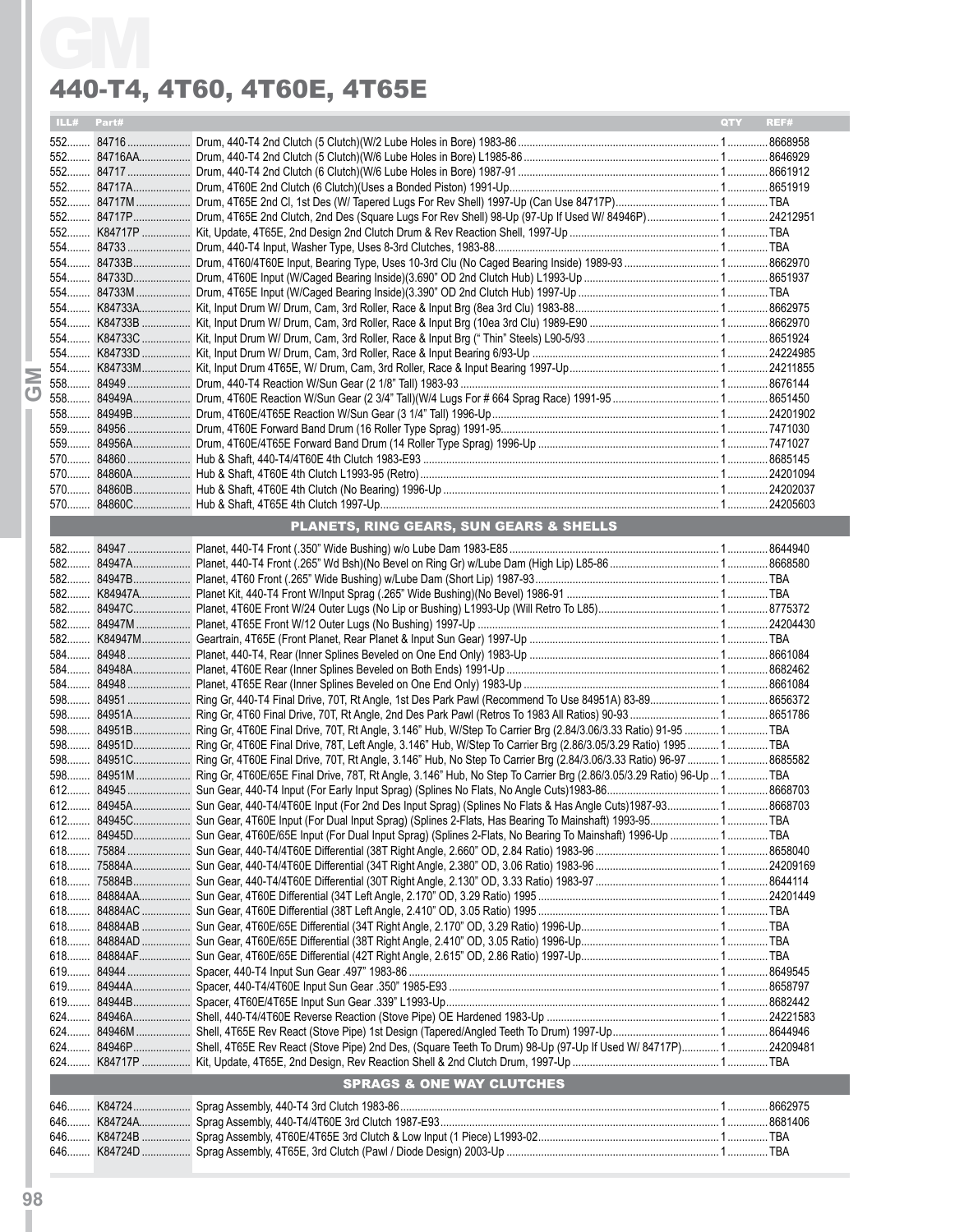# 440-T4, 4T60, 4T60E, 4T65E

| ILL# | Part# | | QTY | REF# |
|---|---|---|---|---|
| 552 | 84716 | Drum, 440-T4 2nd Clutch (5 Clutch)(W/2 Lube Holes in Bore) 1983-86 | 1 | 8668958 |
| 552 | 84716AA | Drum, 440-T4 2nd Clutch (5 Clutch)(W/6 Lube Holes in Bore) L1985-86 | 1 | 8646929 |
| 552 | 84717 | Drum, 440-T4 2nd Clutch (6 Clutch)(W/6 Lube Holes in Piston) 1987-91 | 1 | 8661912 |
| 552 | 84717A | Drum, 4T60E 2nd Clutch (6 Clutch)(Uses a Bonded Piston) 1991-Up | 1 | 8651919 |
| 552 | 84717M | Drum, 4T65E 2nd Cl, 1st Des (W/ Tapered Lugs For Rev Shell) 1997-Up (Can Use 84717P) | 1 | TBA |
| 552 | 84717P | Drum, 4T65E 2nd Clutch, 2nd Des (Square Lugs For Rev Shell) 98-Up (97-Up If Used W/ 84946P) | 1 | 24212951 |
| 552 | K84717P | Kit, Update, 4T65E, 2nd Design 2nd Clutch Drum & Rev Reaction Shell, 1997-Up | 1 | TBA |
| 554 | 84733 | Drum, 440-T4 Input, Washer Type, Uses 8-3rd Clutches, 1983-88 | 1 | TBA |
| 554 | 84733B | Drum, 4T60/4T60E Input, Bearing Type, Uses 10-3rd Clu (No Caged Bearing Inside) 1989-93 | 1 | 8662970 |
| 554 | 84733D | Drum, 4T60E Input (W/Caged Bearing Inside)(3.690" OD 2nd Clutch Hub) L1993-Up | 1 | 8651937 |
| 554 | 84733M | Drum, 4T65E Input (W/Caged Bearing Inside)(3.390" OD 2nd Clutch Hub) 1997-Up | 1 | TBA |
| 554 | K84733A | Kit, Input Drum W/ Drum, Cam, 3rd Roller, Race & Input Brg (8ea 3rd Clu) 1983-88 | 1 | 8662975 |
| 554 | K84733B | Kit, Input Drum W/ Drum, Cam, 3rd Roller, Race & Input Brg (10ea 3rd Clu) 1989-E90 | 1 | 8662970 |
| 554 | K84733C | Kit, Input Drum W/ Drum, Cam, 3rd Roller, Race & Input Brg (" Thin" Steels) L90-5/93 | 1 | 8651924 |
| 554 | K84733D | Kit, Input Drum W/ Drum, Cam, 3rd Roller, Race & Input Bearing 6/93-Up | 1 | 24224985 |
| 554 | K84733M | Kit, Input Drum 4T65E, W/ Drum, Cam, 3rd Roller, Race & Input Bearing 1997-Up | 1 | 24211855 |
| 558 | 84949 | Drum, 440-T4 Reaction W/Sun Gear (2 1/8" Tall) 1983-93 | 1 | 8676144 |
| 558 | 84949A | Drum, 4T60E Reaction W/Sun Gear (2 3/4" Tall)(W/4 Lugs For # 664 Sprag Race) 1991-95 | 1 | 8651450 |
| 558 | 84949B | Drum, 4T60E/4T65E Reaction W/Sun Gear (3 1/4" Tall) 1996-Up | 1 | 24201902 |
| 559 | 84956 | Drum, 4T60E Forward Band Drum (16 Roller Type Sprag) 1991-95 | 1 | 7471030 |
| 559 | 84956A | Drum, 4T60E/4T65E Forward Band Drum (14 Roller Type Sprag) 1996-Up | 1 | 7471027 |
| 570 | 84860 | Hub & Shaft, 440-T4/4T60E 4th Clutch 1983-E93 | 1 | 8685145 |
| 570 | 84860A | Hub & Shaft, 4T60E 4th Clutch L1993-95 (Retro) | 1 | 24201094 |
| 570 | 84860B | Hub & Shaft, 4T60E 4th Clutch (No Bearing) 1996-Up | 1 | 24202037 |
| 570 | 84860C | Hub & Shaft, 4T65E 4th Clutch 1997-Up | 1 | 24205603 |
| | | **PLANETS, RING GEARS, SUN GEARS & SHELLS** | | |
| 582 | 84947 | Planet, 440-T4 Front (.350" Wide Bushing) w/o Lube Dam 1983-E85 | 1 | 8644940 |
| 582 | 84947A | Planet, 440-T4 Front (.265" Wd Bsh)(No Bevel on Ring Gr) w/Lube Dam (High Lip) L85-86 | 1 | 8668580 |
| 582 | 84947B | Planet, 4T60 Front (.265" Wide Bushing) w/Lube Dam (Short Lip) 1987-93 | 1 | TBA |
| 582 | K84947A | Planet Kit, 440-T4 Front W/Input Sprag (.265" Wide Bushing)(No Bevel) 1986-91 | 1 | TBA |
| 582 | 84947C | Planet, 4T60E Front W/24 Outer Lugs (No Lip or Bushing) L1993-Up (Will Retro To L85) | 1 | 8775372 |
| 582 | 84947M | Planet, 4T65E Front W/12 Outer Lugs (No Bushing) 1997-Up | 1 | 24204430 |
| 582 | K84947M | Geartrain, 4T65E (Front Planet, Rear Planet & Input Sun Gear) 1997-Up | 1 | TBA |
| 584 | 84948 | Planet, 440-T4, Rear (Inner Splines Beveled on One End Only) 1983-Up | 1 | 8661084 |
| 584 | 84948A | Planet, 4T60E Rear (Inner Splines Beveled on Both Ends) 1991-Up | 1 | 8682462 |
| 584 | 84948 | Planet, 4T65E Rear (Inner Splines Beveled on One End Only) 1983-Up | 1 | 8661084 |
| 598 | 84951 | Ring Gr, 440-T4 Final Drive, 70T, Rt Angle, 1st Des Park Pawl (Recommend To Use 84951A) 83-89 | 1 | 8656372 |
| 598 | 84951A | Ring Gr, 4T60 Final Drive, 70T, Rt Angle, 2nd Des Park Pawl (Retros To 1983 All Ratios) 90-93 | 1 | 8651786 |
| 598 | 84951B | Ring Gr, 4T60E Final Drive, 70T, Rt Angle, 3.146" Hub, W/Step To Carrier Brg (2.84/3.06/3.33 Ratio) 91-95 | 1 | TBA |
| 598 | 84951D | Ring Gr, 4T60E Final Drive, 78T, Left Angle, 3.146" Hub, W/Step To Carrier Brg (2.86/3.05/3.29 Ratio) 1995 | 1 | TBA |
| 598 | 84951C | Ring Gr, 4T60E Final Drive, 70T, Rt Angle, 3.146" Hub, No Step To Carrier Brg (2.84/3.06/3.33 Ratio) 96-97 | 1 | 8685582 |
| 598 | 84951M | Ring Gr, 4T60E/65E Final Drive, 78T, Rt Angle, 3.146" Hub, No Step To Carrier Brg (2.86/3.05/3.29 Ratio) 96-Up | 1 | TBA |
| 612 | 84945 | Sun Gear, 440-T4 Input (For Early Input Sprag) (Splines No Flats, No Angle Cuts)1983-86 | 1 | 8668703 |
| 612 | 84945A | Sun Gear, 440-T4/4T60E Input (For 2nd Des Input Sprag) (Splines No Flats & Has Angle Cuts)1987-93 | 1 | 8668703 |
| 612 | 84945C | Sun Gear, 4T60E Input (For Dual Input Sprag) (Splines 2-Flats, Has Bearing To Mainshaft) 1993-95 | 1 | TBA |
| 612 | 84945D | Sun Gear, 4T60E/65E Input (For Dual Input Sprag) (Splines 2-Flats, No Bearing To Mainshaft) 1996-Up | 1 | TBA |
| 618 | 75884 | Sun Gear, 440-T4/4T60E Differential (38T Right Angle, 2.660" OD, 2.84 Ratio) 1983-96 | 1 | 8658040 |
| 618 | 75884A | Sun Gear, 440-T4/4T60E Differential (34T Right Angle, 2.380" OD, 3.06 Ratio) 1983-96 | 1 | 24209169 |
| 618 | 75884B | Sun Gear, 440-T4/4T60E Differential (30T Right Angle, 2.130" OD, 3.33 Ratio) 1983-97 | 1 | 8644114 |
| 618 | 84884AA | Sun Gear, 4T60E Differential (34T Left Angle, 2.170" OD, 3.29 Ratio) 1995 | 1 | 24201449 |
| 618 | 84884AC | Sun Gear, 4T60E Differential (38T Left Angle, 2.410" OD, 3.05 Ratio) 1995 | 1 | TBA |
| 618 | 84884AB | Sun Gear, 4T60E/65E Differential (34T Right Angle, 2.170" OD, 3.29 Ratio) 1996-Up | 1 | TBA |
| 618 | 84884AD | Sun Gear, 4T60E/65E Differential (38T Right Angle, 2.410" OD, 3.05 Ratio) 1996-Up | 1 | TBA |
| 618 | 84884AF | Sun Gear, 4T60E/65E Differential (42T Right Angle, 2.615" OD, 2.86 Ratio) 1997-Up | 1 | TBA |
| 619 | 84944 | Spacer, 440-T4 Input Sun Gear .497" 1983-86 | 1 | 8649545 |
| 619 | 84944A | Spacer, 440-T4/4T60E Input Sun Gear .350" 1985-E93 | 1 | 8658797 |
| 619 | 84944B | Spacer, 4T60E/4T65E Input Sun Gear .339" L1993-Up | 1 | 8682442 |
| 624 | 84946A | Shell, 440-T4/4T60E Reverse Reaction (Stove Pipe) OE Hardened 1983-Up | 1 | 24221583 |
| 624 | 84946M | Shell, 4T65E Rev React (Stove Pipe) 1st Design (Tapered/Angled Teeth To Drum) 1997-Up | 1 | 8644946 |
| 624 | 84946P | Shell, 4T65E Rev React (Stove Pipe) 2nd Des, (Square Teeth To Drum) 98-Up (97-Up If Used W/ 84717P) | 1 | 24209481 |
| 624 | K84717P | Kit, Update, 4T65E, 2nd Design, Rev Reaction Shell & 2nd Clutch Drum, 1997-Up | 1 | TBA |
| | | **SPRAGS & ONE WAY CLUTCHES** | | |
| 646 | K84724 | Sprag Assembly, 440-T4 3rd Clutch 1983-86 | 1 | 8662975 |
| 646 | K84724A | Sprag Assembly, 440-T4/4T60E 3rd Clutch 1987-E93 | 1 | 8681406 |
| 646 | K84724B | Sprag Assembly, 4T60E/4T65E 3rd Clutch & Low Input (1 Piece) L1993-02 | 1 | TBA |
| 646 | K84724D | Sprag Assembly, 4T65E, 3rd Clutch (Pawl / Diode Design) 2003-Up | 1 | TBA |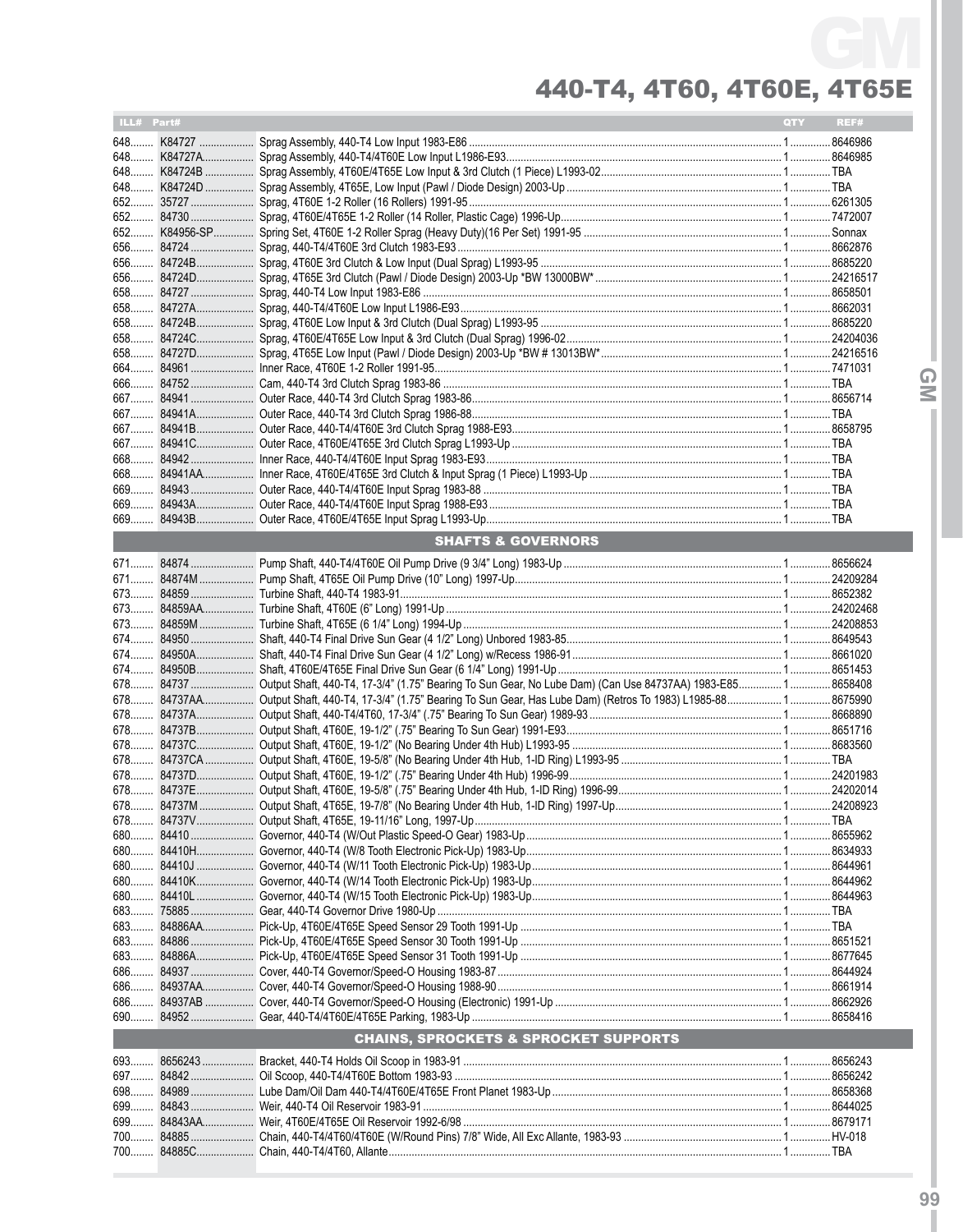# 440-T4, 4T60, 4T60E, 4T65E

| ILL# | Part# | | QTY | REF# |
|---|---|---|---|---|
| 648 | K84727 | Sprag Assembly, 440-T4 Low Input 1983-E86 | 1 | 8646986 |
| 648 | K84727A | Sprag Assembly, 440-T4/4T60E Low Input L1986-E93 | 1 | 8646985 |
| 648 | K84724B | Sprag Assembly, 4T60E/4T65E Low Input & 3rd Clutch (1 Piece) L1993-02 | 1 | TBA |
| 648 | K84724D | Sprag Assembly, 4T65E, Low Input (Pawl / Diode Design) 2003-Up | 1 | TBA |
| 652 | 35727 | Sprag, 4T60E 1-2 Roller (16 Rollers) 1991-95 | 1 | 6261305 |
| 652 | 84730 | Sprag, 4T60E/4T65E 1-2 Roller (14 Roller, Plastic Cage) 1996-Up | 1 | 7472007 |
| 652 | K84956-SP | Spring Set, 4T60E 1-2 Roller Sprag (Heavy Duty)(16 Per Set) 1991-95 | 1 | Sonnax |
| 656 | 84724 | Sprag, 440-T4/4T60E 3rd Clutch 1983-E93 | 1 | 8662876 |
| 656 | 84724B | Sprag, 4T60E 3rd Clutch & Low Input (Dual Sprag) L1993-95 | 1 | 8685220 |
| 656 | 84724D | Sprag, 4T65E 3rd Clutch (Pawl / Diode Design) 2003-Up *BW 13000BW* | 1 | 24216517 |
| 658 | 84727 | Sprag, 440-T4 Low Input 1983-E86 | 1 | 8658501 |
| 658 | 84727A | Sprag, 440-T4/4T60E Low Input L1986-E93 | 1 | 8662031 |
| 658 | 84724B | Sprag, 4T60E Low Input & 3rd Clutch (Dual Sprag) L1993-95 | 1 | 8685220 |
| 658 | 84724C | Sprag, 4T60E/4T65E Low Input & 3rd Clutch (Dual Sprag) 1996-02 | 1 | 24204036 |
| 658 | 84727D | Sprag, 4T65E Low Input (Pawl / Diode Design) 2003-Up *BW # 13013BW* | 1 | 24216516 |
| 664 | 84961 | Inner Race, 4T60E 1-2 Roller 1991-95 | 1 | 7471031 |
| 666 | 84752 | Cam, 440-T4 3rd Clutch Sprag 1983-86 | 1 | TBA |
| 667 | 84941 | Outer Race, 440-T4 3rd Clutch Sprag 1983-86 | 1 | 8656714 |
| 667 | 84941A | Outer Race, 440-T4 3rd Clutch Sprag 1986-88 | 1 | TBA |
| 667 | 84941B | Outer Race, 440-T4/4T60E 3rd Clutch Sprag 1988-E93 | 1 | 8658795 |
| 667 | 84941C | Outer Race, 4T60E/4T65E 3rd Clutch Sprag L1993-Up | 1 | TBA |
| 668 | 84942 | Inner Race, 440-T4/4T60E Input Sprag 1983-E93 | 1 | TBA |
| 668 | 84941AA | Inner Race, 4T60E/4T65E 3rd Clutch & Input Sprag (1 Piece) L1993-Up | 1 | TBA |
| 669 | 84943 | Outer Race, 440-T4/4T60E Input Sprag 1983-88 | 1 | TBA |
| 669 | 84943A | Outer Race, 440-T4/4T60E Input Sprag 1988-E93 | 1 | TBA |
| 669 | 84943B | Outer Race, 4T60E/4T65E Input Sprag L1993-Up | 1 | TBA |
| | | **SHAFTS & GOVERNORS** | | |
| 671 | 84874 | Pump Shaft, 440-T4/4T60E Oil Pump Drive (9 3/4" Long) 1983-Up | 1 | 8656624 |
| 671 | 84874M | Pump Shaft, 4T65E Oil Pump Drive (10" Long) 1997-Up | 1 | 24209284 |
| 673 | 84859 | Turbine Shaft, 440-T4 1983-91 | 1 | 8652382 |
| 673 | 84859AA | Turbine Shaft, 4T60E (6" Long) 1991-Up | 1 | 24202468 |
| 673 | 84859M | Turbine Shaft, 4T65E (6 1/4" Long) 1994-Up | 1 | 24208853 |
| 674 | 84950 | Shaft, 440-T4 Final Drive Sun Gear (4 1/2" Long) Unbored 1983-85 | 1 | 8649543 |
| 674 | 84950A | Shaft, 440-T4 Final Drive Sun Gear (4 1/2" Long) w/Recess 1986-91 | 1 | 8661020 |
| 674 | 84950B | Shaft, 4T60E/4T65E Final Drive Sun Gear (6 1/4" Long) 1991-Up | 1 | 8651453 |
| 678 | 84737 | Output Shaft, 440-T4, 17-3/4" (1.75" Bearing To Sun Gear, No Lube Dam) (Can Use 84737AA) 1983-E85 | 1 | 8658408 |
| 678 | 84737AA | Output Shaft, 440-T4, 17-3/4" (1.75" Bearing To Sun Gear, Has Lube Dam) (Retros To 1983) L1985-88 | 1 | 8675990 |
| 678 | 84737A | Output Shaft, 440-T4/4T60, 17-3/4" (.75" Bearing To Sun Gear) 1989-93 | 1 | 8668890 |
| 678 | 84737B | Output Shaft, 4T60E, 19-1/2" (.75" Bearing To Sun Gear) 1991-E93 | 1 | 8651716 |
| 678 | 84737C | Output Shaft, 4T60E, 19-1/2" (No Bearing Under 4th Hub) L1993-95 | 1 | 8683560 |
| 678 | 84737CA | Output Shaft, 4T60E, 19-5/8" (No Bearing Under 4th Hub, 1-ID Ring) L1993-95 | 1 | TBA |
| 678 | 84737D | Output Shaft, 4T60E, 19-1/2" (.75" Bearing Under 4th Hub) 1996-99 | 1 | 24201983 |
| 678 | 84737E | Output Shaft, 4T60E, 19-5/8" (.75" Bearing Under 4th Hub, 1-ID Ring) 1996-99 | 1 | 24202014 |
| 678 | 84737M | Output Shaft, 4T65E, 19-7/8" (No Bearing Under 4th Hub, 1-ID Ring) 1997-Up | 1 | 24208923 |
| 678 | 84737V | Output Shaft, 4T65E, 19-11/16" Long, 1997-Up | 1 | TBA |
| 680 | 84410 | Governor, 440-T4 (W/Out Plastic Speed-O Gear) 1983-Up | 1 | 8655962 |
| 680 | 84410H | Governor, 440-T4 (W/8 Tooth Electronic Pick-Up) 1983-Up | 1 | 8634933 |
| 680 | 84410J | Governor, 440-T4 (W/11 Tooth Electronic Pick-Up) 1983-Up | 1 | 8644961 |
| 680 | 84410K | Governor, 440-T4 (W/14 Tooth Electronic Pick-Up) 1983-Up | 1 | 8644962 |
| 680 | 84410L | Governor, 440-T4 (W/15 Tooth Electronic Pick-Up) 1983-Up | 1 | 8644963 |
| 683 | 75885 | Gear, 440-T4 Governor Drive 1980-Up | 1 | TBA |
| 683 | 84886AA | Pick-Up, 4T60E/4T65E Speed Sensor 29 Tooth 1991-Up | 1 | TBA |
| 683 | 84886 | Pick-Up, 4T60E/4T65E Speed Sensor 30 Tooth 1991-Up | 1 | 8651521 |
| 683 | 84886A | Pick-Up, 4T60E/4T65E Speed Sensor 31 Tooth 1991-Up | 1 | 8677645 |
| 686 | 84937 | Cover, 440-T4 Governor/Speed-O Housing 1983-87 | 1 | 8644924 |
| 686 | 84937AA | Cover, 440-T4 Governor/Speed-O Housing 1988-90 | 1 | 8661914 |
| 686 | 84937AB | Cover, 440-T4 Governor/Speed-O Housing (Electronic) 1991-Up | 1 | 8662926 |
| 690 | 84952 | Gear, 440-T4/4T60E/4T65E Parking, 1983-Up | 1 | 8658416 |
| | | **CHAINS, SPROCKETS & SPROCKET SUPPORTS** | | |
| 693 | 8656243 | Bracket, 440-T4 Holds Oil Scoop in 1983-91 | 1 | 8656243 |
| 697 | 84842 | Oil Scoop, 440-T4/4T60E Bottom 1983-93 | 1 | 8656242 |
| 698 | 84989 | Lube Dam/Oil Dam 440-T4/4T60E/4T65E Front Planet 1983-Up | 1 | 8658368 |
| 699 | 84843 | Weir, 440-T4 Oil Reservoir 1983-91 | 1 | 8644025 |
| 699 | 84843AA | Weir, 4T60E/4T65E Oil Reservoir 1992-6/98 | 1 | 8679171 |
| 700 | 84885 | Chain, 440-T4/4T60/4T60E (W/Round Pins) 7/8" Wide, All Exc Allante, 1983-93 | 1 | HV-018 |
| 700 | 84885C | Chain, 440-T4/4T60, Allante | 1 | TBA |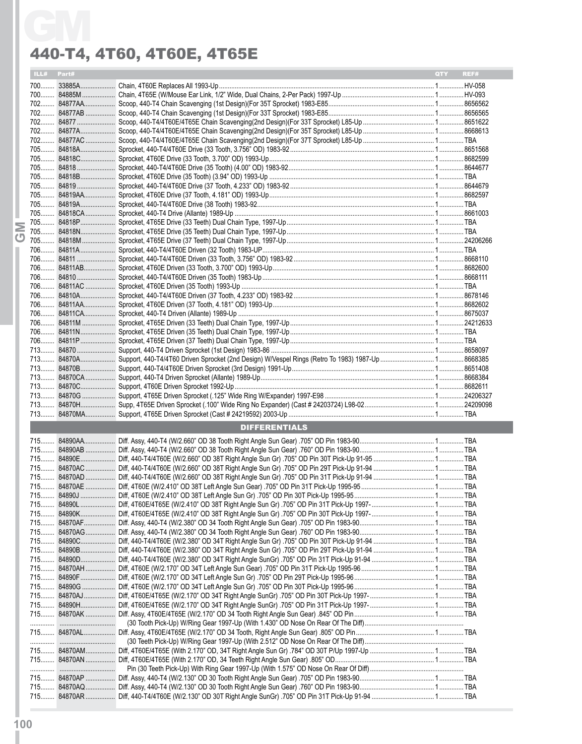# 440-T4, 4T60, 4T60E, 4T65E

| ILL# | Part# | | QTY | REF# |
|---|---|---|---|---|
| 700 | 33885A | Chain, 4T60E Replaces All 1993-Up | 1 | HV-058 |
| 700 | 84885M | Chain, 4T65E (W/Mouse Ear Link, 1/2" Wide, Dual Chains, 2-Per Pack) 1997-Up | 1 | HV-093 |
| 702 | 84877AA | Scoop, 440-T4 Chain Scavenging (1st Design)(For 35T Sprocket) 1983-E85 | 1 | 8656562 |
| 702 | 84877AB | Scoop, 440-T4 Chain Scavenging (1st Design)(For 33T Sprocket) 1983-E85 | 1 | 8656565 |
| 702 | 84877 | Scoop, 440-T4/4T60E/4T65E Chain Scavenging(2nd Design)(For 33T Sprocket) L85-Up | 1 | 8651622 |
| 702 | 84877A | Scoop, 440-T4/4T60E/4T65E Chain Scavenging(2nd Design)(For 35T Sprocket) L85-Up | 1 | 8668613 |
| 702 | 84877AC | Scoop, 440-T4/4T60E/4T65E Chain Scavenging(2nd Design)(For 37T Sprocket) L85-Up | 1 | TBA |
| 705 | 84818A | Sprocket, 440-T4/4T60E Drive (33 Tooth, 3.756" OD) 1983-92 | 1 | 8651568 |
| 705 | 84818C | Sprocket, 4T60E Drive (33 Tooth, 3.700" OD) 1993-Up | 1 | 8682599 |
| 705 | 84818 | Sprocket, 440-T4/4T60E Drive (35 Tooth) (4.00" OD) 1983-92 | 1 | 8644677 |
| 705 | 84818B | Sprocket, 4T60E Drive (35 Tooth) (3.94" OD) 1993-Up | 1 | TBA |
| 705 | 84819 | Sprocket, 440-T4/4T60E Drive (37 Tooth, 4.233" OD) 1983-92 | 1 | 8644679 |
| 705 | 84819AA | Sprocket, 4T60E Drive (37 Tooth, 4.181" OD) 1993-Up | 1 | 8682597 |
| 705 | 84819A | Sprocket, 440-T4/4T60E Drive (38 Tooth) 1983-92 | 1 | TBA |
| 705 | 84818CA | Sprocket, 440-T4 Drive (Allante) 1989-Up | 1 | 8661003 |
| 705 | 84818P | Sprocket, 4T65E Drive (33 Teeth) Dual Chain Type, 1997-Up | 1 | TBA |
| 705 | 84818N | Sprocket, 4T65E Drive (35 Teeth) Dual Chain Type, 1997-Up | 1 | TBA |
| 705 | 84818M | Sprocket, 4T65E Drive (37 Teeth) Dual Chain Type, 1997-Up | 1 | 24206266 |
| 706 | 84811A | Sprocket, 440-T4/4T60E Driven (32 Tooth) 1983-UP | 1 | TBA |
| 706 | 84811 | Sprocket, 440-T4/4T60E Driven (33 Tooth, 3.756" OD) 1983-92 | 1 | 8668110 |
| 706 | 84811AB | Sprocket, 4T60E Driven (33 Tooth, 3.700" OD) 1993-Up | 1 | 8682600 |
| 706 | 84810 | Sprocket, 440-T4/4T60E Driven (35 Tooth) 1983-Up | 1 | 8668111 |
| 706 | 84811AC | Sprocket, 4T60E Driven (35 Tooth) 1993-Up | 1 | TBA |
| 706 | 84810A | Sprocket, 440-T4/4T60E Driven (37 Tooth, 4.233" OD) 1983-92 | 1 | 8678146 |
| 706 | 84811AA | Sprocket, 4T60E Driven (37 Tooth, 4.181" OD) 1993-Up | 1 | 8682602 |
| 706 | 84811CA | Sprocket, 440-T4 Driven (Allante) 1989-Up | 1 | 8675037 |
| 706 | 84811M | Sprocket, 4T65E Driven (33 Teeth) Dual Chain Type, 1997-Up | 1 | 24212633 |
| 706 | 84811N | Sprocket, 4T65E Driven (35 Teeth) Dual Chain Type, 1997-Up | 1 | TBA |
| 706 | 84811P | Sprocket, 4T65E Driven (37 Teeth) Dual Chain Type, 1997-Up | 1 | TBA |
| 713 | 84870 | Support, 440-T4 Driven Sprocket (1st Design) 1983-86 | 1 | 8658097 |
| 713 | 84870A | Support, 440-T4/4T60 Driven Sprocket (2nd Design) W/Vespel Rings (Retro To 1983) 1987-Up | 1 | 8668385 |
| 713 | 84870B | Support, 440-T4/4T60E Driven Sprocket (3rd Design) 1991-Up | 1 | 8651408 |
| 713 | 84870CA | Support, 440-T4 Driven Sprocket (Allante) 1989-Up | 1 | 8668384 |
| 713 | 84870C | Support, 4T60E Driven Sprocket 1992-Up | 1 | 8682611 |
| 713 | 84870G | Support, 4T65E Driven Sprocket (.125" Wide Ring W/Expander) 1997-E98 | 1 | 24206327 |
| 713 | 84870H | Supp, 4T65E Driven Sprocket (.100" Wide Ring No Expander) (Cast # 24203724) L98-02 | 1 | 24209098 |
| 713 | 84870MA | Support, 4T65E Driven Sprocket (Cast # 24219592) 2003-Up | 1 | TBA |

## DIFFERENTIALS

| ILL# | Part# | | QTY | REF# |
|---|---|---|---|---|
| 715 | 84890AA | Diff. Assy, 440-T4 (W/2.660" OD 38 Tooth Right Angle Sun Gear) .705" OD Pin 1983-90 | 1 | TBA |
| 715 | 84890AB | Diff. Assy, 440-T4 (W/2.660" OD 38 Tooth Right Angle Sun Gear) .760" OD Pin 1983-90 | 1 | TBA |
| 715 | 84890E | Diff, 440-T4/4T60E (W/2.660" OD 38T Right Angle Sun Gr) .705" OD Pin 30T Pick-Up 91-95 | 1 | TBA |
| 715 | 84870AC | Diff, 440-T4/4T60E (W/2.660" OD 38T Right Angle Sun Gr) .705" OD Pin 29T Pick-Up 91-94 | 1 | TBA |
| 715 | 84870AD | Diff, 440-T4/4T60E (W/2.660" OD 38T Right Angle Sun Gr) .705" OD Pin 31T Pick-Up 91-94 | 1 | TBA |
| 715 | 84870AE | Diff, 4T60E (W/2.410" OD 38T Left Angle Sun Gear) .705" OD Pin 31T Pick-Up 1995-95 | 1 | TBA |
| 715 | 84890J | Diff, 4T60E (W/2.410" OD 38T Left Angle Sun Gr) .705" OD Pin 30T Pick-Up 1995-95 | 1 | TBA |
| 715 | 84890L | Diff, 4T60E/4T65E (W/2.410" OD 38T Right Angle Sun Gr) .705" OD Pin 31T Pick-Up 1997- | 1 | TBA |
| 715 | 84890K | Diff, 4T60E/4T65E (W/2.410" OD 38T Right Angle Sun Gr) .705" OD Pin 30T Pick-Up 1997- | 1 | TBA |
| 715 | 84870AF | Diff. Assy, 440-T4 (W/2.380" OD 34 Tooth Right Angle Sun Gear) .705" OD Pin 1983-90 | 1 | TBA |
| 715 | 84870AG | Diff. Assy, 440-T4 (W/2.380" OD 34 Tooth Right Angle Sun Gear) .760" OD Pin 1983-90 | 1 | TBA |
| 715 | 84890C | Diff, 440-T4/4T60E (W/2.380" OD 34T Right Angle Sun Gr) .705" OD Pin 30T Pick-Up 91-94 | 1 | TBA |
| 715 | 84890B | Diff, 440-T4/4T60E (W/2.380" OD 34T Right Angle Sun Gr) .705" OD Pin 29T Pick-Up 91-94 | 1 | TBA |
| 715 | 84890D | Diff, 440-T4/4T60E (W/2.380" OD 34T Right Angle SunGr) .705" OD Pin 31T Pick-Up 91-94 | 1 | TBA |
| 715 | 84870AH | Diff, 4T60E (W/2.170" OD 34T Left Angle Sun Gear) .705" OD Pin 31T Pick-Up 1995-96 | 1 | TBA |
| 715 | 84890F | Diff, 4T60E (W/2.170" OD 34T Left Angle Sun Gr) .705" OD Pin 29T Pick-Up 1995-96 | 1 | TBA |
| 715 | 84890G | Diff, 4T60E (W/2.170" OD 34T Left Angle Sun Gr) .705" OD Pin 30T Pick-Up 1995-96 | 1 | TBA |
| 715 | 84870AJ | Diff, 4T60E/4T65E (W/2.170" OD 34T Right Angle SunGr) .705" OD Pin 30T Pick-Up 1997- | 1 | TBA |
| 715 | 84890H | Diff, 4T60E/4T65E (W/2.170" OD 34T Right Angle SunGr) .705" OD Pin 31T Pick-Up 1997- | 1 | TBA |
| 715 | 84870AK | Diff. Assy, 4T60E/4T65E (W/2.170" OD 34 Tooth Right Angle Sun Gear) .845" OD Pin | 1 | TBA |
| | | (30 Tooth Pick-Up) W/Ring Gear 1997-Up (With 1.430" OD Nose On Rear Of The Diff) | | |
| 715 | 84870AL | Diff. Assy, 4T60E/4T65E (W/2.170" OD 34 Tooth, Right Angle Sun Gear) .805" OD Pin | 1 | TBA |
| | | (30 Teeth Pick-Up) W/Ring Gear 1997-Up (With 2.512" OD Nose On Rear Of The Diff) | | |
| 715 | 84870AM | Diff, 4T60E/4T65E (With 2.170" OD, 34T Right Angle Sun Gr) .784" OD 30T P/Up 1997-Up | 1 | TBA |
| 715 | 84870AN | Diff, 4T60E/4T65E (With 2.170" OD, 34 Teeth Right Angle Sun Gear) .805" OD | 1 | TBA |
| | | Pin (30 Teeth Pick-Up) With Ring Gear 1997-Up (With 1.575" OD Nose On Rear Of Diff) | | |
| 715 | 84870AP | Diff. Assy, 440-T4 (W/2.130" OD 30 Tooth Right Angle Sun Gear) .705" OD Pin 1983-90 | 1 | TBA |
| 715 | 84870AQ | Diff. Assy, 440-T4 (W/2.130" OD 30 Tooth Right Angle Sun Gear) .760" OD Pin 1983-90 | 1 | TBA |
| 715 | 84870AR | Diff, 440-T4/4T60E (W/2.130" OD 30T Right Angle SunGr) .705" OD Pin 31T Pick-Up 91-94 | 1 | TBA |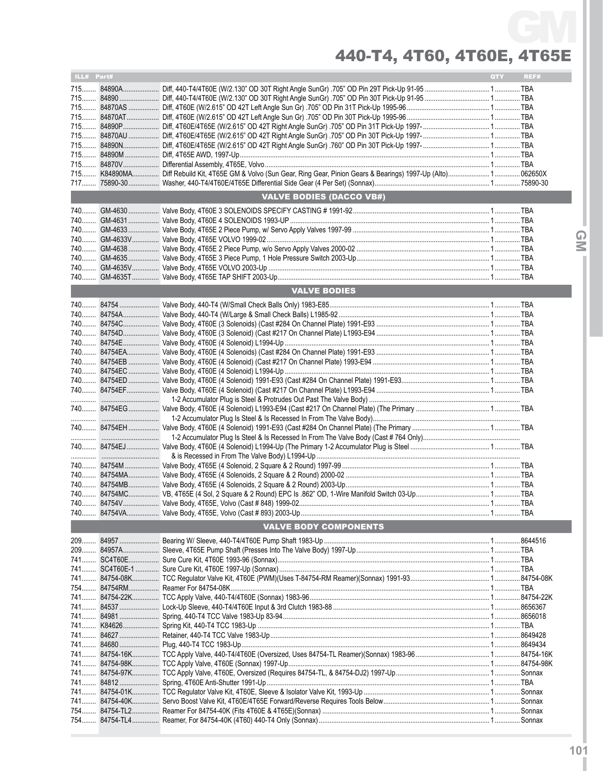# 440-T4, 4T60, 4T60E, 4T65E

| ILL# | Part# | | QTY | REF# |
|---|---|---|---|---|
| 715 | 84890A | Diff, 440-T4/4T60E (W/2.130" OD 30T Right Angle SunGr) .705" OD Pin 29T Pick-Up 91-95 | 1 | TBA |
| 715 | 84890 | Diff, 440-T4/4T60E (W/2.130" OD 30T Right Angle SunGr) .705" OD Pin 30T Pick-Up 91-95 | 1 | TBA |
| 715 | 84870AS | Diff, 4T60E (W/2.615" OD 42T Left Angle Sun Gr) .705" OD Pin 31T Pick-Up 1995-96 | 1 | TBA |
| 715 | 84870AT | Diff, 4T60E (W/2.615" OD 42T Left Angle Sun Gr) .705" OD Pin 30T Pick-Up 1995-96 | 1 | TBA |
| 715 | 84890P | Diff, 4T60E/4T65E (W/2.615" OD 42T Right Angle SunGr) .705" OD Pin 31T Pick-Up 1997- | 1 | TBA |
| 715 | 84870AU | Diff, 4T60E/4T65E (W/2.615" OD 42T Right Angle SunGr) .705" OD Pin 30T Pick-Up 1997- | 1 | TBA |
| 715 | 84890N | Diff, 4T60E/4T65E (W/2.615" OD 42T Right Angle SunGr) .760" OD Pin 30T Pick-Up 1997- | 1 | TBA |
| 715 | 84890M | Diff, 4T65E AWD, 1997-Up | 1 | TBA |
| 715 | 84870V | Differential Assembly, 4T65E, Volvo | 1 | TBA |
| 715 | K84890MA | Diff Rebuild Kit, 4T65E GM & Volvo (Sun Gear, Ring Gear, Pinion Gears & Bearings) 1997-Up (Alto) | 1 | 062650X |
| 717 | 75890-30 | Washer, 440-T4/4T60E/4T65E Differential Side Gear (4 Per Set) (Sonnax) | 1 | 75890-30 |
| | | **VALVE BODIES (DACCO VB#)** | | |
| 740 | GM-4630 | Valve Body, 4T60E 3 SOLENOIDS SPECIFY CASTING # 1991-92 | 1 | TBA |
| 740 | GM-4631 | Valve Body, 4T60E 4 SOLENOIDS 1993-UP | 1 | TBA |
| 740 | GM-4633 | Valve Body, 4T65E 2 Piece Pump, w/ Servo Apply Valves 1997-99 | 1 | TBA |
| 740 | GM-4633V | Valve Body, 4T65E VOLVO 1999-02 | 1 | TBA |
| 740 | GM-4638 | Valve Body, 4T65E 2 Piece Pump, w/o Servo Apply Valves 2000-02 | 1 | TBA |
| 740 | GM-4635 | Valve Body, 4T65E 3 Piece Pump, 1 Hole Pressure Switch 2003-Up | 1 | TBA |
| 740 | GM-4635V | Valve Body, 4T65E VOLVO 2003-Up | 1 | TBA |
| 740 | GM-4635T | Valve Body, 4T65E TAP SHIFT 2003-Up | 1 | TBA |
| | | **VALVE BODIES** | | |
| 740 | 84754 | Valve Body, 440-T4 (W/Small Check Balls Only) 1983-E85 | 1 | TBA |
| 740 | 84754A | Valve Body, 440-T4 (W/Large & Small Check Balls) L1985-92 | 1 | TBA |
| 740 | 84754C | Valve Body, 4T60E (3 Solenoids) (Cast #284 On Channel Plate) 1991-E93 | 1 | TBA |
| 740 | 84754D | Valve Body, 4T60E (3 Solenoid) (Cast #217 On Channel Plate) L1993-E94 | 1 | TBA |
| 740 | 84754E | Valve Body, 4T60E (4 Solenoid) L1994-Up | 1 | TBA |
| 740 | 84754EA | Valve Body, 4T60E (4 Solenoids) (Cast #284 On Channel Plate) 1991-E93 | 1 | TBA |
| 740 | 84754EB | Valve Body, 4T60E (4 Solenoid) (Cast #217 On Channel Plate) 1993-E94 | 1 | TBA |
| 740 | 84754EC | Valve Body, 4T60E (4 Solenoid) L1994-Up | 1 | TBA |
| 740 | 84754ED | Valve Body, 4T60E (4 Solenoid) 1991-E93 (Cast #284 On Channel Plate) 1991-E93 | 1 | TBA |
| 740 | 84754EF | Valve Body, 4T60E (4 Solenoid) (Cast #217 On Channel Plate) L1993-E94 | 1 | TBA |
| | | 1-2 Accumulator Plug is Steel & Protrudes Out Past The Valve Body) | | |
| 740 | 84754EG | Valve Body, 4T60E (4 Solenoid) L1993-E94 (Cast #217 On Channel Plate) (The Primary | 1 | TBA |
| | | 1-2 Accumulator Plug Is Steel & Is Recessed In From The Valve Body) | | |
| 740 | 84754EH | Valve Body, 4T60E (4 Solenoid) 1991-E93 (Cast #284 On Channel Plate) (The Primary | 1 | TBA |
| | | 1-2 Accumulator Plug Is Steel & Is Recessed In From The Valve Body (Cast # 764 Only) | | |
| 740 | 84754EJ | Valve Body, 4T60E (4 Solenoid) L1994-Up (The Primary 1-2 Accumulator Plug is Steel | 1 | TBA |
| | | & is Recessed in From The Valve Body) L1994-Up | | |
| 740 | 84754M | Valve Body, 4T65E (4 Solenoids, 2 Square & 2 Round) 1997-99 | 1 | TBA |
| 740 | 84754MA | Valve Body, 4T65E (4 Solenoids, 2 Square & 2 Round) 2000-02 | 1 | TBA |
| 740 | 84754MB | Valve Body, 4T65E (4 Solenoids, 2 Square & 2 Round) 2003-Up | 1 | TBA |
| 740 | 84754MC | VB, 4T65E (4 Sol, 2 Square & 2 Round) EPC Is .862" OD, 1-Wire Manifold Switch 03-Up | 1 | TBA |
| 740 | 84754V | Valve Body, 4T65E, Volvo (Cast # 848) 1999-02 | 1 | TBA |
| 740 | 84754VA | Valve Body, 4T65E, Volvo (Cast # 893) 2003-Up | 1 | TBA |
| | | **VALVE BODY COMPONENTS** | | |
| 209 | 84957 | Bearing W/ Sleeve, 440-T4/4T60E Pump Shaft 1983-Up | 1 | 8644516 |
| 209 | 84957A | Sleeve, 4T65E Pump Shaft (Presses Into The Valve Body) 1997-Up | 1 | TBA |
| 741 | SC4T60E | Sure Cure Kit, 4T60E 1993-96 (Sonnax) | 1 | TBA |
| 741 | SC4T60E-1 | Sure Cure Kit, 4T60E 1997-Up (Sonnax) | 1 | TBA |
| 741 | 84754-08K | TCC Regulator Valve Kit, 4T60E (PWM)(Uses T-84754-RM Reamer)(Sonnax) 1991-93 | 1 | 84754-08K |
| 754 | 84754RM | Reamer For 84754-08K | 1 | TBA |
| 741 | 84754-22K | TCC Apply Valve, 440-T4/4T60E (Sonnax) 1983-96 | 1 | 84754-22K |
| 741 | 84537 | Lock-Up Sleeve, 440-T4/4T60E Input & 3rd Clutch 1983-88 | 1 | 8656367 |
| 741 | 84981 | Spring, 440-T4 TCC Valve 1983-Up 83-94 | 1 | 8656018 |
| 741 | K84626 | Spring Kit, 440-T4 TCC 1983-Up | 1 | TBA |
| 741 | 84627 | Retainer, 440-T4 TCC Valve 1983-Up | 1 | 8649428 |
| 741 | 84680 | Plug, 440-T4 TCC 1983-Up | 1 | 8649434 |
| 741 | 84754-16K | TCC Apply Valve, 440-T4/4T60E (Oversized, Uses 84754-TL Reamer)(Sonnax) 1983-96 | 1 | 84754-16K |
| 741 | 84754-98K | TCC Apply Valve, 4T60E (Sonnax) 1997-Up | 1 | 84754-98K |
| 741 | 84754-97K | TCC Apply Valve, 4T60E, Oversized (Requires 84754-TL, & 84754-DJ2) 1997-Up | 1 | Sonnax |
| 741 | 84812 | Spring, 4T60E Anti-Shutter 1991-Up | 1 | TBA |
| 741 | 84754-01K | TCC Regulator Valve Kit, 4T60E, Sleeve & Isolator Valve Kit, 1993-Up | 1 | Sonnax |
| 741 | 84754-40K | Servo Boost Valve Kit, 4T60E/4T65E Forward/Reverse Requires Tools Below | 1 | Sonnax |
| 754 | 84754-TL2 | Reamer For 84754-40K (Fits 4T60E & 4T65E)(Sonnax) | 1 | Sonnax |
| 754 | 84754-TL4 | Reamer, For 84754-40K (4T60) 440-T4 Only (Sonnax) | 1 | Sonnax |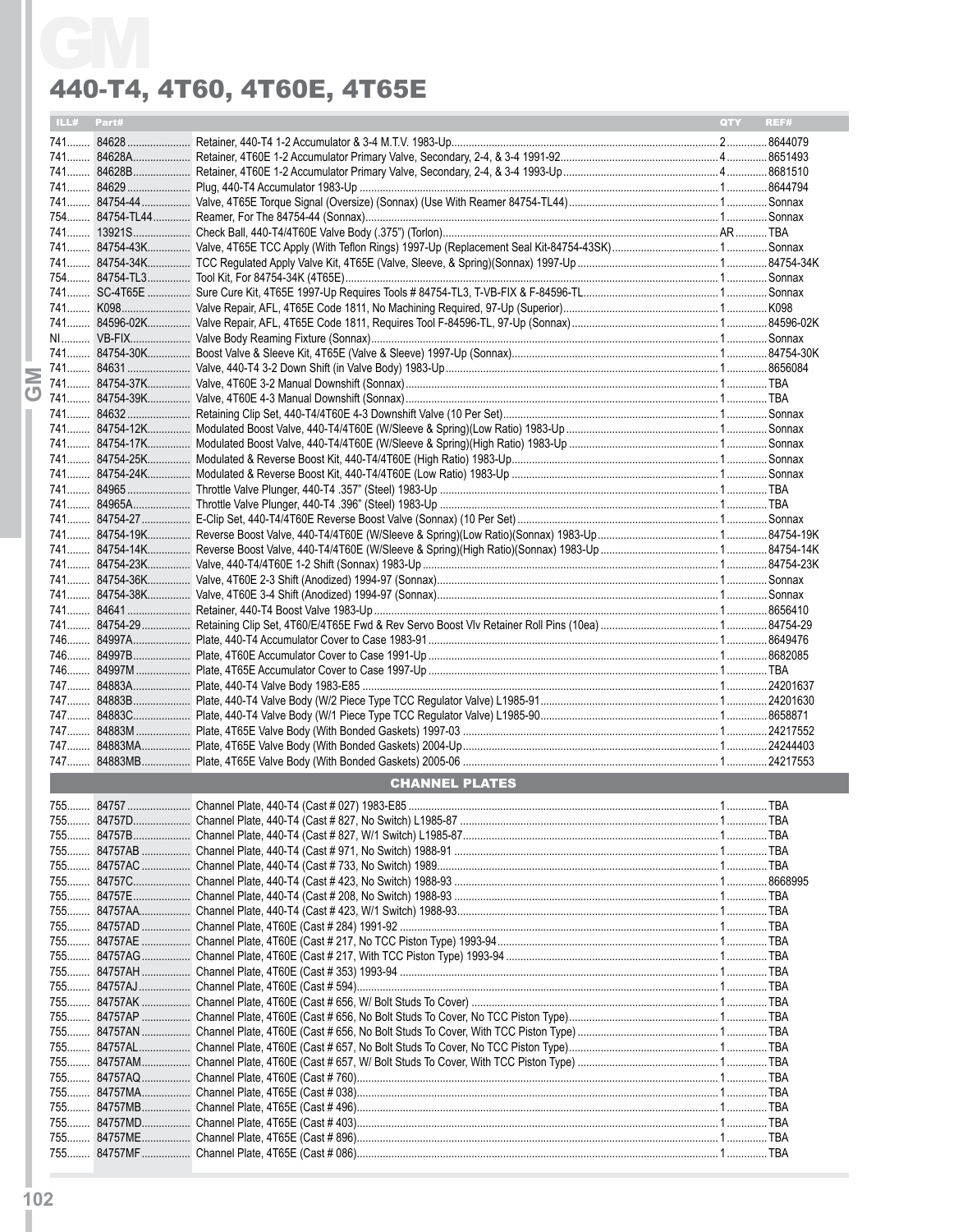# GM

## 440-T4, 4T60, 4T60E, 4T65E

| ILL# | Part# | | QTY | REF# |
|---|---|---|---|---|
| 741 | 84628 | Retainer, 440-T4 1-2 Accumulator & 3-4 M.T.V. 1983-Up | 2 | 8644079 |
| 741 | 84628A | Retainer, 4T60E 1-2 Accumulator Primary Valve, Secondary, 2-4, & 3-4 1991-92 | 4 | 8651493 |
| 741 | 84628B | Retainer, 4T60E 1-2 Accumulator Primary Valve, Secondary, 2-4, & 3-4 1993-Up | 4 | 8681510 |
| 741 | 84629 | Plug, 440-T4 Accumulator 1983-Up | 1 | 8644794 |
| 741 | 84754-44 | Valve, 4T65E Torque Signal (Oversize) (Sonnax) (Use With Reamer 84754-TL44) | 1 | Sonnax |
| 754 | 84754-TL44 | Reamer, For The 84754-44 (Sonnax) | 1 | Sonnax |
| 741 | 13921S | Check Ball, 440-T4/4T60E Valve Body (.375") (Torlon) | AR | TBA |
| 741 | 84754-43K | Valve, 4T65E TCC Apply (With Teflon Rings) 1997-Up (Replacement Seal Kit-84754-43SK) | 1 | Sonnax |
| 741 | 84754-34K | TCC Regulated Apply Valve Kit, 4T65E (Valve, Sleeve, & Spring)(Sonnax) 1997-Up | 1 | 84754-34K |
| 754 | 84754-TL3 | Tool Kit, For 84754-34K (4T65E) | 1 | Sonnax |
| 741 | SC-4T65E | Sure Cure Kit, 4T65E 1997-Up Requires Tools # 84754-TL3, T-VB-FIX & F-84596-TL | 1 | Sonnax |
| 741 | K098 | Valve Repair, AFL, 4T65E Code 1811, No Machining Required, 97-Up (Superior) | 1 | K098 |
| 741 | 84596-02K | Valve Repair, AFL, 4T65E Code 1811, Requires Tool F-84596-TL, 97-Up (Sonnax) | 1 | 84596-02K |
| NI | VB-FIX | Valve Body Reaming Fixture (Sonnax) | 1 | Sonnax |
| 741 | 84754-30K | Boost Valve & Sleeve Kit, 4T65E (Valve & Sleeve) 1997-Up (Sonnax) | 1 | 84754-30K |
| 741 | 84631 | Valve, 440-T4 3-2 Down Shift (in Valve Body) 1983-Up | 1 | 8656084 |
| 741 | 84754-37K | Valve, 4T60E 3-2 Manual Downshift (Sonnax) | 1 | TBA |
| 741 | 84754-39K | Valve, 4T60E 4-3 Manual Downshift (Sonnax) | 1 | TBA |
| 741 | 84632 | Retaining Clip Set, 440-T4/4T60E 4-3 Downshift Valve (10 Per Set) | 1 | Sonnax |
| 741 | 84754-12K | Modulated Boost Valve, 440-T4/4T60E (W/Sleeve & Spring)(Low Ratio) 1983-Up | 1 | Sonnax |
| 741 | 84754-17K | Modulated Boost Valve, 440-T4/4T60E (W/Sleeve & Spring)(High Ratio) 1983-Up | 1 | Sonnax |
| 741 | 84754-25K | Modulated & Reverse Boost Kit, 440-T4/4T60E (High Ratio) 1983-Up | 1 | Sonnax |
| 741 | 84754-24K | Modulated & Reverse Boost Kit, 440-T4/4T60E (Low Ratio) 1983-Up | 1 | Sonnax |
| 741 | 84965 | Throttle Valve Plunger, 440-T4 .357" (Steel) 1983-Up | 1 | TBA |
| 741 | 84965A | Throttle Valve Plunger, 440-T4 .396" (Steel) 1983-Up | 1 | TBA |
| 741 | 84754-27 | E-Clip Set, 440-T4/4T60E Reverse Boost Valve (Sonnax) (10 Per Set) | 1 | Sonnax |
| 741 | 84754-19K | Reverse Boost Valve, 440-T4/4T60E (W/Sleeve & Spring)(Low Ratio)(Sonnax) 1983-Up | 1 | 84754-19K |
| 741 | 84754-14K | Reverse Boost Valve, 440-T4/4T60E (W/Sleeve & Spring)(High Ratio)(Sonnax) 1983-Up | 1 | 84754-14K |
| 741 | 84754-23K | Valve, 440-T4/4T60E 1-2 Shift (Sonnax) 1983-Up | 1 | 84754-23K |
| 741 | 84754-36K | Valve, 4T60E 2-3 Shift (Anodized) 1994-97 (Sonnax) | 1 | Sonnax |
| 741 | 84754-38K | Valve, 4T60E 3-4 Shift (Anodized) 1994-97 (Sonnax) | 1 | Sonnax |
| 741 | 84641 | Retainer, 440-T4 Boost Valve 1983-Up | 1 | 8656410 |
| 741 | 84754-29 | Retaining Clip Set, 4T60/E/4T65E Fwd & Rev Servo Boost Vlv Retainer Roll Pins (10ea) | 1 | 84754-29 |
| 746 | 84997A | Plate, 440-T4 Accumulator Cover to Case 1983-91 | 1 | 8649476 |
| 746 | 84997B | Plate, 4T60E Accumulator Cover to Case 1991-Up | 1 | 8682085 |
| 746 | 84997M | Plate, 4T65E Accumulator Cover to Case 1997-Up | 1 | TBA |
| 747 | 84883A | Plate, 440-T4 Valve Body 1983-E85 | 1 | 24201637 |
| 747 | 84883B | Plate, 440-T4 Valve Body (W/2 Piece Type TCC Regulator Valve) L1985-91 | 1 | 24201630 |
| 747 | 84883C | Plate, 440-T4 Valve Body (W/1 Piece Type TCC Regulator Valve) L1985-90 | 1 | 8658871 |
| 747 | 84883M | Plate, 4T65E Valve Body (With Bonded Gaskets) 1997-03 | 1 | 24217552 |
| 747 | 84883MA | Plate, 4T65E Valve Body (With Bonded Gaskets) 2004-Up | 1 | 24244403 |
| 747 | 84883MB | Plate, 4T65E Valve Body (With Bonded Gaskets) 2005-06 | 1 | 24217553 |

### CHANNEL PLATES

| ILL# | Part# | | QTY | REF# |
|---|---|---|---|---|
| 755 | 84757 | Channel Plate, 440-T4 (Cast # 027) 1983-E85 | 1 | TBA |
| 755 | 84757D | Channel Plate, 440-T4 (Cast # 827, No Switch) L1985-87 | 1 | TBA |
| 755 | 84757B | Channel Plate, 440-T4 (Cast # 827, W/1 Switch) L1985-87 | 1 | TBA |
| 755 | 84757AB | Channel Plate, 440-T4 (Cast # 971, No Switch) 1988-91 | 1 | TBA |
| 755 | 84757AC | Channel Plate, 440-T4 (Cast # 733, No Switch) 1989 | 1 | TBA |
| 755 | 84757C | Channel Plate, 440-T4 (Cast # 423, No Switch) 1988-93 | 1 | 8668995 |
| 755 | 84757E | Channel Plate, 440-T4 (Cast # 208, No Switch) 1988-93 | 1 | TBA |
| 755 | 84757AA | Channel Plate, 440-T4 (Cast # 423, W/1 Switch) 1988-93 | 1 | TBA |
| 755 | 84757AD | Channel Plate, 4T60E (Cast # 284) 1991-92 | 1 | TBA |
| 755 | 84757AE | Channel Plate, 4T60E (Cast # 217, No TCC Piston Type) 1993-94 | 1 | TBA |
| 755 | 84757AG | Channel Plate, 4T60E (Cast # 217, With TCC Piston Type) 1993-94 | 1 | TBA |
| 755 | 84757AH | Channel Plate, 4T60E (Cast # 353) 1993-94 | 1 | TBA |
| 755 | 84757AJ | Channel Plate, 4T60E (Cast # 594) | 1 | TBA |
| 755 | 84757AK | Channel Plate, 4T60E (Cast # 656, W/ Bolt Studs To Cover) | 1 | TBA |
| 755 | 84757AP | Channel Plate, 4T60E (Cast # 656, No Bolt Studs To Cover, No TCC Piston Type) | 1 | TBA |
| 755 | 84757AN | Channel Plate, 4T60E (Cast # 656, No Bolt Studs To Cover, With TCC Piston Type) | 1 | TBA |
| 755 | 84757AL | Channel Plate, 4T60E (Cast # 657, No Bolt Studs To Cover, No TCC Piston Type) | 1 | TBA |
| 755 | 84757AM | Channel Plate, 4T60E (Cast # 657, No Bolt Studs To Cover, With TCC Piston Type) | 1 | TBA |
| 755 | 84757AQ | Channel Plate, 4T60E (Cast # 760) | 1 | TBA |
| 755 | 84757MA | Channel Plate, 4T65E (Cast # 038) | 1 | TBA |
| 755 | 84757MB | Channel Plate, 4T65E (Cast # 496) | 1 | TBA |
| 755 | 84757MD | Channel Plate, 4T65E (Cast # 403) | 1 | TBA |
| 755 | 84757ME | Channel Plate, 4T65E (Cast # 896) | 1 | TBA |
| 755 | 84757MF | Channel Plate, 4T65E (Cast # 086) | 1 | TBA |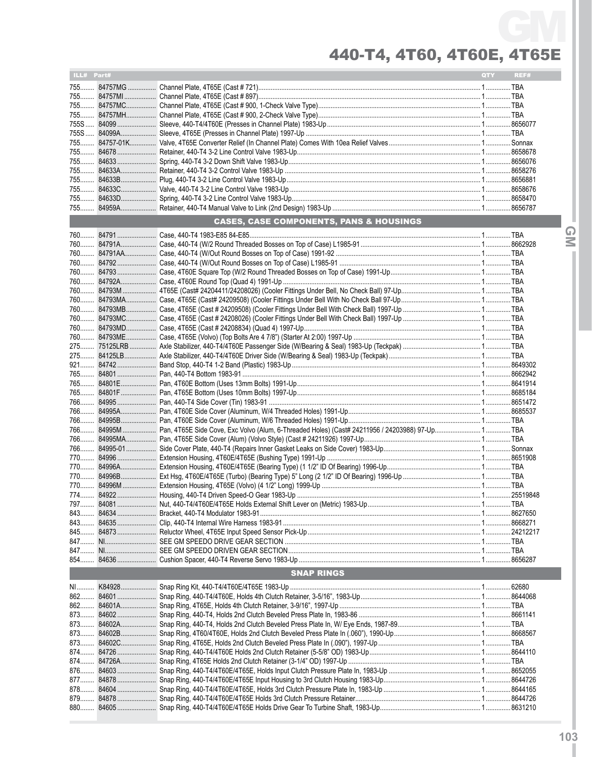# 440-T4, 4T60, 4T60E, 4T65E

| ILL# | Part# | | QTY | REF# |
|---|---|---|---|---|
| 755 | 84757MG | Channel Plate, 4T65E (Cast # 721) | 1 | TBA |
| 755 | 84757MI | Channel Plate, 4T65E (Cast # 897) | 1 | TBA |
| 755 | 84757MC | Channel Plate, 4T65E (Cast # 900, 1-Check Valve Type) | 1 | TBA |
| 755 | 84757MH | Channel Plate, 4T65E (Cast # 900, 2-Check Valve Type) | 1 | TBA |
| 755S | 84099 | Sleeve, 440-T4/4T60E (Presses in Channel Plate) 1983-Up | 1 | 8656077 |
| 755S | 84099A | Sleeve, 4T65E (Presses in Channel Plate) 1997-Up | 1 | TBA |
| 755 | 84757-01K | Valve, 4T65E Converter Relief (In Channel Plate) Comes With 10ea Relief Valves | 1 | Sonnax |
| 755 | 84678 | Retainer, 440-T4 3-2 Line Control Valve 1983-Up | 1 | 8658678 |
| 755 | 84633 | Spring, 440-T4 3-2 Down Shift Valve 1983-Up | 1 | 8656076 |
| 755 | 84633A | Retainer, 440-T4 3-2 Control Valve 1983-Up | 1 | 8658276 |
| 755 | 84633B | Plug, 440-T4 3-2 Line Control Valve 1983-Up | 1 | 8656881 |
| 755 | 84633C | Valve, 440-T4 3-2 Line Control Valve 1983-Up | 1 | 8658676 |
| 755 | 84633D | Spring, 440-T4 3-2 Line Control Valve 1983-Up | 1 | 8658470 |
| 755 | 84959A | Retainer, 440-T4 Manual Valve to Link (2nd Design) 1983-Up | 1 | 8656787 |
| | | **CASES, CASE COMPONENTS, PANS & HOUSINGS** | | |
| 760 | 84791 | Case, 440-T4 1983-E85 84-E85 | 1 | TBA |
| 760 | 84791A | Case, 440-T4 (W/2 Round Threaded Bosses on Top of Case) L1985-91 | 1 | 8662928 |
| 760 | 84791AA | Case, 440-T4 (W/Out Round Bosses on Top of Case) 1991-92 | 1 | TBA |
| 760 | 84792 | Case, 440-T4 (W/Out Round Bosses on Top of Case) L1985-91 | 1 | TBA |
| 760 | 84793 | Case, 4T60E Square Top (W/2 Round Threaded Bosses on Top of Case) 1991-Up | 1 | TBA |
| 760 | 84792A | Case, 4T60E Round Top (Quad 4) 1991-Up | 1 | TBA |
| 760 | 84793M | 4T65E (Cast# 24204411/24208026) (Cooler Fittings Under Bell, No Check Ball) 97-Up | 1 | TBA |
| 760 | 84793MA | Case, 4T65E (Cast# 24209508) (Cooler Fittings Under Bell With No Check Ball 97-Up | 1 | TBA |
| 760 | 84793MB | Case, 4T65E (Cast # 24209508) (Cooler Fittings Under Bell With Check Ball) 1997-Up | 1 | TBA |
| 760 | 84793MC | Case, 4T65E (Cast # 24208026) (Cooler Fittings Under Bell With Check Ball) 1997-Up | 1 | TBA |
| 760 | 84793MD | Case, 4T65E (Cast # 24208834) (Quad 4) 1997-Up | 1 | TBA |
| 760 | 84793ME | Case, 4T65E (Volvo) (Top Bolts Are 4 7/8") (Starter At 2:00) 1997-Up | 1 | TBA |
| 275 | 75125LRB | Axle Stabilizer, 440-T4/4T60E Passenger Side (W/Bearing & Seal) 1983-Up (Teckpak) | 1 | TBA |
| 275 | 84125LB | Axle Stabilizer, 440-T4/4T60E Driver Side (W/Bearing & Seal) 1983-Up (Teckpak) | 1 | TBA |
| 921 | 84742 | Band Stop, 440-T4 1-2 Band (Plastic) 1983-Up | 1 | 8649302 |
| 765 | 84801 | Pan, 440-T4 Bottom 1983-91 | 1 | 8662942 |
| 765 | 84801E | Pan, 4T60E Bottom (Uses 13mm Bolts) 1991-Up | 1 | 8641914 |
| 765 | 84801F | Pan, 4T65E Bottom (Uses 10mm Bolts) 1997-Up | 1 | 8685184 |
| 766 | 84995 | Pan, 440-T4 Side Cover (Tin) 1983-91 | 1 | 8651472 |
| 766 | 84995A | Pan, 4T60E Side Cover (Aluminum, W/4 Threaded Holes) 1991-Up | 1 | 8685537 |
| 766 | 84995B | Pan, 4T60E Side Cover (Aluminum, W/6 Threaded Holes) 1991-Up | 1 | TBA |
| 766 | 84995M | Pan, 4T65E Side Cove, Exc Volvo (Alum, 6-Threaded Holes) (Cast# 24211956 / 24203988) 97-Up | 1 | TBA |
| 766 | 84995MA | Pan, 4T65E Side Cover (Alum) (Volvo Style) (Cast # 24211926) 1997-Up | 1 | TBA |
| 766 | 84995-01 | Side Cover Plate, 440-T4 (Repairs Inner Gasket Leaks on Side Cover) 1983-Up | 1 | Sonnax |
| 770 | 84996 | Extension Housing, 4T60E (Bushing Type) 1991-Up | 1 | 8651908 |
| 770 | 84996A | Extension Housing, 4T60E/4T65E (Bearing Type) (1 1/2" ID Of Bearing) 1996-Up | 1 | TBA |
| 770 | 84996B | Ext Hsg, 4T60E/4T65E (Turbo) (Bearing Type) 5" Long (2 1/2" ID Of Bearing) 1996-Up | 1 | TBA |
| 770 | 84996M | Extension Housing, 4T65E (Volvo) (4 1/2" Long) 1999-Up | 1 | TBA |
| 774 | 84922 | Housing, 440-T4 Driven Speed-O Gear 1983-Up | 1 | 25519848 |
| 797 | 84081 | Nut, 440-T4/4T60E/4T65E Holds External Shift Lever on (Metric) 1983-Up | 1 | TBA |
| 843 | 84634 | Bracket, 440-T4 Modulator 1983-91 | 1 | 8627650 |
| 843 | 84635 | Clip, 440-T4 Internal Wire Harness 1983-91 | 1 | 8668271 |
| 845 | 84873 | Reluctor Wheel, 4T65E Input Speed Sensor Pick-Up | 1 | 24212217 |
| 847 | NI | SEE GM SPEEDO DRIVE GEAR SECTION | 1 | TBA |
| 847 | NI | SEE GM SPEEDO DRIVEN GEAR SECTION | 1 | TBA |
| 854 | 84636 | Cushion Spacer, 440-T4 Reverse Servo 1983-Up | 1 | 8656287 |
| | | **SNAP RINGS** | | |
| NI | K84928 | Snap Ring Kit, 440-T4/4T60E/4T65E 1983-Up | 1 | 62680 |
| 862 | 84601 | Snap Ring, 440-T4/4T60E, Holds 4th Clutch Retainer, 3-5/16", 1983-Up | 1 | 8644068 |
| 862 | 84601A | Snap Ring, 4T65E, Holds 4th Clutch Retainer, 3-9/16", 1997-Up | 1 | TBA |
| 873 | 84602 | Snap Ring, 440-T4, Holds 2nd Clutch Beveled Press Plate In, 1983-86 | 1 | 8661141 |
| 873 | 84602A | Snap Ring, 440-T4, Holds 2nd Clutch Beveled Press Plate In, W/ Eye Ends, 1987-89 | 1 | TBA |
| 873 | 84602B | Snap Ring, 4T60/4T60E, Holds 2nd Clutch Beveled Press Plate In (.060"), 1990-Up | 1 | 8668567 |
| 873 | 84602C | Snap Ring, 4T65E, Holds 2nd Clutch Beveled Press Plate In (.090"), 1997-Up | 1 | TBA |
| 874 | 84726 | Snap Ring, 440-T4/4T60E Holds 2nd Clutch Retainer (5-5/8" OD) 1983-Up | 1 | 8644110 |
| 874 | 84726A | Snap Ring, 4T65E Holds 2nd Clutch Retainer (3-1/4" OD) 1997-Up | 1 | TBA |
| 876 | 84603 | Snap Ring, 440-T4/4T60E/4T65E, Holds Input Clutch Pressure Plate In, 1983-Up | 1 | 8652055 |
| 877 | 84878 | Snap Ring, 440-T4/4T60E/4T65E Input Housing to 3rd Clutch Housing 1983-Up | 1 | 8644726 |
| 878 | 84604 | Snap Ring, 440-T4/4T60E/4T65E, Holds 3rd Clutch Pressure Plate In, 1983-Up | 1 | 8644165 |
| 879 | 84878 | Snap Ring, 440-T4/4T60E/4T65E Holds 3rd Clutch Pressure Retainer | 1 | 8644726 |
| 880 | 84605 | Snap Ring, 440-T4/4T60E/4T65E Holds Drive Gear To Turbine Shaft, 1983-Up | 1 | 8631210 |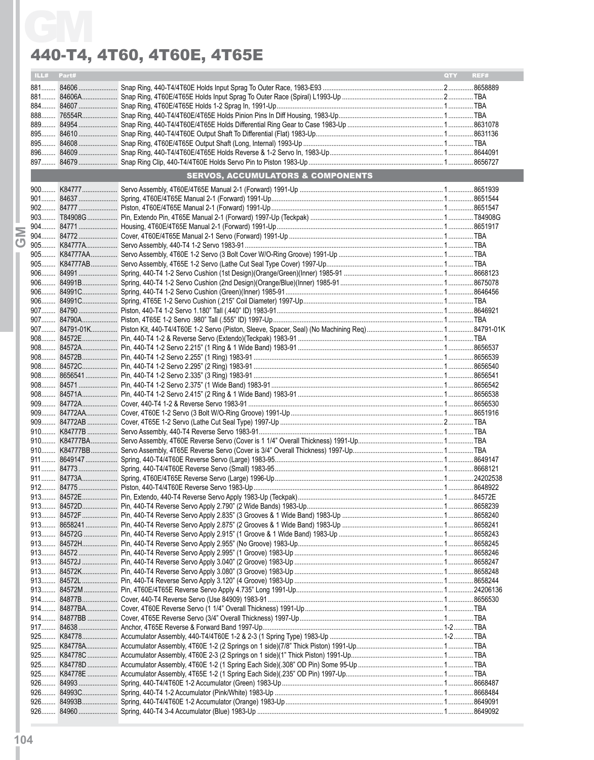# GM

## 440-T4, 4T60, 4T60E, 4T65E

| ILL# | Part# | | QTY | REF# |
|---|---|---|---|---|
| 881 | 84606 | Snap Ring, 440-T4/4T60E Holds Input Sprag To Outer Race, 1983-E93 | 2 | 8658889 |
| 881 | 84606A | Snap Ring, 4T60E/4T65E Holds Input Sprag To Outer Race (Spiral) L1993-Up | 2 | TBA |
| 884 | 84607 | Snap Ring, 4T60E/4T65E Holds 1-2 Sprag In, 1991-Up | 1 | TBA |
| 888 | 76554R | Snap Ring, 440-T4/4T60E/4T65E Holds Pinion Pins In Diff Housing, 1983-Up | 1 | TBA |
| 889 | 84954 | Snap Ring, 440-T4/4T60E/4T65E Holds Differential Ring Gear to Case 1983-Up | 1 | 8631078 |
| 895 | 84610 | Snap Ring, 440-T4/4T60E Output Shaft To Differential (Flat) 1983-Up | 1 | 8631136 |
| 895 | 84608 | Snap Ring, 4T60E/4T65E Output Shaft (Long, Internal) 1993-Up | 1 | TBA |
| 896 | 84609 | Snap Ring, 440-T4/4T60E/4T65E Holds Reverse & 1-2 Servo In, 1983-Up | 1 | 8644091 |
| 897 | 84679 | Snap Ring Clip, 440-T4/4T60E Holds Servo Pin to Piston 1983-Up | 1 | 8656727 |

### SERVOS, ACCUMULATORS & COMPONENTS

| ILL# | Part# | | QTY | REF# |
|---|---|---|---|---|
| 900 | K84777 | Servo Assembly, 4T60E/4T65E Manual 2-1 (Forward) 1991-Up | 1 | 8651939 |
| 901 | 84637 | Spring, 4T60E/4T65E Manual 2-1 (Forward) 1991-Up | 1 | 8651544 |
| 902 | 84777 | Piston, 4T60E/4T65E Manual 2-1 (Forward) 1991-Up | 1 | 8651547 |
| 903 | T84908G | Pin, Extendo Pin, 4T65E Manual 2-1 (Forward) 1997-Up (Teckpak) | 1 | T84908G |
| 904 | 84771 | Housing, 4T60E/4T65E Manual 2-1 (Forward) 1991-Up | 1 | 8651917 |
| 904 | 84772 | Cover, 4T60E/4T65E Manual 2-1 Servo (Forward) 1991-Up | 1 | TBA |
| 905 | K84777A | Servo Assembly, 440-T4 1-2 Servo 1983-91 | 1 | TBA |
| 905 | K84777AA | Servo Assembly, 4T60E 1-2 Servo (3 Bolt Cover W/O-Ring Groove) 1991-Up | 1 | TBA |
| 905 | K84777AB | Servo Assembly, 4T65E 1-2 Servo (Lathe Cut Seal Type Cover) 1997-Up | 1 | TBA |
| 906 | 84991 | Spring, 440-T4 1-2 Servo Cushion (1st Design)(Orange/Green)(Inner) 1985-91 | 1 | 8668123 |
| 906 | 84991B | Spring, 440-T4 1-2 Servo Cushion (2nd Design)(Orange/Blue)(Inner) 1985-91 | 1 | 8675078 |
| 906 | 84991C | Spring, 440-T4 1-2 Servo Cushion (Green)(Inner) 1985-91 | 1 | 8646456 |
| 906 | 84991C | Spring, 4T65E 1-2 Servo Cushion (.215" Coil Diameter) 1997-Up | 1 | TBA |
| 907 | 84790 | Piston, 440-T4 1-2 Servo 1.180" Tall (.440" ID) 1983-91 | 1 | 8646921 |
| 907 | 84790A | Piston, 4T65E 1-2 Servo .980" Tall (.555" ID) 1997-Up | 1 | TBA |
| 907 | 84791-01K | Piston Kit, 440-T4/4T60E 1-2 Servo (Piston, Sleeve, Spacer, Seal) (No Machining Req) | 1 | 84791-01K |
| 908 | 84572E | Pin, 440-T4 1-2 & Reverse Servo (Extendo)(Teckpak) 1983-91 | 1 | TBA |
| 908 | 84572A | Pin, 440-T4 1-2 Servo 2.215" (1 Ring & 1 Wide Band) 1983-91 | 1 | 8656537 |
| 908 | 84572B | Pin, 440-T4 1-2 Servo 2.255" (1 Ring) 1983-91 | 1 | 8656539 |
| 908 | 84572C | Pin, 440-T4 1-2 Servo 2.295" (2 Ring) 1983-91 | 1 | 8656540 |
| 908 | 8656541 | Pin, 440-T4 1-2 Servo 2.335" (3 Ring) 1983-91 | 1 | 8656541 |
| 908 | 84571 | Pin, 440-T4 1-2 Servo 2.375" (1 Wide Band) 1983-91 | 1 | 8656542 |
| 908 | 84571A | Pin, 440-T4 1-2 Servo 2.415" (2 Ring & 1 Wide Band) 1983-91 | 1 | 8656538 |
| 909 | 84772A | Cover, 440-T4 1-2 & Reverse Servo 1983-91 | 1 | 8656530 |
| 909 | 84772AA | Cover, 4T60E 1-2 Servo (3 Bolt W/O-Ring Groove) 1991-Up | 1 | 8651916 |
| 909 | 84772AB | Cover, 4T65E 1-2 Servo (Lathe Cut Seal Type) 1997-Up | 2 | TBA |
| 910 | K84777B | Servo Assembly, 440-T4 Reverse Servo 1983-91 | 1 | TBA |
| 910 | K84777BA | Servo Assembly, 4T60E Reverse Servo (Cover is 1 1/4" Overall Thickness) 1991-Up | 1 | TBA |
| 910 | K84777BB | Servo Assembly, 4T65E Reverse Servo (Cover is 3/4" Overall Thickness) 1997-Up | 1 | TBA |
| 911 | 8649147 | Spring, 440-T4/4T60E Reverse Servo (Large) 1983-95 | 1 | 8649147 |
| 911 | 84773 | Spring, 440-T4/4T60E Reverse Servo (Small) 1983-95 | 1 | 8668121 |
| 911 | 84773A | Spring, 4T60E/4T65E Reverse Servo (Large) 1996-Up | 1 | 24202538 |
| 912 | 84775 | Piston, 440-T4/4T60E Reverse Servo 1983-Up | 1 | 8648922 |
| 913 | 84572E | Pin, Extendo, 440-T4 Reverse Servo Apply 1983-Up (Teckpak) | 1 | 84572E |
| 913 | 84572D | Pin, 440-T4 Reverse Servo Apply 2.790" (2 Wide Bands) 1983-Up | 1 | 8658239 |
| 913 | 84572F | Pin, 440-T4 Reverse Servo Apply 2.835" (3 Grooves & 1 Wide Band) 1983-Up | 1 | 8658240 |
| 913 | 8658241 | Pin, 440-T4 Reverse Servo Apply 2.875" (2 Grooves & 1 Wide Band) 1983-Up | 1 | 8658241 |
| 913 | 84572G | Pin, 440-T4 Reverse Servo Apply 2.915" (1 Groove & 1 Wide Band) 1983-Up | 1 | 8658243 |
| 913 | 84572H | Pin, 440-T4 Reverse Servo Apply 2.955" (No Groove) 1983-Up | 1 | 8658245 |
| 913 | 84572 | Pin, 440-T4 Reverse Servo Apply 2.995" (1 Groove) 1983-Up | 1 | 8658246 |
| 913 | 84572J | Pin, 440-T4 Reverse Servo Apply 3.040" (2 Groove) 1983-Up | 1 | 8658247 |
| 913 | 84572K | Pin, 440-T4 Reverse Servo Apply 3.080" (3 Groove) 1983-Up | 1 | 8658248 |
| 913 | 84572L | Pin, 440-T4 Reverse Servo Apply 3.120" (4 Groove) 1983-Up | 1 | 8658244 |
| 913 | 84572M | Pin, 4T60E/4T65E Reverse Servo Apply 4.735" Long 1991-Up | 1 | 24206136 |
| 914 | 84877B | Cover, 440-T4 Reverse Servo (Use 84909) 1983-91 | 1 | 8656530 |
| 914 | 84877BA | Cover, 4T60E Reverse Servo (1 1/4" Overall Thickness) 1991-Up | 1 | TBA |
| 914 | 84877BB | Cover, 4T65E Reverse Servo (3/4" Overall Thickness) 1997-Up | 1 | TBA |
| 917 | 84638 | Anchor, 4T65E Reverse & Forward Band 1997-Up | 1-2 | TBA |
| 925 | K84778 | Accumulator Assembly, 440-T4/4T60E 1-2 & 2-3 (1 Spring Type) 1983-Up | 1-2 | TBA |
| 925 | K84778A | Accumulator Assembly, 4T60E 1-2 (2 Springs on 1 side)(7/8" Thick Piston) 1991-Up | 1 | TBA |
| 925 | K84778C | Accumulator Assembly, 4T60E 2-3 (2 Springs on 1 side)(1" Thick Piston) 1991-Up | 1 | TBA |
| 925 | K84778D | Accumulator Assembly, 4T60E 1-2 (1 Spring Each Side)(.308" OD Pin) Some 95-Up | 1 | TBA |
| 925 | K84778E | Accumulator Assembly, 4T65E 1-2 (1 Spring Each Side)(.235" OD Pin) 1997-Up | 1 | TBA |
| 926 | 84993 | Spring, 440-T4/4T60E 1-2 Accumulator (Green) 1983-Up | 1 | 8668487 |
| 926 | 84993C | Spring, 440-T4 1-2 Accumulator (Pink/White) 1983-Up | 1 | 8668484 |
| 926 | 84993B | Spring, 440-T4/4T60E 1-2 Accumulator (Orange) 1983-Up | 1 | 8649091 |
| 926 | 84960 | Spring, 440-T4 3-4 Accumulator (Blue) 1983-Up | 1 | 8649092 |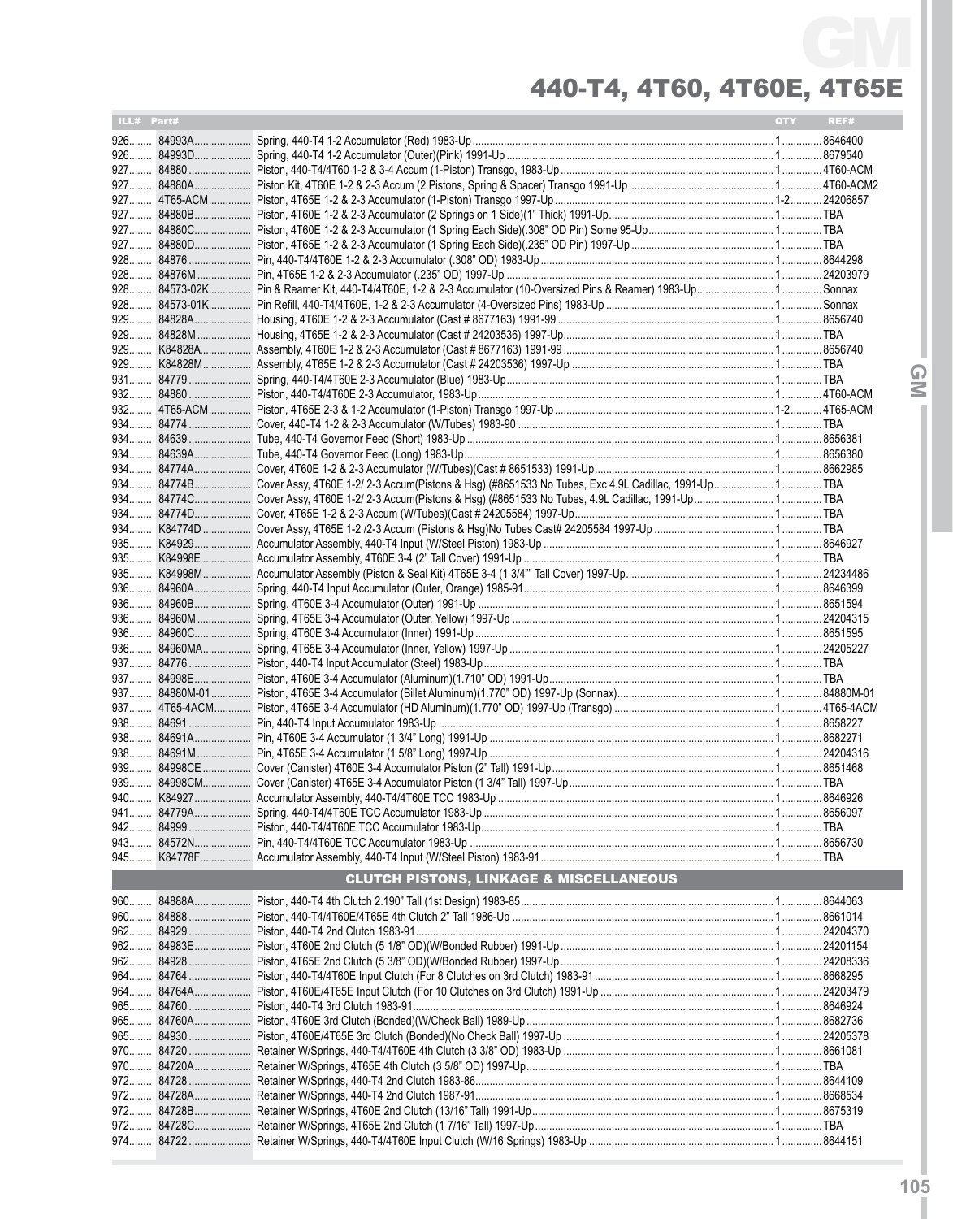# 440-T4, 4T60, 4T60E, 4T65E

| ILL# | Part# | | QTY | REF# |
|---|---|---|---|---|
| 926 | 84993A | Spring, 440-T4 1-2 Accumulator (Red) 1983-Up | 1 | 8646400 |
| 926 | 84993D | Spring, 440-T4 1-2 Accumulator (Outer)(Pink) 1991-Up | 1 | 8679540 |
| 927 | 84880 | Piston, 440-T4/4T60 1-2 & 3-4 Accum (1-Piston) Transgo, 1983-Up | 1 | 4T60-ACM |
| 927 | 84880A | Piston Kit, 4T60E 1-2 & 2-3 Accum (2 Pistons, Spring & Spacer) Transgo 1991-Up | 1 | 4T60-ACM2 |
| 927 | 4T65-ACM | Piston, 4T65E 1-2 & 2-3 Accumulator (1-Piston) Transgo 1997-Up | 1-2 | 24206857 |
| 927 | 84880B | Piston, 4T60E 1-2 & 2-3 Accumulator (2 Springs on 1 Side)(1" Thick) 1991-Up | 1 | TBA |
| 927 | 84880C | Piston, 4T60E 1-2 & 2-3 Accumulator (1 Spring Each Side)(.308" OD Pin) Some 95-Up | 1 | TBA |
| 927 | 84880D | Piston, 4T65E 1-2 & 2-3 Accumulator (1 Spring Each Side)(.235" OD Pin) 1997-Up | 1 | TBA |
| 928 | 84876 | Pin, 440-T4/4T60E 1-2 & 2-3 Accumulator (.308" OD) 1983-Up | 1 | 8644298 |
| 928 | 84876M | Pin, 4T65E 1-2 & 2-3 Accumulator (.235" OD) 1997-Up | 1 | 24203979 |
| 928 | 84573-02K | Pin & Reamer Kit, 440-T4/4T60E, 1-2 & 2-3 Accumulator (10-Oversized Pins & Reamer) 1983-Up | 1 | Sonnax |
| 928 | 84573-01K | Pin Refill, 440-T4/4T60E, 1-2 & 2-3 Accumulator (4-Oversized Pins) 1983-Up | 1 | Sonnax |
| 929 | 84828A | Housing, 4T60E 1-2 & 2-3 Accumulator (Cast # 8677163) 1991-99 | 1 | 8656740 |
| 929 | 84828M | Housing, 4T65E 1-2 & 2-3 Accumulator (Cast # 24203536) 1997-Up | 1 | TBA |
| 929 | K84828A | Assembly, 4T60E 1-2 & 2-3 Accumulator (Cast # 8677163) 1991-99 | 1 | 8656740 |
| 929 | K84828M | Assembly, 4T65E 1-2 & 2-3 Accumulator (Cast # 24203536) 1997-Up | 1 | TBA |
| 931 | 84779 | Spring, 440-T4/4T60E 2-3 Accumulator (Blue) 1983-Up | 1 | TBA |
| 932 | 84880 | Piston, 440-T4/4T60E 2-3 Accumulator, 1983-Up | 1 | 4T60-ACM |
| 932 | 4T65-ACM | Piston, 4T65E 2-3 & 1-2 Accumulator (1-Piston) Transgo 1997-Up | 1-2 | 4T65-ACM |
| 934 | 84774 | Cover, 440-T4 1-2 & 2-3 Accumulator (W/Tubes) 1983-90 | 1 | TBA |
| 934 | 84639 | Tube, 440-T4 Governor Feed (Short) 1983-Up | 1 | 8656381 |
| 934 | 84639A | Tube, 440-T4 Governor Feed (Long) 1983-Up | 1 | 8656380 |
| 934 | 84774A | Cover, 4T60E 1-2 & 2-3 Accumulator (W/Tubes)(Cast # 8651533) 1991-Up | 1 | 8662985 |
| 934 | 84774B | Cover Assy, 4T60E 1-2/ 2-3 Accum(Pistons & Hsg) (#8651533 No Tubes, Exc 4.9L Cadillac, 1991-Up | 1 | TBA |
| 934 | 84774C | Cover Assy, 4T60E 1-2/ 2-3 Accum(Pistons & Hsg) (#8651533 No Tubes, 4.9L Cadillac, 1991-Up | 1 | TBA |
| 934 | 84774D | Cover, 4T65E 1-2 & 2-3 Accum (W/Tubes)(Cast # 24205584) 1997-Up | 1 | TBA |
| 934 | K84774D | Cover Assy, 4T65E 1-2 /2-3 Accum (Pistons & Hsg)No Tubes Cast# 24205584 1997-Up | 1 | TBA |
| 935 | K84929 | Accumulator Assembly, 440-T4 Input (W/Steel Piston) 1983-Up | 1 | 8646927 |
| 935 | K84998E | Accumulator Assembly, 4T60E 3-4 (2" Tall Cover) 1991-Up | 1 | TBA |
| 935 | K84998M | Accumulator Assembly (Piston & Seal Kit) 4T65E 3-4 (1 3/4"" Tall Cover) 1997-Up | 1 | 24234486 |
| 936 | 84960A | Spring, 440-T4 Input Accumulator (Outer, Orange) 1985-91 | 1 | 8646399 |
| 936 | 84960B | Spring, 4T60E 3-4 Accumulator (Outer) 1991-Up | 1 | 8651594 |
| 936 | 84960M | Spring, 4T65E 3-4 Accumulator (Outer, Yellow) 1997-Up | 1 | 24204315 |
| 936 | 84960C | Spring, 4T60E 3-4 Accumulator (Inner) 1991-Up | 1 | 8651595 |
| 936 | 84960MA | Spring, 4T65E 3-4 Accumulator (Inner, Yellow) 1997-Up | 1 | 24205227 |
| 937 | 84776 | Piston, 440-T4 Input Accumulator (Steel) 1983-Up | 1 | TBA |
| 937 | 84998E | Piston, 4T60E 3-4 Accumulator (Aluminum)(1.710" OD) 1991-Up | 1 | TBA |
| 937 | 84880M-01 | Piston, 4T65E 3-4 Accumulator (Billet Aluminum)(1.770" OD) 1997-Up (Sonnax) | 1 | 84880M-01 |
| 937 | 4T65-4ACM | Piston, 4T65E 3-4 Accumulator (HD Aluminum)(1.770" OD) 1997-Up (Transgo) | 1 | 4T65-4ACM |
| 938 | 84691 | Pin, 440-T4 Input Accumulator 1983-Up | 1 | 8658227 |
| 938 | 84691A | Pin, 4T60E 3-4 Accumulator (1 3/4" Long) 1991-Up | 1 | 8682271 |
| 938 | 84691M | Pin, 4T65E 3-4 Accumulator (1 5/8" Long) 1997-Up | 1 | 24204316 |
| 939 | 84998CE | Cover (Canister) 4T60E 3-4 Accumulator Piston (2" Tall) 1991-Up | 1 | 8651468 |
| 939 | 84998CM | Cover (Canister) 4T65E 3-4 Accumulator Piston (1 3/4" Tall) 1997-Up | 1 | TBA |
| 940 | K84927 | Accumulator Assembly, 440-T4/4T60E TCC 1983-Up | 1 | 8646926 |
| 941 | 84779A | Spring, 440-T4/4T60E TCC Accumulator 1983-Up | 1 | 8656097 |
| 942 | 84999 | Piston, 440-T4/4T60E TCC Accumulator 1983-Up | 1 | TBA |
| 943 | 84572N | Pin, 440-T4/4T60E TCC Accumulator 1983-Up | 1 | 8656730 |
| 945 | K84778F | Accumulator Assembly, 440-T4 Input (W/Steel Piston) 1983-91 | 1 | TBA |

## CLUTCH PISTONS, LINKAGE & MISCELLANEOUS

| ILL# | Part# | | QTY | REF# |
|---|---|---|---|---|
| 960 | 84888A | Piston, 440-T4 4th Clutch 2.190" Tall (1st Design) 1983-85 | 1 | 8644063 |
| 960 | 84888 | Piston, 440-T4/4T60E/4T65E 4th Clutch 2" Tall 1986-Up | 1 | 8661014 |
| 962 | 84929 | Piston, 440-T4 2nd Clutch 1983-91 | 1 | 24204370 |
| 962 | 84983E | Piston, 4T60E 2nd Clutch (5 1/8" OD)(W/Bonded Rubber) 1991-Up | 1 | 24201154 |
| 962 | 84928 | Piston, 4T65E 2nd Clutch (5 3/8" OD)(W/Bonded Rubber) 1997-Up | 1 | 24208336 |
| 964 | 84764 | Piston, 440-T4/4T60E Input Clutch (For 8 Clutches on 3rd Clutch) 1983-91 | 1 | 8668295 |
| 964 | 84764A | Piston, 4T60E/4T65E Input Clutch (For 10 Clutches on 3rd Clutch) 1991-Up | 1 | 24203479 |
| 965 | 84760 | Piston, 440-T4 3rd Clutch 1983-91 | 1 | 8646924 |
| 965 | 84760A | Piston, 4T60E 3rd Clutch (Bonded)(W/Check Ball) 1989-Up | 1 | 8682736 |
| 965 | 84930 | Piston, 4T60E/4T65E 3rd Clutch (Bonded)(No Check Ball) 1997-Up | 1 | 24205378 |
| 970 | 84720 | Retainer W/Springs, 440-T4/4T60E 4th Clutch (3 3/8" OD) 1983-Up | 1 | 8661081 |
| 970 | 84720A | Retainer W/Springs, 4T65E 4th Clutch (3 5/8" OD) 1997-Up | 1 | TBA |
| 972 | 84728 | Retainer W/Springs, 440-T4 2nd Clutch 1983-86 | 1 | 8644109 |
| 972 | 84728A | Retainer W/Springs, 440-T4 2nd Clutch 1987-91 | 1 | 8668534 |
| 972 | 84728B | Retainer W/Springs, 4T60E 2nd Clutch (13/16" Tall) 1991-Up | 1 | 8675319 |
| 972 | 84728C | Retainer W/Springs, 4T65E 2nd Clutch (1 7/16" Tall) 1997-Up | 1 | TBA |
| 974 | 84722 | Retainer W/Springs, 440-T4/4T60E Input Clutch (W/16 Springs) 1983-Up | 1 | 8644151 |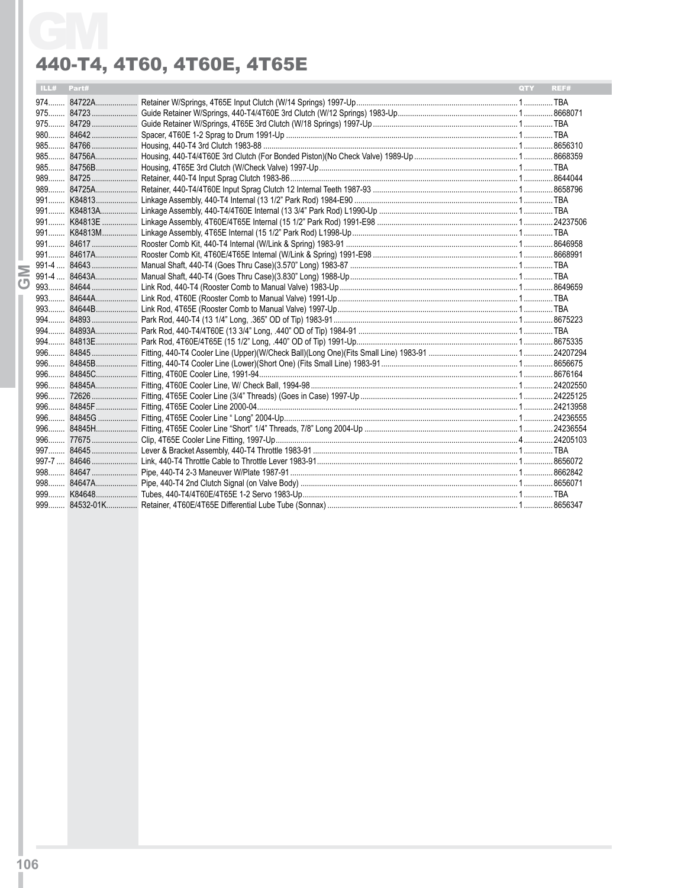# GM

## 440-T4, 4T60, 4T60E, 4T65E

| ILL# | Part# | | QTY | REF# |
|---|---|---|---|---|
| 974 | 84722A | Retainer W/Springs, 4T65E Input Clutch (W/14 Springs) 1997-Up | 1 | TBA |
| 975 | 84723 | Guide Retainer W/Springs, 440-T4/4T60E 3rd Clutch (W/12 Springs) 1983-Up | 1 | 8668071 |
| 975 | 84729 | Guide Retainer W/Springs, 4T65E 3rd Clutch (W/18 Springs) 1997-Up | 1 | TBA |
| 980 | 84642 | Spacer, 4T60E 1-2 Sprag to Drum 1991-Up | 1 | TBA |
| 985 | 84766 | Housing, 440-T4 3rd Clutch 1983-88 | 1 | 8656310 |
| 985 | 84756A | Housing, 440-T4/4T60E 3rd Clutch (For Bonded Piston)(No Check Valve) 1989-Up | 1 | 8668359 |
| 985 | 84756B | Housing, 4T65E 3rd Clutch (W/Check Valve) 1997-Up | 1 | TBA |
| 989 | 84725 | Retainer, 440-T4 Input Sprag Clutch 1983-86 | 1 | 8644044 |
| 989 | 84725A | Retainer, 440-T4/4T60E Input Sprag Clutch 12 Internal Teeth 1987-93 | 1 | 8658796 |
| 991 | K84813 | Linkage Assembly, 440-T4 Internal (13 1/2" Park Rod) 1984-E90 | 1 | TBA |
| 991 | K84813A | Linkage Assembly, 440-T4/4T60E Internal (13 3/4" Park Rod) L1990-Up | 1 | TBA |
| 991 | K84813E | Linkage Assembly, 4T60E/4T65E Internal (15 1/2" Park Rod) 1991-E98 | 1 | 24237506 |
| 991 | K84813M | Linkage Assembly, 4T65E Internal (15 1/2" Park Rod) L1998-Up | 1 | TBA |
| 991 | 84617 | Rooster Comb Kit, 440-T4 Internal (W/Link & Spring) 1983-91 | 1 | 8646958 |
| 991 | 84617A | Rooster Comb Kit, 4T60E/4T65E Internal (W/Link & Spring) 1991-E98 | 1 | 8668991 |
| 991-4 | 84643 | Manual Shaft, 440-T4 (Goes Thru Case)(3.570" Long) 1983-87 | 1 | TBA |
| 991-4 | 84643A | Manual Shaft, 440-T4 (Goes Thru Case)(3.830" Long) 1988-Up | 1 | TBA |
| 993 | 84644 | Link Rod, 440-T4 (Rooster Comb to Manual Valve) 1983-Up | 1 | 8649659 |
| 993 | 84644A | Link Rod, 4T60E (Rooster Comb to Manual Valve) 1991-Up | 1 | TBA |
| 993 | 84644B | Link Rod, 4T65E (Rooster Comb to Manual Valve) 1997-Up | 1 | TBA |
| 994 | 84893 | Park Rod, 440-T4 (13 1/4" Long, .365" OD of Tip) 1983-91 | 1 | 8675223 |
| 994 | 84893A | Park Rod, 440-T4/4T60E (13 3/4" Long, .440" OD of Tip) 1984-91 | 1 | TBA |
| 994 | 84813E | Park Rod, 4T60E/4T65E (15 1/2" Long, .440" OD of Tip) 1991-Up | 1 | 8675335 |
| 996 | 84845 | Fitting, 440-T4 Cooler Line (Upper)(W/Check Ball)(Long One)(Fits Small Line) 1983-91 | 1 | 24207294 |
| 996 | 84845B | Fitting, 440-T4 Cooler Line (Lower)(Short One) (Fits Small Line) 1983-91 | 1 | 8656675 |
| 996 | 84845C | Fitting, 4T60E Cooler Line, 1991-94 | 1 | 8676164 |
| 996 | 84845A | Fitting, 4T60E Cooler Line, W/ Check Ball, 1994-98 | 1 | 24202550 |
| 996 | 72626 | Fitting, 4T65E Cooler Line (3/4" Threads) (Goes in Case) 1997-Up | 1 | 24225125 |
| 996 | 84845F | Fitting, 4T65E Cooler Line 2000-04 | 1 | 24213958 |
| 996 | 84845G | Fitting, 4T65E Cooler Line " Long" 2004-Up | 1 | 24236555 |
| 996 | 84845H | Fitting, 4T65E Cooler Line "Short" 1/4" Threads, 7/8" Long 2004-Up | 1 | 24236554 |
| 996 | 77675 | Clip, 4T65E Cooler Line Fitting, 1997-Up | 4 | 24205103 |
| 997 | 84645 | Lever & Bracket Assembly, 440-T4 Throttle 1983-91 | 1 | TBA |
| 997-7 | 84646 | Link, 440-T4 Throttle Cable to Throttle Lever 1983-91 | 1 | 8656072 |
| 998 | 84647 | Pipe, 440-T4 2-3 Maneuver W/Plate 1987-91 | 1 | 8662842 |
| 998 | 84647A | Pipe, 440-T4 2nd Clutch Signal (on Valve Body) | 1 | 8656071 |
| 999 | K84648 | Tubes, 440-T4/4T60E/4T65E 1-2 Servo 1983-Up | 1 | TBA |
| 999 | 84532-01K | Retainer, 4T60E/4T65E Differential Lube Tube (Sonnax) | 1 | 8656347 |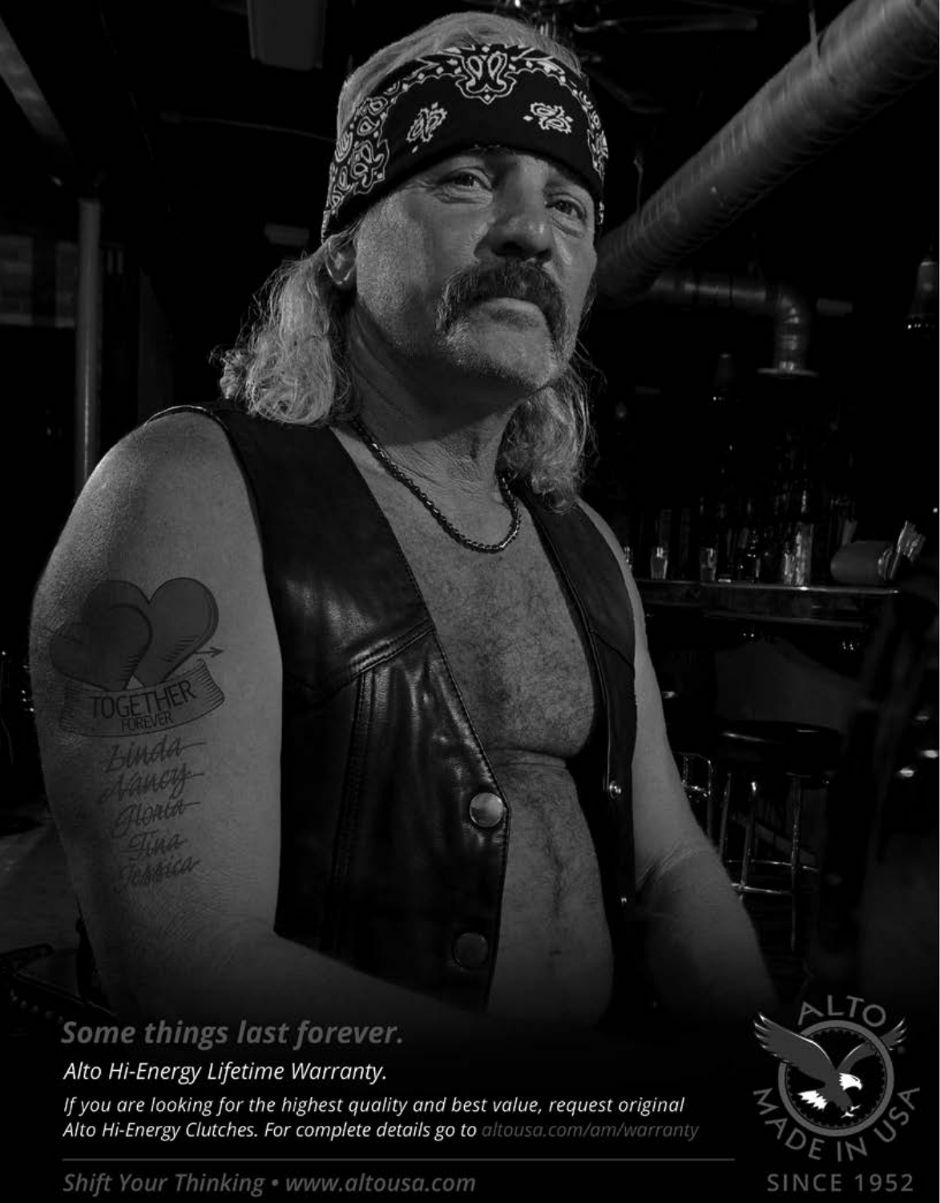*Some things last forever.*

*Alto Hi-Energy Lifetime Warranty.*

*If you are looking for the highest quality and best value, request original Alto Hi-Energy Clutches. For complete details go to altousa.com/am/warranty*

*Shift Your Thinking • www.altousa.com*

ALTO MADE IN USA

SINCE 1952